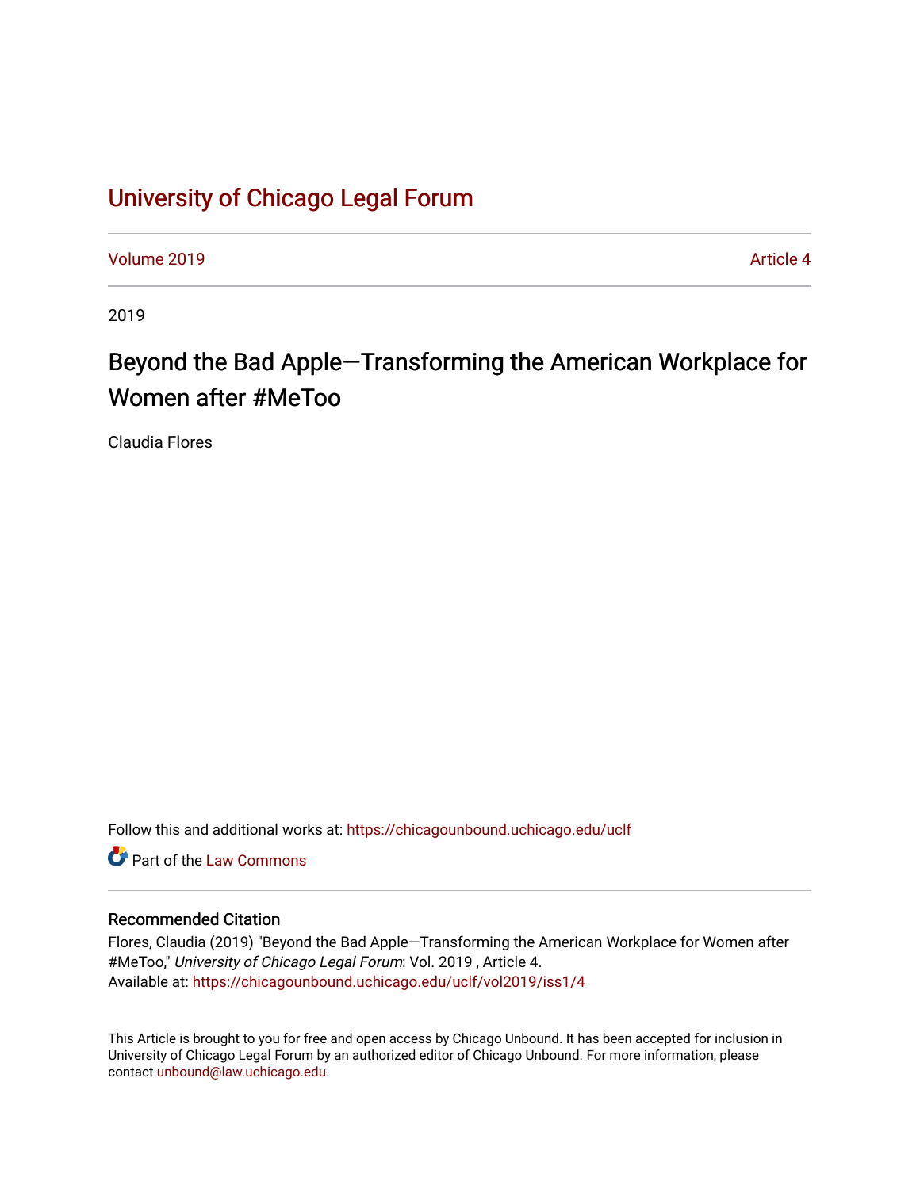# University of Chicago Legal Forum

Volume 2019 | Article 4

2019

## Beyond the Bad Apple—Transforming the American Workplace for Women after #MeToo

Claudia Flores

Follow this and additional works at: https://chicagounbound.uchicago.edu/uclf

Part of the Law Commons

### Recommended Citation

Flores, Claudia (2019) "Beyond the Bad Apple—Transforming the American Workplace for Women after #MeToo," *University of Chicago Legal Forum*: Vol. 2019 , Article 4.
Available at: https://chicagounbound.uchicago.edu/uclf/vol2019/iss1/4

This Article is brought to you for free and open access by Chicago Unbound. It has been accepted for inclusion in University of Chicago Legal Forum by an authorized editor of Chicago Unbound. For more information, please contact unbound@law.uchicago.edu.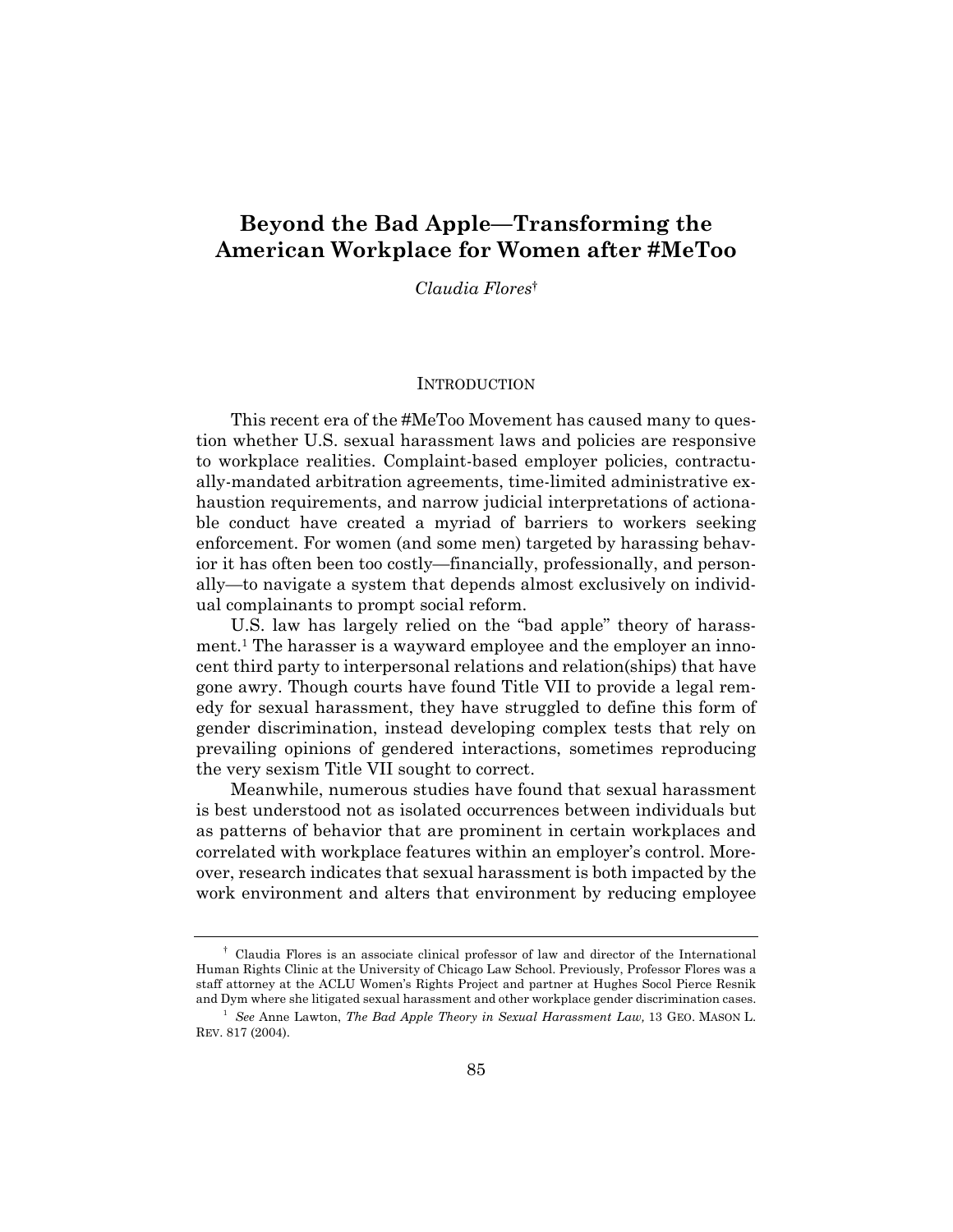# Beyond the Bad Apple—Transforming the American Workplace for Women after #MeToo

*Claudia Flores*[†]

## INTRODUCTION

This recent era of the #MeToo Movement has caused many to question whether U.S. sexual harassment laws and policies are responsive to workplace realities. Complaint-based employer policies, contractually-mandated arbitration agreements, time-limited administrative exhaustion requirements, and narrow judicial interpretations of actionable conduct have created a myriad of barriers to workers seeking enforcement. For women (and some men) targeted by harassing behavior it has often been too costly—financially, professionally, and personally—to navigate a system that depends almost exclusively on individual complainants to prompt social reform.

U.S. law has largely relied on the "bad apple" theory of harassment.[1] The harasser is a wayward employee and the employer an innocent third party to interpersonal relations and relation(ships) that have gone awry. Though courts have found Title VII to provide a legal remedy for sexual harassment, they have struggled to define this form of gender discrimination, instead developing complex tests that rely on prevailing opinions of gendered interactions, sometimes reproducing the very sexism Title VII sought to correct.

Meanwhile, numerous studies have found that sexual harassment is best understood not as isolated occurrences between individuals but as patterns of behavior that are prominent in certain workplaces and correlated with workplace features within an employer's control. Moreover, research indicates that sexual harassment is both impacted by the work environment and alters that environment by reducing employee

---

† Claudia Flores is an associate clinical professor of law and director of the International Human Rights Clinic at the University of Chicago Law School. Previously, Professor Flores was a staff attorney at the ACLU Women's Rights Project and partner at Hughes Socol Pierce Resnik and Dym where she litigated sexual harassment and other workplace gender discrimination cases.

[1] *See* Anne Lawton, *The Bad Apple Theory in Sexual Harassment Law,* 13 GEO. MASON L. REV. 817 (2004).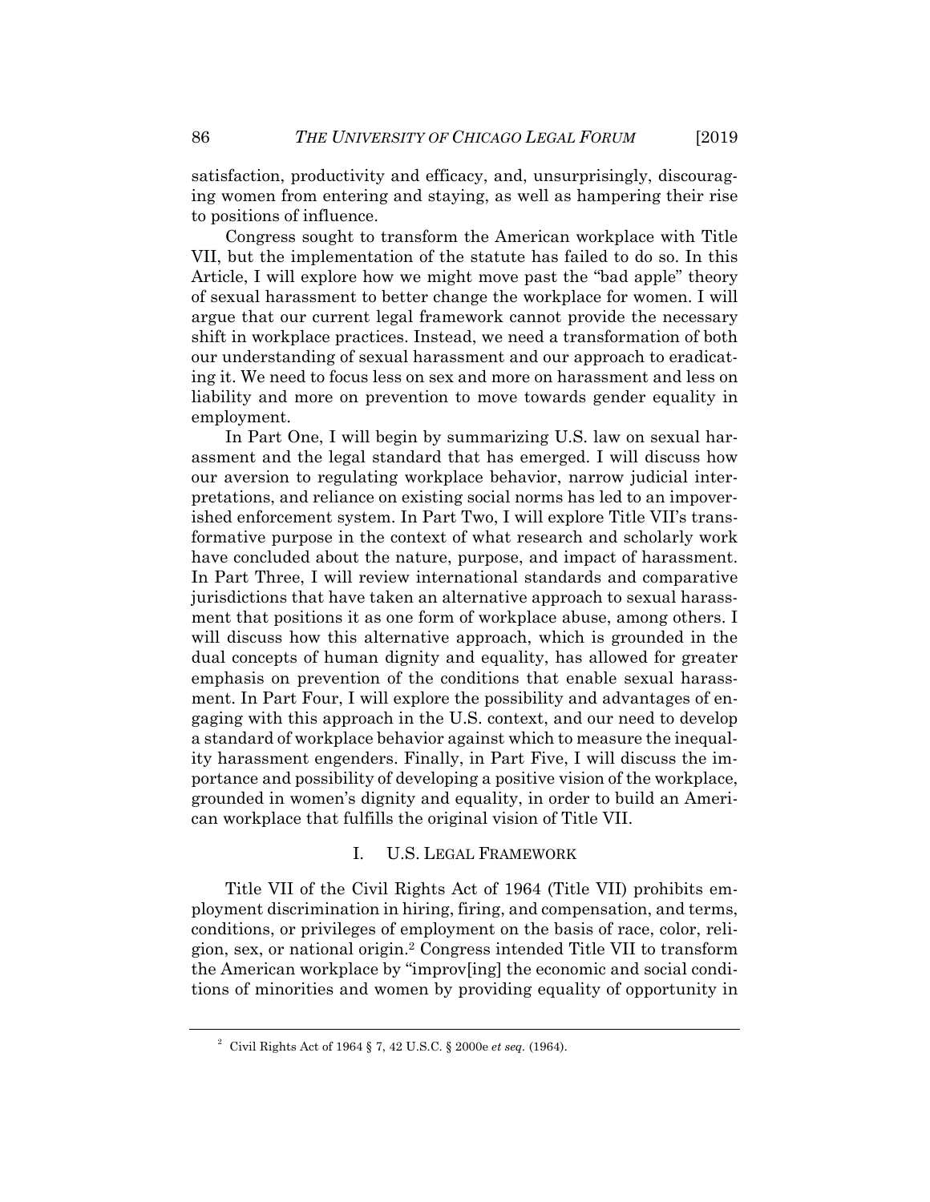satisfaction, productivity and efficacy, and, unsurprisingly, discouraging women from entering and staying, as well as hampering their rise to positions of influence.

Congress sought to transform the American workplace with Title VII, but the implementation of the statute has failed to do so. In this Article, I will explore how we might move past the "bad apple" theory of sexual harassment to better change the workplace for women. I will argue that our current legal framework cannot provide the necessary shift in workplace practices. Instead, we need a transformation of both our understanding of sexual harassment and our approach to eradicating it. We need to focus less on sex and more on harassment and less on liability and more on prevention to move towards gender equality in employment.

In Part One, I will begin by summarizing U.S. law on sexual harassment and the legal standard that has emerged. I will discuss how our aversion to regulating workplace behavior, narrow judicial interpretations, and reliance on existing social norms has led to an impoverished enforcement system. In Part Two, I will explore Title VII's transformative purpose in the context of what research and scholarly work have concluded about the nature, purpose, and impact of harassment. In Part Three, I will review international standards and comparative jurisdictions that have taken an alternative approach to sexual harassment that positions it as one form of workplace abuse, among others. I will discuss how this alternative approach, which is grounded in the dual concepts of human dignity and equality, has allowed for greater emphasis on prevention of the conditions that enable sexual harassment. In Part Four, I will explore the possibility and advantages of engaging with this approach in the U.S. context, and our need to develop a standard of workplace behavior against which to measure the inequality harassment engenders. Finally, in Part Five, I will discuss the importance and possibility of developing a positive vision of the workplace, grounded in women's dignity and equality, in order to build an American workplace that fulfills the original vision of Title VII.

## I. U.S. Legal Framework

Title VII of the Civil Rights Act of 1964 (Title VII) prohibits employment discrimination in hiring, firing, and compensation, and terms, conditions, or privileges of employment on the basis of race, color, religion, sex, or national origin.[2] Congress intended Title VII to transform the American workplace by "improv[ing] the economic and social conditions of minorities and women by providing equality of opportunity in

---

[2] Civil Rights Act of 1964 § 7, 42 U.S.C. § 2000e *et seq.* (1964).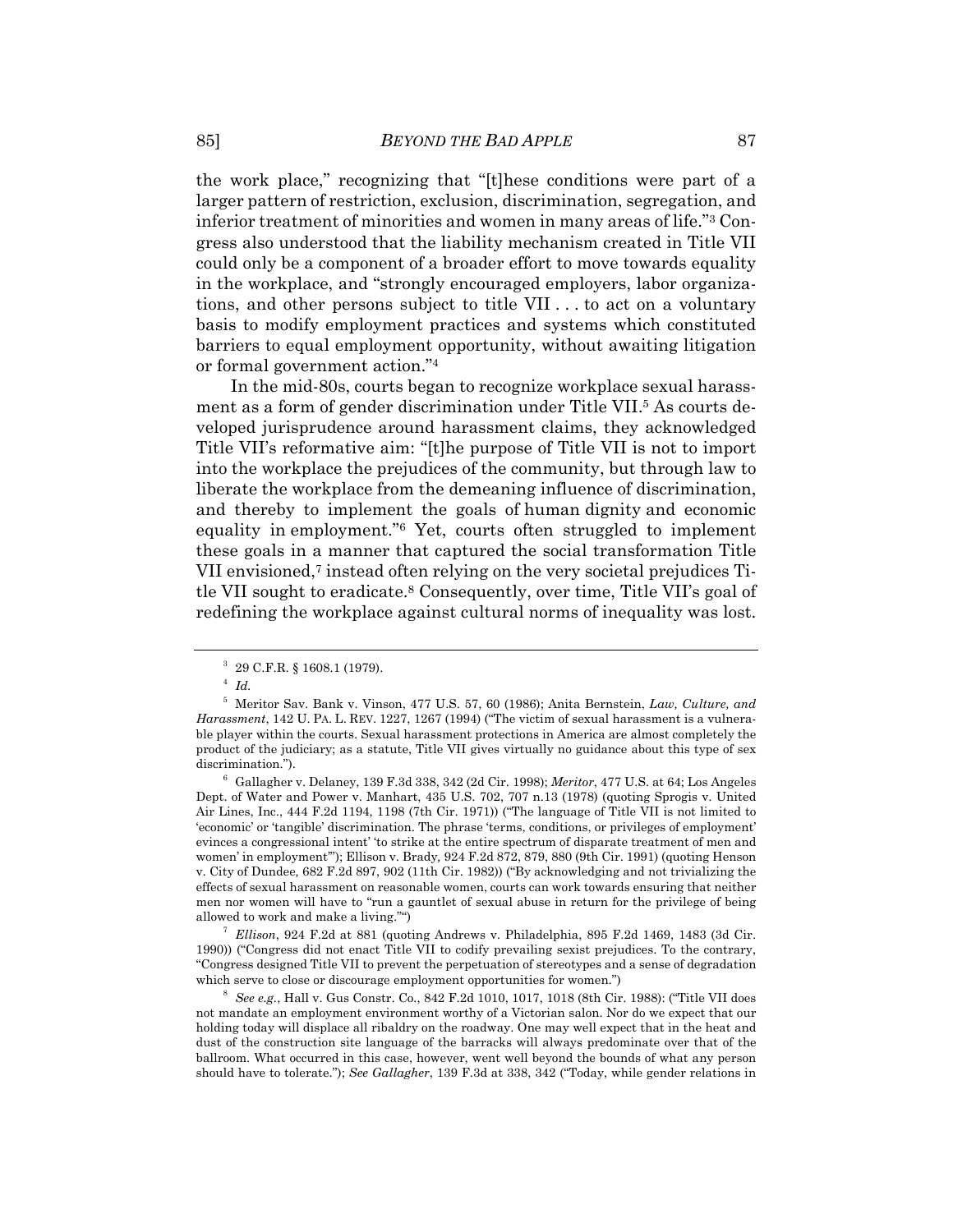the work place," recognizing that "[t]hese conditions were part of a larger pattern of restriction, exclusion, discrimination, segregation, and inferior treatment of minorities and women in many areas of life."[3] Congress also understood that the liability mechanism created in Title VII could only be a component of a broader effort to move towards equality in the workplace, and "strongly encouraged employers, labor organizations, and other persons subject to title VII . . . to act on a voluntary basis to modify employment practices and systems which constituted barriers to equal employment opportunity, without awaiting litigation or formal government action."[4]

In the mid-80s, courts began to recognize workplace sexual harassment as a form of gender discrimination under Title VII.[5] As courts developed jurisprudence around harassment claims, they acknowledged Title VII's reformative aim: "[t]he purpose of Title VII is not to import into the workplace the prejudices of the community, but through law to liberate the workplace from the demeaning influence of discrimination, and thereby to implement the goals of human dignity and economic equality in employment."[6] Yet, courts often struggled to implement these goals in a manner that captured the social transformation Title VII envisioned,[7] instead often relying on the very societal prejudices Title VII sought to eradicate.[8] Consequently, over time, Title VII's goal of redefining the workplace against cultural norms of inequality was lost.

---

[3] 29 C.F.R. § 1608.1 (1979).

[4] *Id.*

[5] Meritor Sav. Bank v. Vinson, 477 U.S. 57, 60 (1986); Anita Bernstein, *Law, Culture, and Harassment*, 142 U. PA. L. REV. 1227, 1267 (1994) ("The victim of sexual harassment is a vulnerable player within the courts. Sexual harassment protections in America are almost completely the product of the judiciary; as a statute, Title VII gives virtually no guidance about this type of sex discrimination.").

[6] Gallagher v. Delaney, 139 F.3d 338, 342 (2d Cir. 1998); *Meritor*, 477 U.S. at 64; Los Angeles Dept. of Water and Power v. Manhart, 435 U.S. 702, 707 n.13 (1978) (quoting Sprogis v. United Air Lines, Inc., 444 F.2d 1194, 1198 (7th Cir. 1971)) ("The language of Title VII is not limited to 'economic' or 'tangible' discrimination. The phrase 'terms, conditions, or privileges of employment' evinces a congressional intent' 'to strike at the entire spectrum of disparate treatment of men and women' in employment"'); Ellison v. Brady, 924 F.2d 872, 879, 880 (9th Cir. 1991) (quoting Henson v. City of Dundee, 682 F.2d 897, 902 (11th Cir. 1982)) ("By acknowledging and not trivializing the effects of sexual harassment on reasonable women, courts can work towards ensuring that neither men nor women will have to "run a gauntlet of sexual abuse in return for the privilege of being allowed to work and make a living."")

[7] *Ellison*, 924 F.2d at 881 (quoting Andrews v. Philadelphia, 895 F.2d 1469, 1483 (3d Cir. 1990)) ("Congress did not enact Title VII to codify prevailing sexist prejudices. To the contrary, "Congress designed Title VII to prevent the perpetuation of stereotypes and a sense of degradation which serve to close or discourage employment opportunities for women.")

[8] *See e.g.*, Hall v. Gus Constr. Co., 842 F.2d 1010, 1017, 1018 (8th Cir. 1988): ("Title VII does not mandate an employment environment worthy of a Victorian salon. Nor do we expect that our holding today will displace all ribaldry on the roadway. One may well expect that in the heat and dust of the construction site language of the barracks will always predominate over that of the ballroom. What occurred in this case, however, went well beyond the bounds of what any person should have to tolerate."); *See Gallagher*, 139 F.3d at 338, 342 ("Today, while gender relations in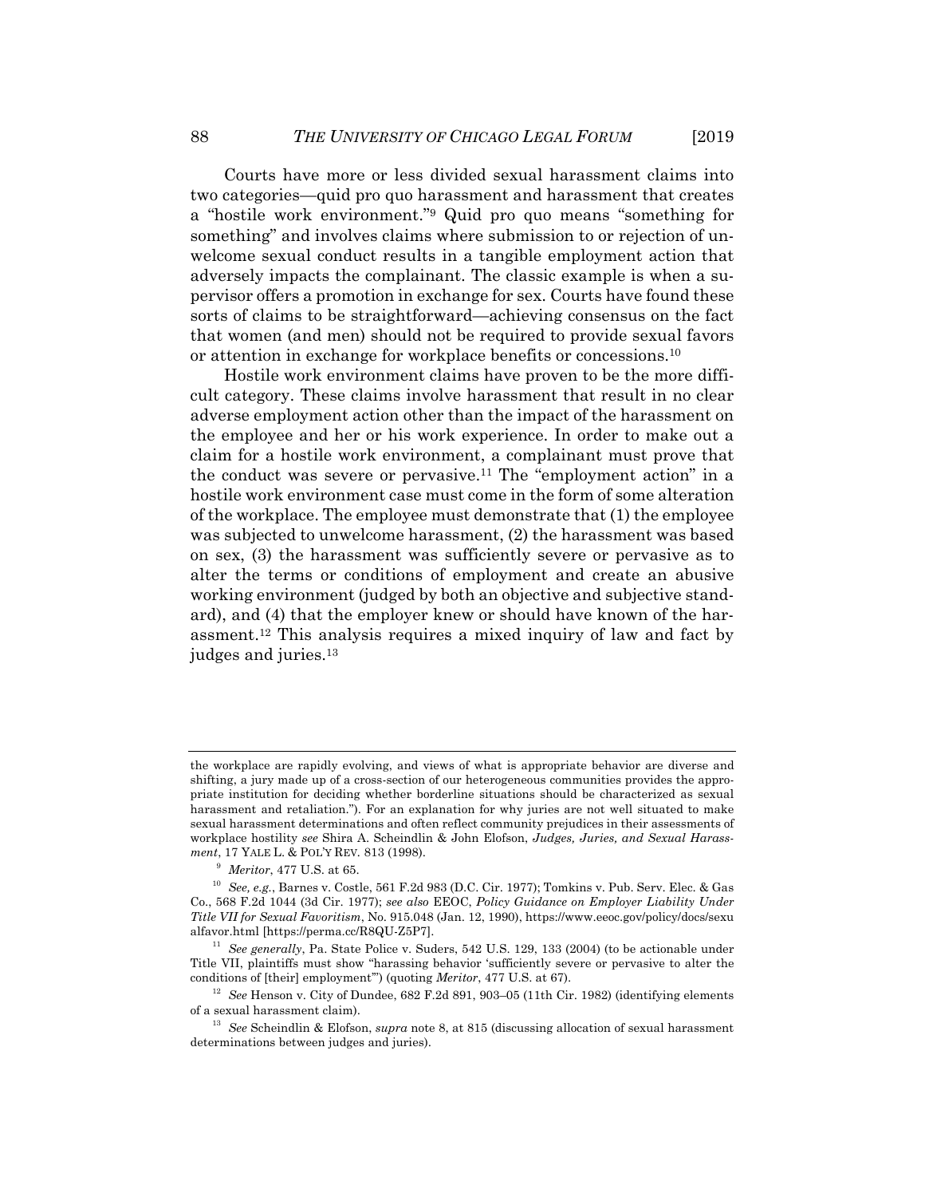Courts have more or less divided sexual harassment claims into two categories—quid pro quo harassment and harassment that creates a "hostile work environment."[9] Quid pro quo means "something for something" and involves claims where submission to or rejection of unwelcome sexual conduct results in a tangible employment action that adversely impacts the complainant. The classic example is when a supervisor offers a promotion in exchange for sex. Courts have found these sorts of claims to be straightforward—achieving consensus on the fact that women (and men) should not be required to provide sexual favors or attention in exchange for workplace benefits or concessions.[10]

Hostile work environment claims have proven to be the more difficult category. These claims involve harassment that result in no clear adverse employment action other than the impact of the harassment on the employee and her or his work experience. In order to make out a claim for a hostile work environment, a complainant must prove that the conduct was severe or pervasive.[11] The "employment action" in a hostile work environment case must come in the form of some alteration of the workplace. The employee must demonstrate that (1) the employee was subjected to unwelcome harassment, (2) the harassment was based on sex, (3) the harassment was sufficiently severe or pervasive as to alter the terms or conditions of employment and create an abusive working environment (judged by both an objective and subjective standard), and (4) that the employer knew or should have known of the harassment.[12] This analysis requires a mixed inquiry of law and fact by judges and juries.[13]

---

the workplace are rapidly evolving, and views of what is appropriate behavior are diverse and shifting, a jury made up of a cross-section of our heterogeneous communities provides the appropriate institution for deciding whether borderline situations should be characterized as sexual harassment and retaliation."). For an explanation for why juries are not well situated to make sexual harassment determinations and often reflect community prejudices in their assessments of workplace hostility *see* Shira A. Scheindlin & John Elofson, *Judges, Juries, and Sexual Harassment*, 17 YALE L. & POL'Y REV. 813 (1998).

[9] *Meritor*, 477 U.S. at 65.

[10] *See, e.g.*, Barnes v. Costle, 561 F.2d 983 (D.C. Cir. 1977); Tomkins v. Pub. Serv. Elec. & Gas Co., 568 F.2d 1044 (3d Cir. 1977); *see also* EEOC, *Policy Guidance on Employer Liability Under Title VII for Sexual Favoritism*, No. 915.048 (Jan. 12, 1990), https://www.eeoc.gov/policy/docs/sexualfavor.html [https://perma.cc/R8QU-Z5P7].

[11] *See generally*, Pa. State Police v. Suders, 542 U.S. 129, 133 (2004) (to be actionable under Title VII, plaintiffs must show "harassing behavior 'sufficiently severe or pervasive to alter the conditions of [their] employment'") (quoting *Meritor*, 477 U.S. at 67).

[12] *See* Henson v. City of Dundee, 682 F.2d 891, 903–05 (11th Cir. 1982) (identifying elements of a sexual harassment claim).

[13] *See* Scheindlin & Elofson, *supra* note 8, at 815 (discussing allocation of sexual harassment determinations between judges and juries).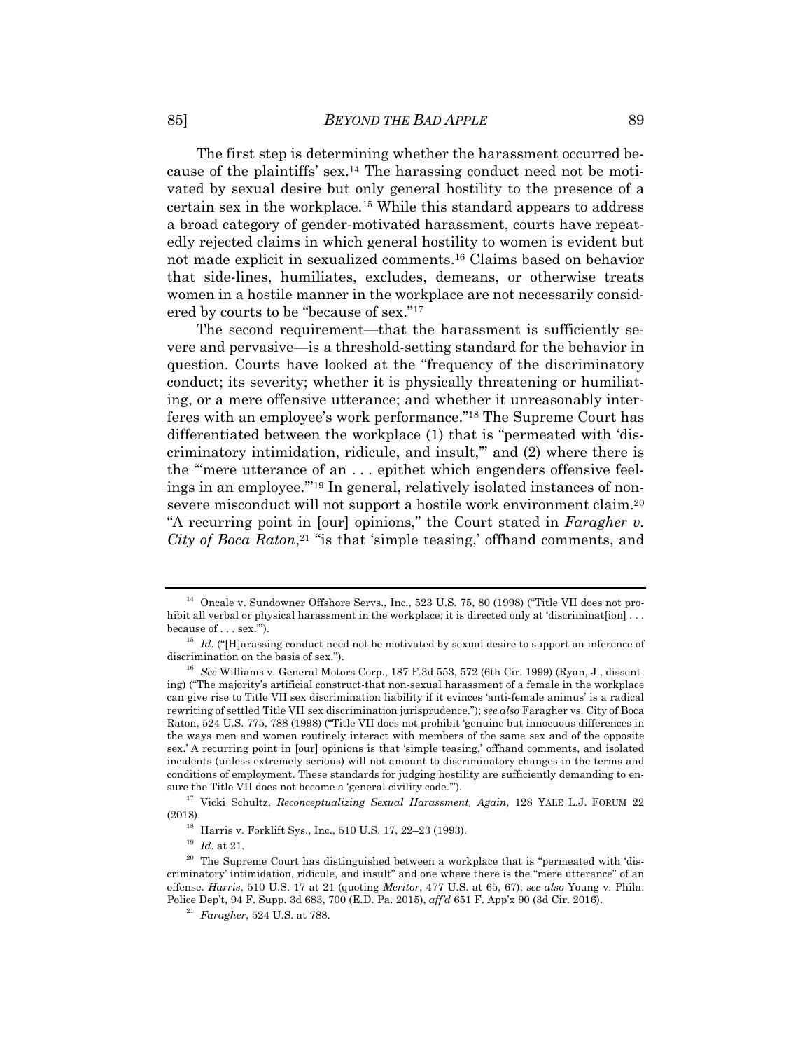The first step is determining whether the harassment occurred because of the plaintiffs' sex.[14] The harassing conduct need not be motivated by sexual desire but only general hostility to the presence of a certain sex in the workplace.[15] While this standard appears to address a broad category of gender-motivated harassment, courts have repeatedly rejected claims in which general hostility to women is evident but not made explicit in sexualized comments.[16] Claims based on behavior that side-lines, humiliates, excludes, demeans, or otherwise treats women in a hostile manner in the workplace are not necessarily considered by courts to be "because of sex."[17]

The second requirement—that the harassment is sufficiently severe and pervasive—is a threshold-setting standard for the behavior in question. Courts have looked at the "frequency of the discriminatory conduct; its severity; whether it is physically threatening or humiliating, or a mere offensive utterance; and whether it unreasonably interferes with an employee's work performance."[18] The Supreme Court has differentiated between the workplace (1) that is "permeated with 'discriminatory intimidation, ridicule, and insult,'" and (2) where there is the "'mere utterance of an . . . epithet which engenders offensive feelings in an employee.'"[19] In general, relatively isolated instances of non-severe misconduct will not support a hostile work environment claim.[20] "A recurring point in [our] opinions," the Court stated in *Faragher v. City of Boca Raton*,[21] "is that 'simple teasing,' offhand comments, and

---

[14] Oncale v. Sundowner Offshore Servs., Inc., 523 U.S. 75, 80 (1998) ("Title VII does not prohibit all verbal or physical harassment in the workplace; it is directed only at 'discriminat[ion] . . . because of . . . sex.'").

[15] *Id.* ("[H]arassing conduct need not be motivated by sexual desire to support an inference of discrimination on the basis of sex.").

[16] *See* Williams v. General Motors Corp., 187 F.3d 553, 572 (6th Cir. 1999) (Ryan, J., dissenting) ("The majority's artificial construct-that non-sexual harassment of a female in the workplace can give rise to Title VII sex discrimination liability if it evinces 'anti-female animus' is a radical rewriting of settled Title VII sex discrimination jurisprudence."); *see also* Faragher vs. City of Boca Raton, 524 U.S. 775, 788 (1998) ("Title VII does not prohibit 'genuine but innocuous differences in the ways men and women routinely interact with members of the same sex and of the opposite sex.' A recurring point in [our] opinions is that 'simple teasing,' offhand comments, and isolated incidents (unless extremely serious) will not amount to discriminatory changes in the terms and conditions of employment. These standards for judging hostility are sufficiently demanding to ensure the Title VII does not become a 'general civility code.'").

[17] Vicki Schultz, *Reconceptualizing Sexual Harassment, Again*, 128 YALE L.J. FORUM 22 (2018).

[18] Harris v. Forklift Sys., Inc., 510 U.S. 17, 22–23 (1993).

[19] *Id.* at 21.

[20] The Supreme Court has distinguished between a workplace that is "permeated with 'discriminatory' intimidation, ridicule, and insult" and one where there is the "mere utterance" of an offense. *Harris*, 510 U.S. 17 at 21 (quoting *Meritor*, 477 U.S. at 65, 67); *see also* Young v. Phila. Police Dep't, 94 F. Supp. 3d 683, 700 (E.D. Pa. 2015), *aff'd* 651 F. App'x 90 (3d Cir. 2016).

[21] *Faragher*, 524 U.S. at 788.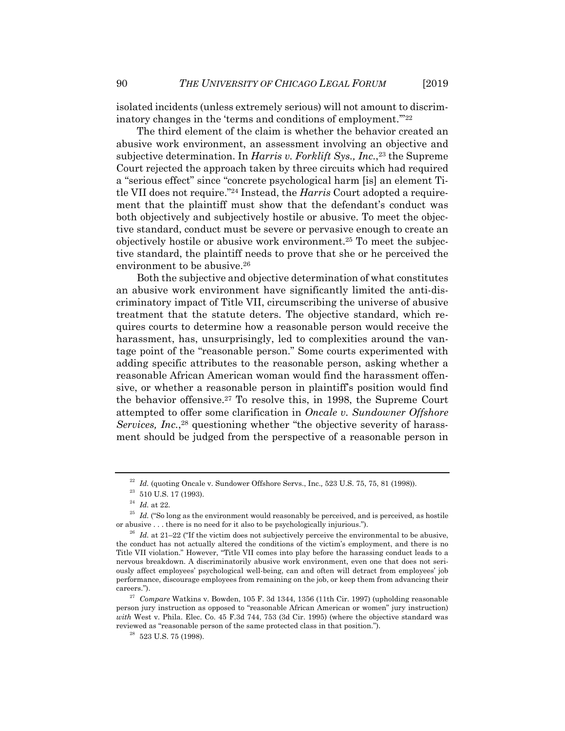isolated incidents (unless extremely serious) will not amount to discriminatory changes in the 'terms and conditions of employment.'"[22]

The third element of the claim is whether the behavior created an abusive work environment, an assessment involving an objective and subjective determination. In *Harris v. Forklift Sys., Inc.*,[23] the Supreme Court rejected the approach taken by three circuits which had required a "serious effect" since "concrete psychological harm [is] an element Title VII does not require."[24] Instead, the *Harris* Court adopted a requirement that the plaintiff must show that the defendant's conduct was both objectively and subjectively hostile or abusive. To meet the objective standard, conduct must be severe or pervasive enough to create an objectively hostile or abusive work environment.[25] To meet the subjective standard, the plaintiff needs to prove that she or he perceived the environment to be abusive.[26]

Both the subjective and objective determination of what constitutes an abusive work environment have significantly limited the anti-discriminatory impact of Title VII, circumscribing the universe of abusive treatment that the statute deters. The objective standard, which requires courts to determine how a reasonable person would receive the harassment, has, unsurprisingly, led to complexities around the vantage point of the "reasonable person." Some courts experimented with adding specific attributes to the reasonable person, asking whether a reasonable African American woman would find the harassment offensive, or whether a reasonable person in plaintiff's position would find the behavior offensive.[27] To resolve this, in 1998, the Supreme Court attempted to offer some clarification in *Oncale v. Sundowner Offshore Services, Inc.*,[28] questioning whether "the objective severity of harassment should be judged from the perspective of a reasonable person in

---

[22] *Id.* (quoting Oncale v. Sundower Offshore Servs., Inc., 523 U.S. 75, 75, 81 (1998)).

[23] 510 U.S. 17 (1993).

[24] *Id.* at 22.

[25] *Id.* ("So long as the environment would reasonably be perceived, and is perceived, as hostile or abusive . . . there is no need for it also to be psychologically injurious.").

[26] *Id.* at 21–22 ("If the victim does not subjectively perceive the environmental to be abusive, the conduct has not actually altered the conditions of the victim's employment, and there is no Title VII violation." However, "Title VII comes into play before the harassing conduct leads to a nervous breakdown. A discriminatorily abusive work environment, even one that does not seriously affect employees' psychological well-being, can and often will detract from employees' job performance, discourage employees from remaining on the job, or keep them from advancing their careers.").

[27] *Compare* Watkins v. Bowden, 105 F. 3d 1344, 1356 (11th Cir. 1997) (upholding reasonable person jury instruction as opposed to "reasonable African American or women" jury instruction) *with* West v. Phila. Elec. Co. 45 F.3d 744, 753 (3d Cir. 1995) (where the objective standard was reviewed as "reasonable person of the same protected class in that position.").

[28] 523 U.S. 75 (1998).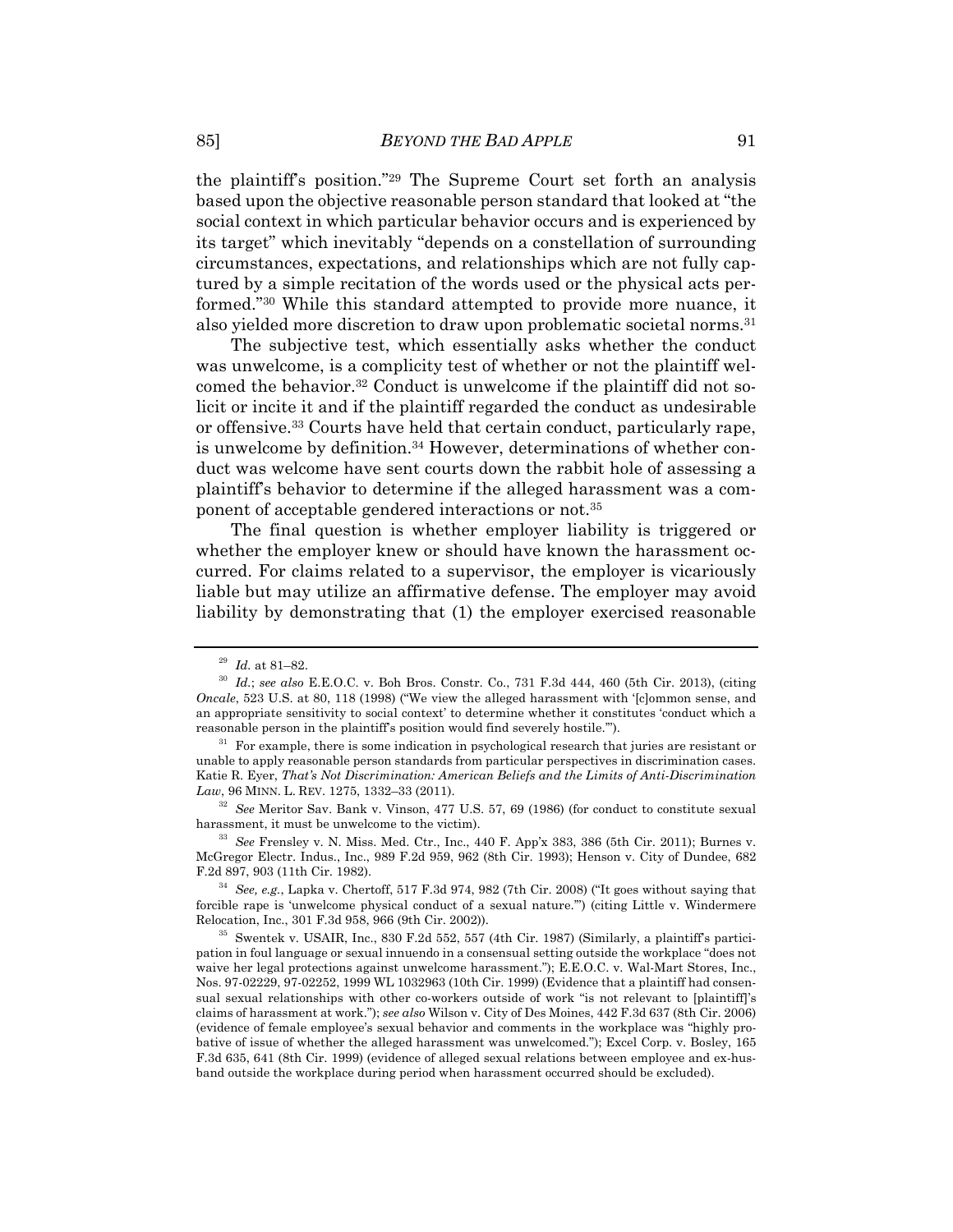the plaintiff's position."[29] The Supreme Court set forth an analysis based upon the objective reasonable person standard that looked at "the social context in which particular behavior occurs and is experienced by its target" which inevitably "depends on a constellation of surrounding circumstances, expectations, and relationships which are not fully captured by a simple recitation of the words used or the physical acts performed."[30] While this standard attempted to provide more nuance, it also yielded more discretion to draw upon problematic societal norms.[31]

The subjective test, which essentially asks whether the conduct was unwelcome, is a complicity test of whether or not the plaintiff welcomed the behavior.[32] Conduct is unwelcome if the plaintiff did not solicit or incite it and if the plaintiff regarded the conduct as undesirable or offensive.[33] Courts have held that certain conduct, particularly rape, is unwelcome by definition.[34] However, determinations of whether conduct was welcome have sent courts down the rabbit hole of assessing a plaintiff's behavior to determine if the alleged harassment was a component of acceptable gendered interactions or not.[35]

The final question is whether employer liability is triggered or whether the employer knew or should have known the harassment occurred. For claims related to a supervisor, the employer is vicariously liable but may utilize an affirmative defense. The employer may avoid liability by demonstrating that (1) the employer exercised reasonable

---

[29] *Id.* at 81–82.

[30] *Id.*; *see also* E.E.O.C. v. Boh Bros. Constr. Co., 731 F.3d 444, 460 (5th Cir. 2013), (citing *Oncale*, 523 U.S. at 80, 118 (1998) ("We view the alleged harassment with '[c]ommon sense, and an appropriate sensitivity to social context' to determine whether it constitutes 'conduct which a reasonable person in the plaintiff's position would find severely hostile.'").

[31] For example, there is some indication in psychological research that juries are resistant or unable to apply reasonable person standards from particular perspectives in discrimination cases. Katie R. Eyer, *That's Not Discrimination: American Beliefs and the Limits of Anti-Discrimination Law*, 96 MINN. L. REV. 1275, 1332–33 (2011).

[32] *See* Meritor Sav. Bank v. Vinson, 477 U.S. 57, 69 (1986) (for conduct to constitute sexual harassment, it must be unwelcome to the victim).

[33] *See* Frensley v. N. Miss. Med. Ctr., Inc., 440 F. App'x 383, 386 (5th Cir. 2011); Burnes v. McGregor Electr. Indus., Inc., 989 F.2d 959, 962 (8th Cir. 1993); Henson v. City of Dundee, 682 F.2d 897, 903 (11th Cir. 1982).

[34] *See, e.g.*, Lapka v. Chertoff, 517 F.3d 974, 982 (7th Cir. 2008) ("It goes without saying that forcible rape is 'unwelcome physical conduct of a sexual nature.'") (citing Little v. Windermere Relocation, Inc., 301 F.3d 958, 966 (9th Cir. 2002)).

[35] Swentek v. USAIR, Inc., 830 F.2d 552, 557 (4th Cir. 1987) (Similarly, a plaintiff's participation in foul language or sexual innuendo in a consensual setting outside the workplace "does not waive her legal protections against unwelcome harassment."); E.E.O.C. v. Wal-Mart Stores, Inc., Nos. 97-02229, 97-02252, 1999 WL 1032963 (10th Cir. 1999) (Evidence that a plaintiff had consensual sexual relationships with other co-workers outside of work "is not relevant to [plaintiff]'s claims of harassment at work."); *see also* Wilson v. City of Des Moines, 442 F.3d 637 (8th Cir. 2006) (evidence of female employee's sexual behavior and comments in the workplace was "highly probative of issue of whether the alleged harassment was unwelcomed."); Excel Corp. v. Bosley, 165 F.3d 635, 641 (8th Cir. 1999) (evidence of alleged sexual relations between employee and ex-husband outside the workplace during period when harassment occurred should be excluded).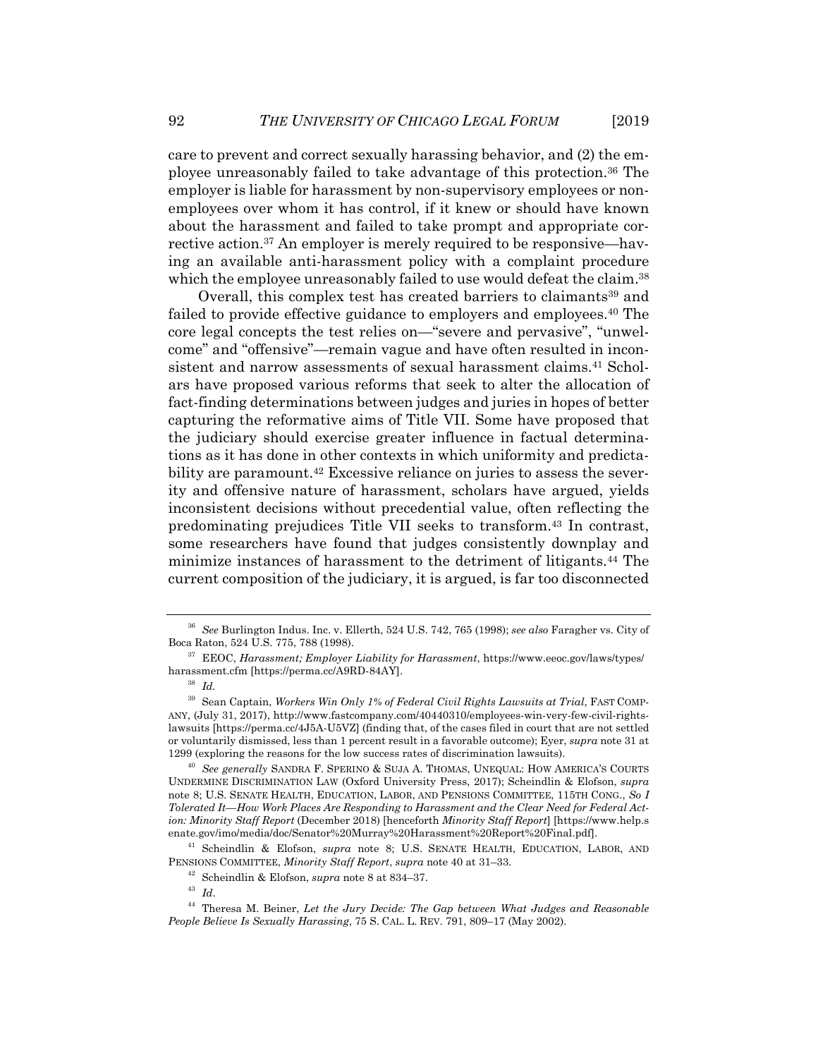care to prevent and correct sexually harassing behavior, and (2) the employee unreasonably failed to take advantage of this protection.[36] The employer is liable for harassment by non-supervisory employees or non-employees over whom it has control, if it knew or should have known about the harassment and failed to take prompt and appropriate corrective action.[37] An employer is merely required to be responsive—having an available anti-harassment policy with a complaint procedure which the employee unreasonably failed to use would defeat the claim.[38]

Overall, this complex test has created barriers to claimants[39] and failed to provide effective guidance to employers and employees.[40] The core legal concepts the test relies on—"severe and pervasive", "unwelcome" and "offensive"—remain vague and have often resulted in inconsistent and narrow assessments of sexual harassment claims.[41] Scholars have proposed various reforms that seek to alter the allocation of fact-finding determinations between judges and juries in hopes of better capturing the reformative aims of Title VII. Some have proposed that the judiciary should exercise greater influence in factual determinations as it has done in other contexts in which uniformity and predictability are paramount.[42] Excessive reliance on juries to assess the severity and offensive nature of harassment, scholars have argued, yields inconsistent decisions without precedential value, often reflecting the predominating prejudices Title VII seeks to transform.[43] In contrast, some researchers have found that judges consistently downplay and minimize instances of harassment to the detriment of litigants.[44] The current composition of the judiciary, it is argued, is far too disconnected

---

[36] *See* Burlington Indus. Inc. v. Ellerth, 524 U.S. 742, 765 (1998); *see also* Faragher vs. City of Boca Raton, 524 U.S. 775, 788 (1998).

[37] EEOC, *Harassment; Employer Liability for Harassment*, https://www.eeoc.gov/laws/types/harassment.cfm [https://perma.cc/A9RD-84AY].

[38] *Id.*

[39] Sean Captain, *Workers Win Only 1% of Federal Civil Rights Lawsuits at Trial*, FAST COMPANY, (July 31, 2017), http://www.fastcompany.com/40440310/employees-win-very-few-civil-rights-lawsuits [https://perma.cc/4J5A-U5VZ] (finding that, of the cases filed in court that are not settled or voluntarily dismissed, less than 1 percent result in a favorable outcome); Eyer, *supra* note 31 at 1299 (exploring the reasons for the low success rates of discrimination lawsuits).

[40] *See generally* SANDRA F. SPERINO & SUJA A. THOMAS, UNEQUAL: HOW AMERICA'S COURTS UNDERMINE DISCRIMINATION LAW (Oxford University Press, 2017); Scheindlin & Elofson, *supra* note 8; U.S. SENATE HEALTH, EDUCATION, LABOR, AND PENSIONS COMMITTEE, 115TH CONG., *So I Tolerated It—How Work Places Are Responding to Harassment and the Clear Need for Federal Action: Minority Staff Report* (December 2018) [henceforth *Minority Staff Report*] [https://www.help.senate.gov/imo/media/doc/Senator%20Murray%20Harassment%20Report%20Final.pdf].

[41] Scheindlin & Elofson, *supra* note 8; U.S. SENATE HEALTH, EDUCATION, LABOR, AND PENSIONS COMMITTEE, *Minority Staff Report*, *supra* note 40 at 31–33.

[42] Scheindlin & Elofson, *supra* note 8 at 834–37.

[43] *Id.*

[44] Theresa M. Beiner, *Let the Jury Decide: The Gap between What Judges and Reasonable People Believe Is Sexually Harassing*, 75 S. CAL. L. REV. 791, 809–17 (May 2002).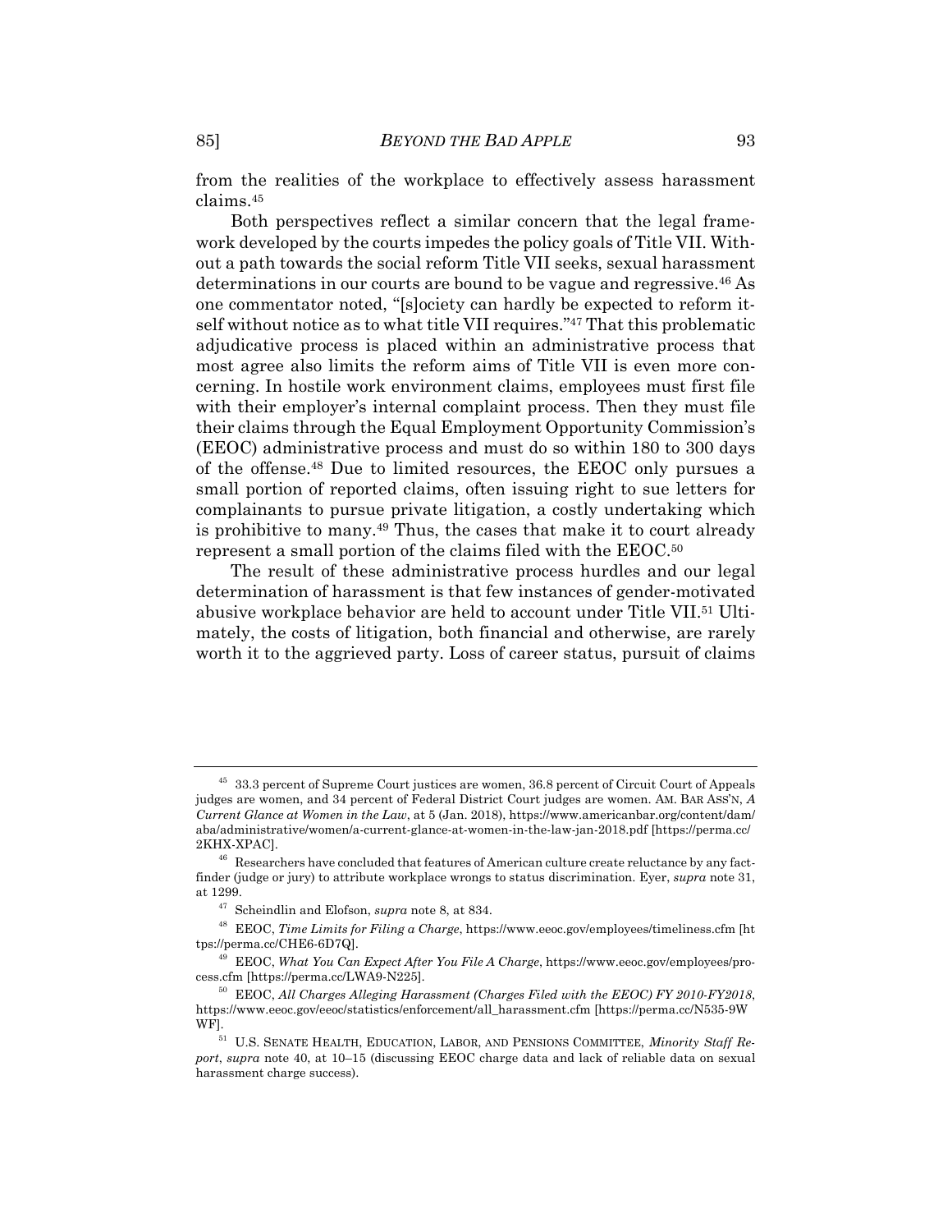from the realities of the workplace to effectively assess harassment claims.[45]

Both perspectives reflect a similar concern that the legal framework developed by the courts impedes the policy goals of Title VII. Without a path towards the social reform Title VII seeks, sexual harassment determinations in our courts are bound to be vague and regressive.[46] As one commentator noted, "[s]ociety can hardly be expected to reform itself without notice as to what title VII requires."[47] That this problematic adjudicative process is placed within an administrative process that most agree also limits the reform aims of Title VII is even more concerning. In hostile work environment claims, employees must first file with their employer's internal complaint process. Then they must file their claims through the Equal Employment Opportunity Commission's (EEOC) administrative process and must do so within 180 to 300 days of the offense.[48] Due to limited resources, the EEOC only pursues a small portion of reported claims, often issuing right to sue letters for complainants to pursue private litigation, a costly undertaking which is prohibitive to many.[49] Thus, the cases that make it to court already represent a small portion of the claims filed with the EEOC.[50]

The result of these administrative process hurdles and our legal determination of harassment is that few instances of gender-motivated abusive workplace behavior are held to account under Title VII.[51] Ultimately, the costs of litigation, both financial and otherwise, are rarely worth it to the aggrieved party. Loss of career status, pursuit of claims

---

[45] 33.3 percent of Supreme Court justices are women, 36.8 percent of Circuit Court of Appeals judges are women, and 34 percent of Federal District Court judges are women. AM. BAR ASS'N, *A Current Glance at Women in the Law*, at 5 (Jan. 2018), https://www.americanbar.org/content/dam/aba/administrative/women/a-current-glance-at-women-in-the-law-jan-2018.pdf [https://perma.cc/2KHX-XPAC].

[46] Researchers have concluded that features of American culture create reluctance by any fact-finder (judge or jury) to attribute workplace wrongs to status discrimination. Eyer, *supra* note 31, at 1299.

[47] Scheindlin and Elofson, *supra* note 8, at 834.

[48] EEOC, *Time Limits for Filing a Charge*, https://www.eeoc.gov/employees/timeliness.cfm [https://perma.cc/CHE6-6D7Q].

[49] EEOC, *What You Can Expect After You File A Charge*, https://www.eeoc.gov/employees/process.cfm [https://perma.cc/LWA9-N225].

[50] EEOC, *All Charges Alleging Harassment (Charges Filed with the EEOC) FY 2010-FY2018*, https://www.eeoc.gov/eeoc/statistics/enforcement/all_harassment.cfm [https://perma.cc/N535-9WWF].

[51] U.S. SENATE HEALTH, EDUCATION, LABOR, AND PENSIONS COMMITTEE, *Minority Staff Report*, *supra* note 40, at 10–15 (discussing EEOC charge data and lack of reliable data on sexual harassment charge success).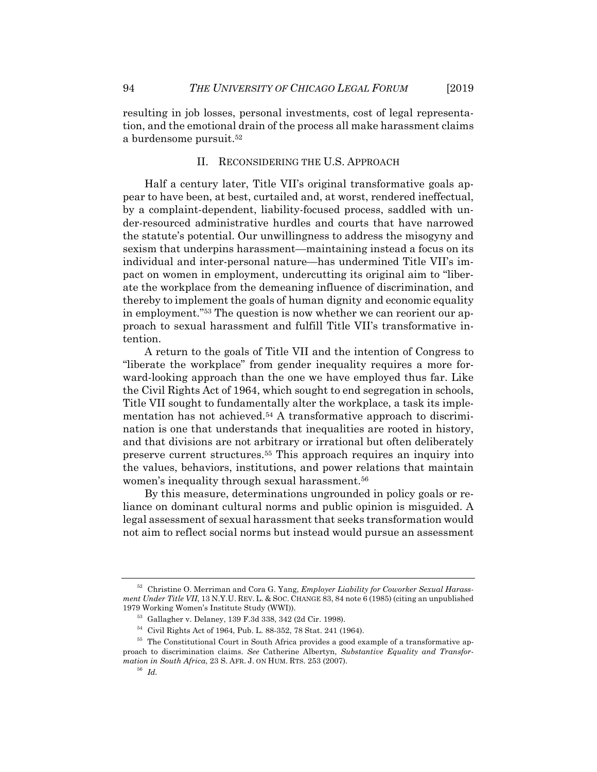resulting in job losses, personal investments, cost of legal representation, and the emotional drain of the process all make harassment claims a burdensome pursuit.[52]

## II. RECONSIDERING THE U.S. APPROACH

Half a century later, Title VII's original transformative goals appear to have been, at best, curtailed and, at worst, rendered ineffectual, by a complaint-dependent, liability-focused process, saddled with under-resourced administrative hurdles and courts that have narrowed the statute's potential. Our unwillingness to address the misogyny and sexism that underpins harassment—maintaining instead a focus on its individual and inter-personal nature—has undermined Title VII's impact on women in employment, undercutting its original aim to "liberate the workplace from the demeaning influence of discrimination, and thereby to implement the goals of human dignity and economic equality in employment."[53] The question is now whether we can reorient our approach to sexual harassment and fulfill Title VII's transformative intention.

A return to the goals of Title VII and the intention of Congress to "liberate the workplace" from gender inequality requires a more forward-looking approach than the one we have employed thus far. Like the Civil Rights Act of 1964, which sought to end segregation in schools, Title VII sought to fundamentally alter the workplace, a task its implementation has not achieved.[54] A transformative approach to discrimination is one that understands that inequalities are rooted in history, and that divisions are not arbitrary or irrational but often deliberately preserve current structures.[55] This approach requires an inquiry into the values, behaviors, institutions, and power relations that maintain women's inequality through sexual harassment.[56]

By this measure, determinations ungrounded in policy goals or reliance on dominant cultural norms and public opinion is misguided. A legal assessment of sexual harassment that seeks transformation would not aim to reflect social norms but instead would pursue an assessment

---

[52] Christine O. Merriman and Cora G. Yang, *Employer Liability for Coworker Sexual Harassment Under Title VII*, 13 N.Y.U. REV. L. & SOC. CHANGE 83, 84 note 6 (1985) (citing an unpublished 1979 Working Women's Institute Study (WWI)).

[53] Gallagher v. Delaney, 139 F.3d 338, 342 (2d Cir. 1998).

[54] Civil Rights Act of 1964, Pub. L. 88-352, 78 Stat. 241 (1964).

[55] The Constitutional Court in South Africa provides a good example of a transformative approach to discrimination claims. *See* Catherine Albertyn, *Substantive Equality and Transformation in South Africa*, 23 S. AFR. J. ON HUM. RTS. 253 (2007).

[56] *Id.*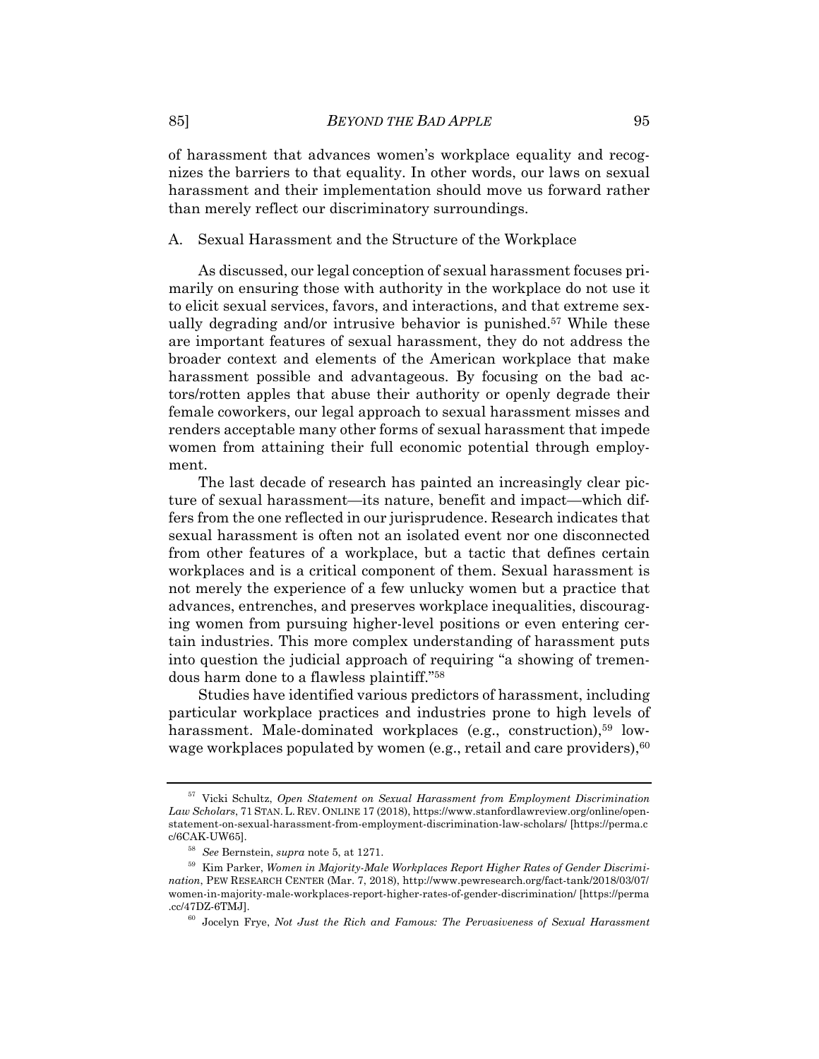of harassment that advances women's workplace equality and recognizes the barriers to that equality. In other words, our laws on sexual harassment and their implementation should move us forward rather than merely reflect our discriminatory surroundings.

### A. Sexual Harassment and the Structure of the Workplace

As discussed, our legal conception of sexual harassment focuses primarily on ensuring those with authority in the workplace do not use it to elicit sexual services, favors, and interactions, and that extreme sexually degrading and/or intrusive behavior is punished.[57] While these are important features of sexual harassment, they do not address the broader context and elements of the American workplace that make harassment possible and advantageous. By focusing on the bad actors/rotten apples that abuse their authority or openly degrade their female coworkers, our legal approach to sexual harassment misses and renders acceptable many other forms of sexual harassment that impede women from attaining their full economic potential through employment.

The last decade of research has painted an increasingly clear picture of sexual harassment—its nature, benefit and impact—which differs from the one reflected in our jurisprudence. Research indicates that sexual harassment is often not an isolated event nor one disconnected from other features of a workplace, but a tactic that defines certain workplaces and is a critical component of them. Sexual harassment is not merely the experience of a few unlucky women but a practice that advances, entrenches, and preserves workplace inequalities, discouraging women from pursuing higher-level positions or even entering certain industries. This more complex understanding of harassment puts into question the judicial approach of requiring "a showing of tremendous harm done to a flawless plaintiff."[58]

Studies have identified various predictors of harassment, including particular workplace practices and industries prone to high levels of harassment. Male-dominated workplaces (e.g., construction),[59] low-wage workplaces populated by women (e.g., retail and care providers),[60]

---

[57] Vicki Schultz, *Open Statement on Sexual Harassment from Employment Discrimination Law Scholars*, 71 STAN. L. REV. ONLINE 17 (2018), https://www.stanfordlawreview.org/online/open-statement-on-sexual-harassment-from-employment-discrimination-law-scholars/ [https://perma.cc/6CAK-UW65].

[58] *See* Bernstein, *supra* note 5, at 1271.

[59] Kim Parker, *Women in Majority-Male Workplaces Report Higher Rates of Gender Discrimination*, PEW RESEARCH CENTER (Mar. 7, 2018), http://www.pewresearch.org/fact-tank/2018/03/07/women-in-majority-male-workplaces-report-higher-rates-of-gender-discrimination/ [https://perma.cc/47DZ-6TMJ].

[60] Jocelyn Frye, *Not Just the Rich and Famous: The Pervasiveness of Sexual Harassment*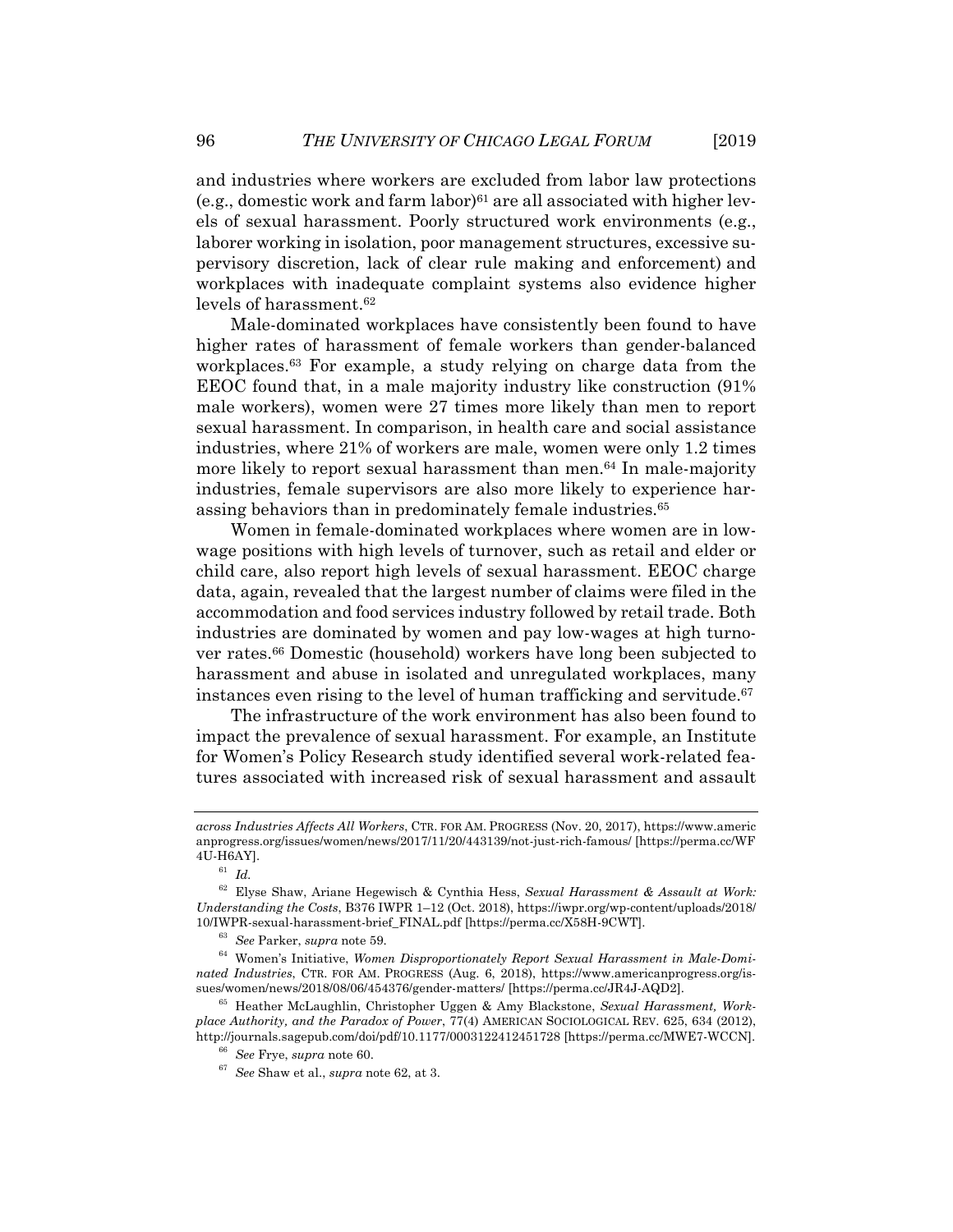and industries where workers are excluded from labor law protections (e.g., domestic work and farm labor)[61] are all associated with higher levels of sexual harassment. Poorly structured work environments (e.g., laborer working in isolation, poor management structures, excessive supervisory discretion, lack of clear rule making and enforcement) and workplaces with inadequate complaint systems also evidence higher levels of harassment.[62]

Male-dominated workplaces have consistently been found to have higher rates of harassment of female workers than gender-balanced workplaces.[63] For example, a study relying on charge data from the EEOC found that, in a male majority industry like construction (91% male workers), women were 27 times more likely than men to report sexual harassment. In comparison, in health care and social assistance industries, where 21% of workers are male, women were only 1.2 times more likely to report sexual harassment than men.[64] In male-majority industries, female supervisors are also more likely to experience harassing behaviors than in predominately female industries.[65]

Women in female-dominated workplaces where women are in low-wage positions with high levels of turnover, such as retail and elder or child care, also report high levels of sexual harassment. EEOC charge data, again, revealed that the largest number of claims were filed in the accommodation and food services industry followed by retail trade. Both industries are dominated by women and pay low-wages at high turnover rates.[66] Domestic (household) workers have long been subjected to harassment and abuse in isolated and unregulated workplaces, many instances even rising to the level of human trafficking and servitude.[67]

The infrastructure of the work environment has also been found to impact the prevalence of sexual harassment. For example, an Institute for Women's Policy Research study identified several work-related features associated with increased risk of sexual harassment and assault

---

*across Industries Affects All Workers*, CTR. FOR AM. PROGRESS (Nov. 20, 2017), https://www.americanprogress.org/issues/women/news/2017/11/20/443139/not-just-rich-famous/ [https://perma.cc/WF4U-H6AY].

[61] *Id.*

[62] Elyse Shaw, Ariane Hegewisch & Cynthia Hess, *Sexual Harassment & Assault at Work: Understanding the Costs*, B376 IWPR 1–12 (Oct. 2018), https://iwpr.org/wp-content/uploads/2018/10/IWPR-sexual-harassment-brief_FINAL.pdf [https://perma.cc/X58H-9CWT].

[63] *See* Parker, *supra* note 59.

[64] Women's Initiative, *Women Disproportionately Report Sexual Harassment in Male-Dominated Industries*, CTR. FOR AM. PROGRESS (Aug. 6, 2018), https://www.americanprogress.org/issues/women/news/2018/08/06/454376/gender-matters/ [https://perma.cc/JR4J-AQD2].

[65] Heather McLaughlin, Christopher Uggen & Amy Blackstone, *Sexual Harassment, Workplace Authority, and the Paradox of Power*, 77(4) AMERICAN SOCIOLOGICAL REV. 625, 634 (2012), http://journals.sagepub.com/doi/pdf/10.1177/0003122412451728 [https://perma.cc/MWE7-WCCN].

[66] *See* Frye, *supra* note 60.

[67] *See* Shaw et al., *supra* note 62, at 3.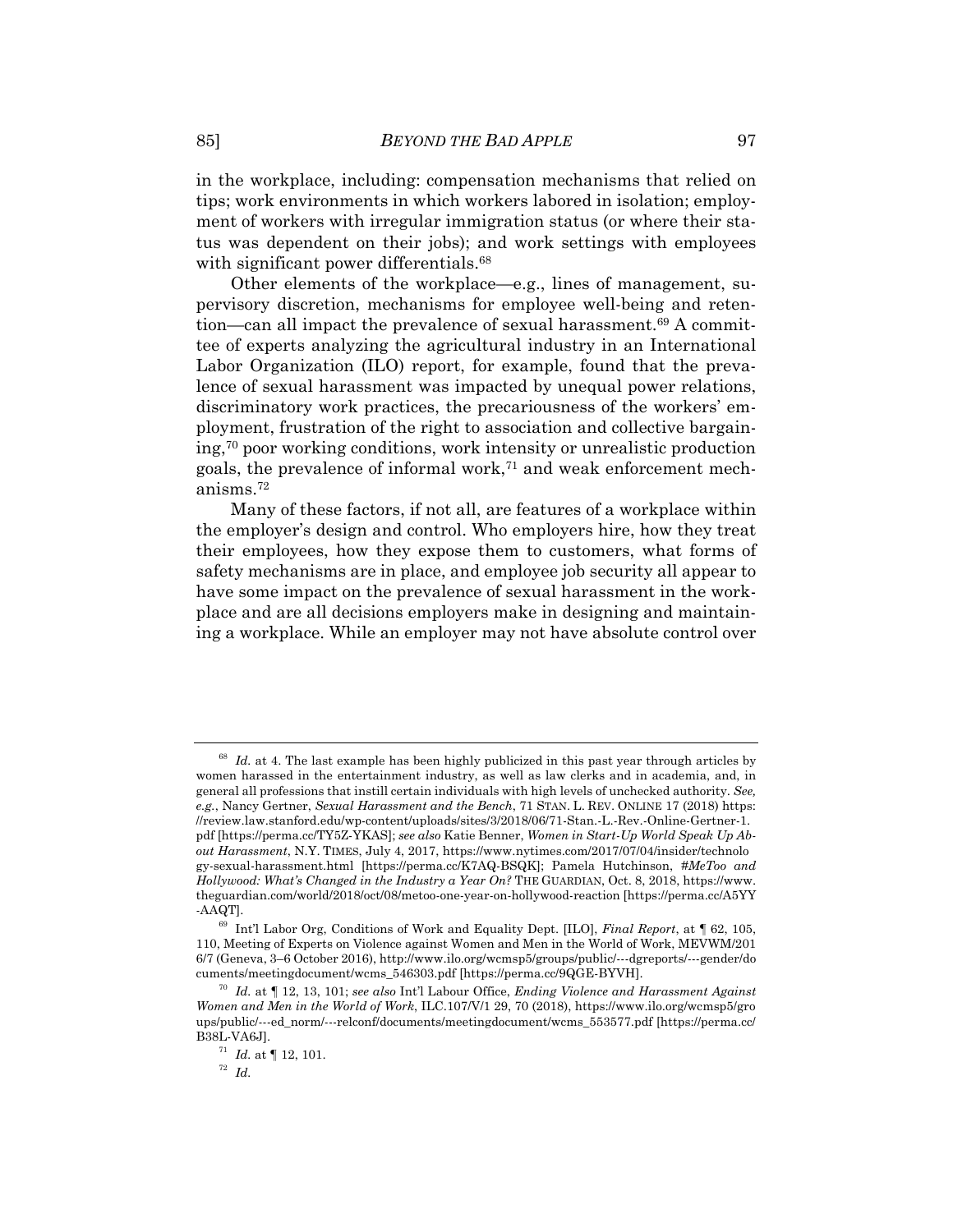in the workplace, including: compensation mechanisms that relied on tips; work environments in which workers labored in isolation; employment of workers with irregular immigration status (or where their status was dependent on their jobs); and work settings with employees with significant power differentials.[68]

Other elements of the workplace—e.g., lines of management, supervisory discretion, mechanisms for employee well-being and retention—can all impact the prevalence of sexual harassment.[69] A committee of experts analyzing the agricultural industry in an International Labor Organization (ILO) report, for example, found that the prevalence of sexual harassment was impacted by unequal power relations, discriminatory work practices, the precariousness of the workers' employment, frustration of the right to association and collective bargaining,[70] poor working conditions, work intensity or unrealistic production goals, the prevalence of informal work,[71] and weak enforcement mechanisms.[72]

Many of these factors, if not all, are features of a workplace within the employer's design and control. Who employers hire, how they treat their employees, how they expose them to customers, what forms of safety mechanisms are in place, and employee job security all appear to have some impact on the prevalence of sexual harassment in the workplace and are all decisions employers make in designing and maintaining a workplace. While an employer may not have absolute control over

---

[68] *Id.* at 4. The last example has been highly publicized in this past year through articles by women harassed in the entertainment industry, as well as law clerks and in academia, and, in general all professions that instill certain individuals with high levels of unchecked authority. *See, e.g.*, Nancy Gertner, *Sexual Harassment and the Bench*, 71 STAN. L. REV. ONLINE 17 (2018) https://review.law.stanford.edu/wp-content/uploads/sites/3/2018/06/71-Stan.-L.-Rev.-Online-Gertner-1.pdf [https://perma.cc/TY5Z-YKAS]; *see also* Katie Benner, *Women in Start-Up World Speak Up About Harassment*, N.Y. TIMES, July 4, 2017, https://www.nytimes.com/2017/07/04/insider/technology-sexual-harassment.html [https://perma.cc/K7AQ-BSQK]; Pamela Hutchinson, *#MeToo and Hollywood: What's Changed in the Industry a Year On?* THE GUARDIAN, Oct. 8, 2018, https://www.theguardian.com/world/2018/oct/08/metoo-one-year-on-hollywood-reaction [https://perma.cc/A5YY-AAQT].

[69] Int'l Labor Org, Conditions of Work and Equality Dept. [ILO], *Final Report*, at ¶ 62, 105, 110, Meeting of Experts on Violence against Women and Men in the World of Work, MEVWM/2016/7 (Geneva, 3–6 October 2016), http://www.ilo.org/wcmsp5/groups/public/---dgreports/---gender/documents/meetingdocument/wcms_546303.pdf [https://perma.cc/9QGE-BYVH].

[70] *Id.* at ¶ 12, 13, 101; *see also* Int'l Labour Office, *Ending Violence and Harassment Against Women and Men in the World of Work*, ILC.107/V/1 29, 70 (2018), https://www.ilo.org/wcmsp5/groups/public/---ed_norm/---relconf/documents/meetingdocument/wcms_553577.pdf [https://perma.cc/B38L-VA6J].

[71] *Id.* at ¶ 12, 101.

[72] *Id.*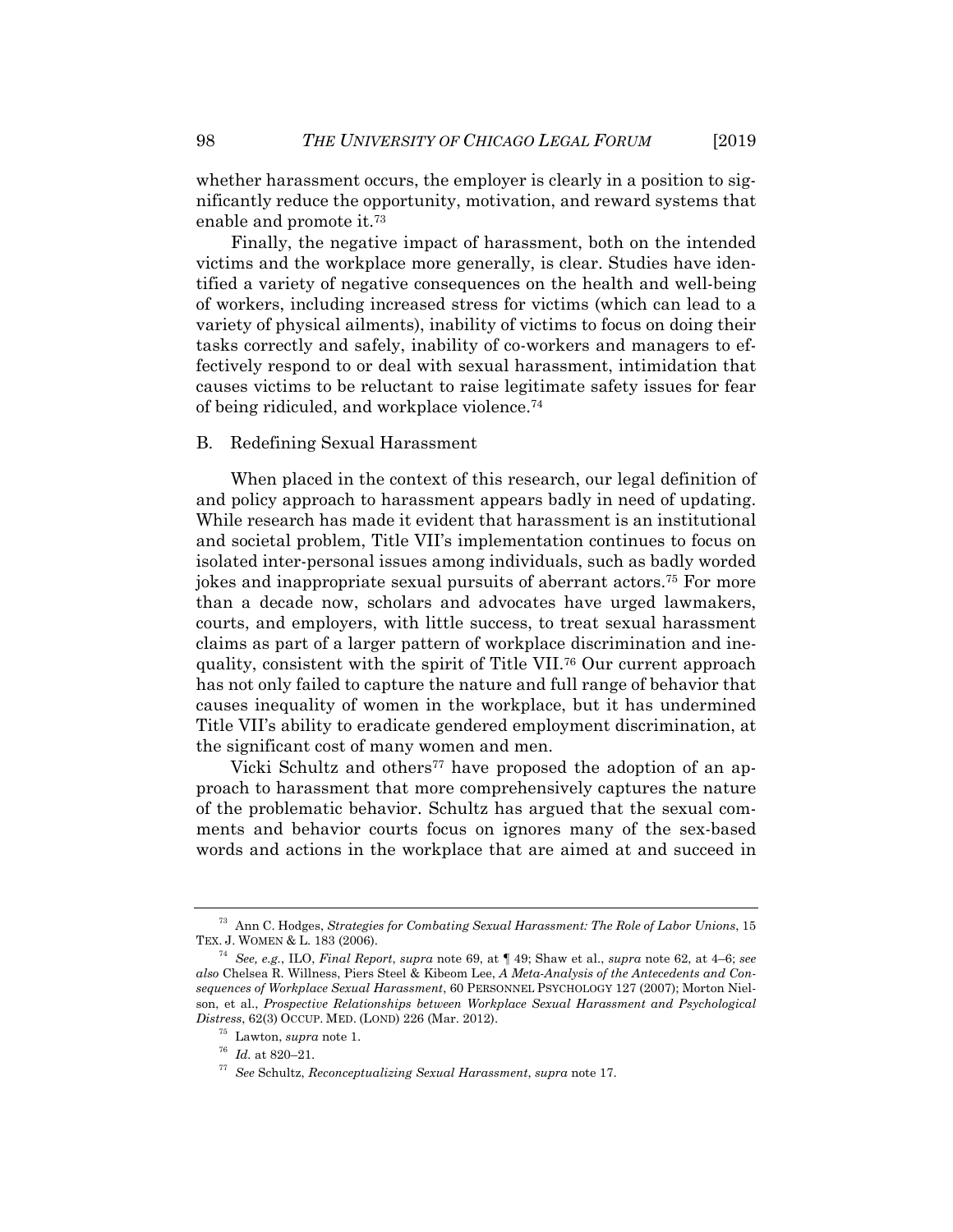whether harassment occurs, the employer is clearly in a position to significantly reduce the opportunity, motivation, and reward systems that enable and promote it.[73]

Finally, the negative impact of harassment, both on the intended victims and the workplace more generally, is clear. Studies have identified a variety of negative consequences on the health and well-being of workers, including increased stress for victims (which can lead to a variety of physical ailments), inability of victims to focus on doing their tasks correctly and safely, inability of co-workers and managers to effectively respond to or deal with sexual harassment, intimidation that causes victims to be reluctant to raise legitimate safety issues for fear of being ridiculed, and workplace violence.[74]

### B. Redefining Sexual Harassment

When placed in the context of this research, our legal definition of and policy approach to harassment appears badly in need of updating. While research has made it evident that harassment is an institutional and societal problem, Title VII's implementation continues to focus on isolated inter-personal issues among individuals, such as badly worded jokes and inappropriate sexual pursuits of aberrant actors.[75] For more than a decade now, scholars and advocates have urged lawmakers, courts, and employers, with little success, to treat sexual harassment claims as part of a larger pattern of workplace discrimination and inequality, consistent with the spirit of Title VII.[76] Our current approach has not only failed to capture the nature and full range of behavior that causes inequality of women in the workplace, but it has undermined Title VII's ability to eradicate gendered employment discrimination, at the significant cost of many women and men.

Vicki Schultz and others[77] have proposed the adoption of an approach to harassment that more comprehensively captures the nature of the problematic behavior. Schultz has argued that the sexual comments and behavior courts focus on ignores many of the sex-based words and actions in the workplace that are aimed at and succeed in

---

[73] Ann C. Hodges, *Strategies for Combating Sexual Harassment: The Role of Labor Unions*, 15 TEX. J. WOMEN & L. 183 (2006).

[74] *See, e.g.*, ILO, *Final Report*, *supra* note 69, at ¶ 49; Shaw et al., *supra* note 62, at 4–6; *see also* Chelsea R. Willness, Piers Steel & Kibeom Lee, *A Meta-Analysis of the Antecedents and Consequences of Workplace Sexual Harassment*, 60 PERSONNEL PSYCHOLOGY 127 (2007); Morton Nielson, et al., *Prospective Relationships between Workplace Sexual Harassment and Psychological Distress*, 62(3) OCCUP. MED. (LOND) 226 (Mar. 2012).

[75] Lawton, *supra* note 1.

[76] *Id.* at 820–21.

[77] *See* Schultz, *Reconceptualizing Sexual Harassment*, *supra* note 17.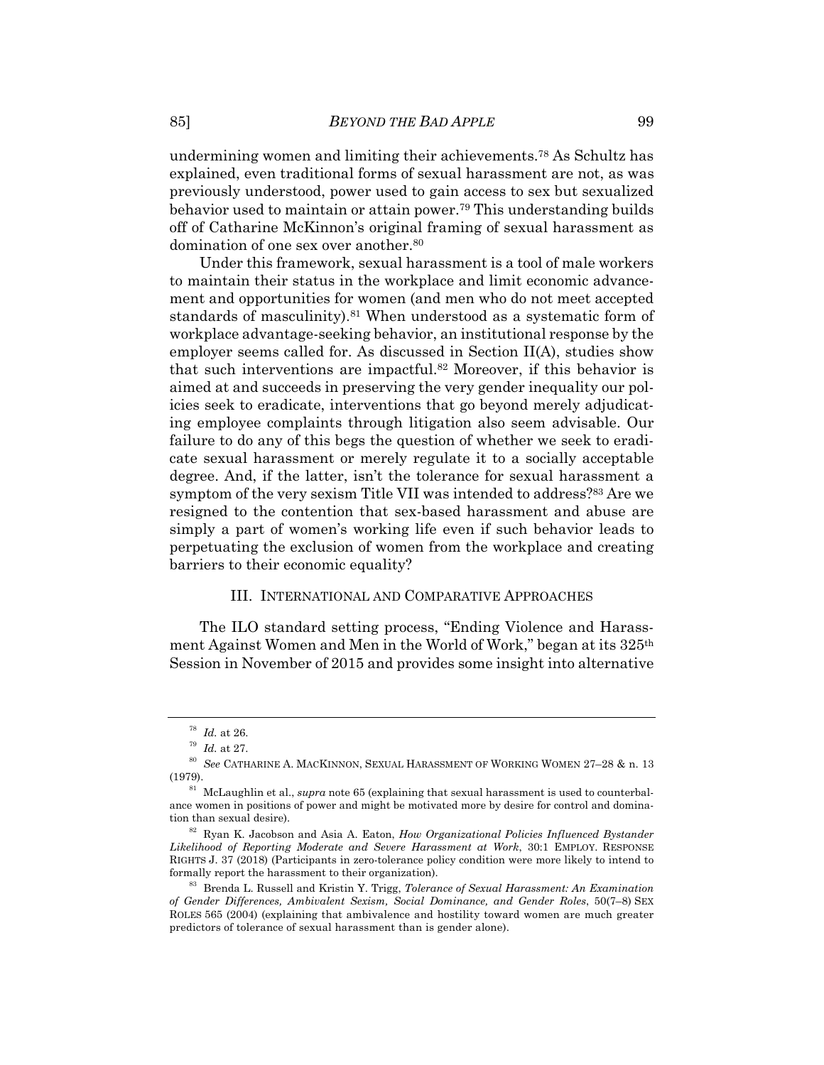undermining women and limiting their achievements.[78] As Schultz has explained, even traditional forms of sexual harassment are not, as was previously understood, power used to gain access to sex but sexualized behavior used to maintain or attain power.[79] This understanding builds off of Catharine McKinnon's original framing of sexual harassment as domination of one sex over another.[80]

Under this framework, sexual harassment is a tool of male workers to maintain their status in the workplace and limit economic advancement and opportunities for women (and men who do not meet accepted standards of masculinity).[81] When understood as a systematic form of workplace advantage-seeking behavior, an institutional response by the employer seems called for. As discussed in Section II(A), studies show that such interventions are impactful.[82] Moreover, if this behavior is aimed at and succeeds in preserving the very gender inequality our policies seek to eradicate, interventions that go beyond merely adjudicating employee complaints through litigation also seem advisable. Our failure to do any of this begs the question of whether we seek to eradicate sexual harassment or merely regulate it to a socially acceptable degree. And, if the latter, isn't the tolerance for sexual harassment a symptom of the very sexism Title VII was intended to address?[83] Are we resigned to the contention that sex-based harassment and abuse are simply a part of women's working life even if such behavior leads to perpetuating the exclusion of women from the workplace and creating barriers to their economic equality?

## III. INTERNATIONAL AND COMPARATIVE APPROACHES

The ILO standard setting process, "Ending Violence and Harassment Against Women and Men in the World of Work," began at its 325th Session in November of 2015 and provides some insight into alternative

---

[78] *Id.* at 26.

[79] *Id.* at 27.

[80] *See* CATHARINE A. MACKINNON, SEXUAL HARASSMENT OF WORKING WOMEN 27–28 & n. 13 (1979).

[81] McLaughlin et al., *supra* note 65 (explaining that sexual harassment is used to counterbalance women in positions of power and might be motivated more by desire for control and domination than sexual desire).

[82] Ryan K. Jacobson and Asia A. Eaton, *How Organizational Policies Influenced Bystander Likelihood of Reporting Moderate and Severe Harassment at Work*, 30:1 EMPLOY. RESPONSE RIGHTS J. 37 (2018) (Participants in zero-tolerance policy condition were more likely to intend to formally report the harassment to their organization).

[83] Brenda L. Russell and Kristin Y. Trigg, *Tolerance of Sexual Harassment: An Examination of Gender Differences, Ambivalent Sexism, Social Dominance, and Gender Roles*, 50(7–8) SEX ROLES 565 (2004) (explaining that ambivalence and hostility toward women are much greater predictors of tolerance of sexual harassment than is gender alone).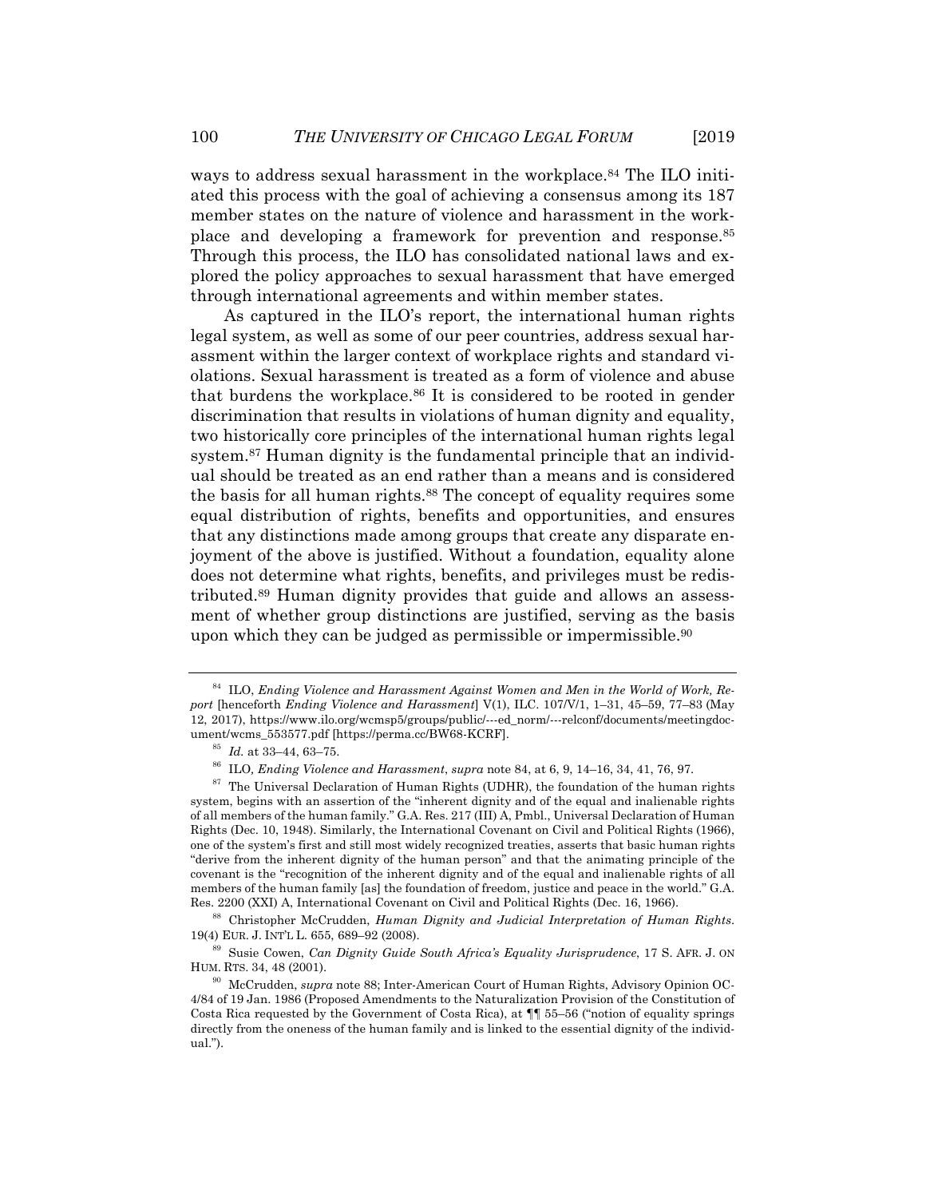ways to address sexual harassment in the workplace.[84] The ILO initiated this process with the goal of achieving a consensus among its 187 member states on the nature of violence and harassment in the workplace and developing a framework for prevention and response.[85] Through this process, the ILO has consolidated national laws and explored the policy approaches to sexual harassment that have emerged through international agreements and within member states.

As captured in the ILO's report, the international human rights legal system, as well as some of our peer countries, address sexual harassment within the larger context of workplace rights and standard violations. Sexual harassment is treated as a form of violence and abuse that burdens the workplace.[86] It is considered to be rooted in gender discrimination that results in violations of human dignity and equality, two historically core principles of the international human rights legal system.[87] Human dignity is the fundamental principle that an individual should be treated as an end rather than a means and is considered the basis for all human rights.[88] The concept of equality requires some equal distribution of rights, benefits and opportunities, and ensures that any distinctions made among groups that create any disparate enjoyment of the above is justified. Without a foundation, equality alone does not determine what rights, benefits, and privileges must be redistributed.[89] Human dignity provides that guide and allows an assessment of whether group distinctions are justified, serving as the basis upon which they can be judged as permissible or impermissible.[90]

---

[84] ILO, *Ending Violence and Harassment Against Women and Men in the World of Work, Report* [henceforth *Ending Violence and Harassment*] V(1), ILC. 107/V/1, 1–31, 45–59, 77–83 (May 12, 2017), https://www.ilo.org/wcmsp5/groups/public/---ed_norm/---relconf/documents/meetingdocument/wcms_553577.pdf [https://perma.cc/BW68-KCRF].

[85] *Id.* at 33–44, 63–75.

[86] ILO*, Ending Violence and Harassment*, *supra* note 84, at 6, 9, 14–16, 34, 41, 76, 97.

[87] The Universal Declaration of Human Rights (UDHR), the foundation of the human rights system, begins with an assertion of the "inherent dignity and of the equal and inalienable rights of all members of the human family." G.A. Res. 217 (III) A, Pmbl., Universal Declaration of Human Rights (Dec. 10, 1948). Similarly, the International Covenant on Civil and Political Rights (1966), one of the system's first and still most widely recognized treaties, asserts that basic human rights "derive from the inherent dignity of the human person" and that the animating principle of the covenant is the "recognition of the inherent dignity and of the equal and inalienable rights of all members of the human family [as] the foundation of freedom, justice and peace in the world." G.A. Res. 2200 (XXI) A, International Covenant on Civil and Political Rights (Dec. 16, 1966).

[88] Christopher McCrudden, *Human Dignity and Judicial Interpretation of Human Rights*. 19(4) EUR. J. INT'L L. 655, 689–92 (2008).

[89] Susie Cowen, *Can Dignity Guide South Africa's Equality Jurisprudence*, 17 S. AFR. J. ON HUM. RTS. 34, 48 (2001).

[90] McCrudden, *supra* note 88; Inter-American Court of Human Rights, Advisory Opinion OC-4/84 of 19 Jan. 1986 (Proposed Amendments to the Naturalization Provision of the Constitution of Costa Rica requested by the Government of Costa Rica), at ¶¶ 55–56 ("notion of equality springs directly from the oneness of the human family and is linked to the essential dignity of the individual.").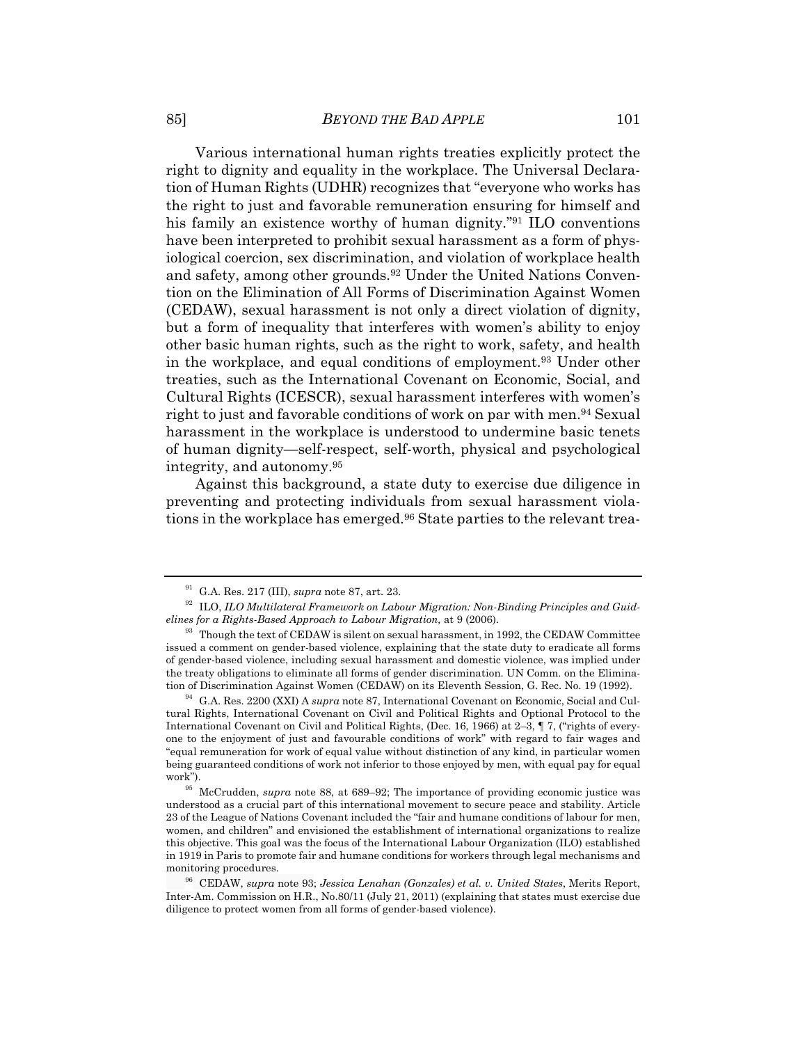Various international human rights treaties explicitly protect the right to dignity and equality in the workplace. The Universal Declaration of Human Rights (UDHR) recognizes that "everyone who works has the right to just and favorable remuneration ensuring for himself and his family an existence worthy of human dignity."[91] ILO conventions have been interpreted to prohibit sexual harassment as a form of physiological coercion, sex discrimination, and violation of workplace health and safety, among other grounds.[92] Under the United Nations Convention on the Elimination of All Forms of Discrimination Against Women (CEDAW), sexual harassment is not only a direct violation of dignity, but a form of inequality that interferes with women's ability to enjoy other basic human rights, such as the right to work, safety, and health in the workplace, and equal conditions of employment.[93] Under other treaties, such as the International Covenant on Economic, Social, and Cultural Rights (ICESCR), sexual harassment interferes with women's right to just and favorable conditions of work on par with men.[94] Sexual harassment in the workplace is understood to undermine basic tenets of human dignity—self-respect, self-worth, physical and psychological integrity, and autonomy.[95]

Against this background, a state duty to exercise due diligence in preventing and protecting individuals from sexual harassment violations in the workplace has emerged.[96] State parties to the relevant trea-

---

[91] G.A. Res. 217 (III), *supra* note 87, art. 23.

[92] ILO, *ILO Multilateral Framework on Labour Migration: Non-Binding Principles and Guidelines for a Rights-Based Approach to Labour Migration,* at 9 (2006).

[93] Though the text of CEDAW is silent on sexual harassment, in 1992, the CEDAW Committee issued a comment on gender-based violence, explaining that the state duty to eradicate all forms of gender-based violence, including sexual harassment and domestic violence, was implied under the treaty obligations to eliminate all forms of gender discrimination. UN Comm. on the Elimination of Discrimination Against Women (CEDAW) on its Eleventh Session, G. Rec. No. 19 (1992).

[94] G.A. Res. 2200 (XXI) A *supra* note 87, International Covenant on Economic, Social and Cultural Rights, International Covenant on Civil and Political Rights and Optional Protocol to the International Covenant on Civil and Political Rights, (Dec. 16, 1966) at 2–3, ¶ 7, ("rights of everyone to the enjoyment of just and favourable conditions of work" with regard to fair wages and "equal remuneration for work of equal value without distinction of any kind, in particular women being guaranteed conditions of work not inferior to those enjoyed by men, with equal pay for equal work").

[95] McCrudden, *supra* note 88, at 689–92; The importance of providing economic justice was understood as a crucial part of this international movement to secure peace and stability. Article 23 of the League of Nations Covenant included the "fair and humane conditions of labour for men, women, and children" and envisioned the establishment of international organizations to realize this objective. This goal was the focus of the International Labour Organization (ILO) established in 1919 in Paris to promote fair and humane conditions for workers through legal mechanisms and monitoring procedures.

[96] CEDAW, *supra* note 93; *Jessica Lenahan (Gonzales) et al. v. United States*, Merits Report, Inter-Am. Commission on H.R., No.80/11 (July 21, 2011) (explaining that states must exercise due diligence to protect women from all forms of gender-based violence).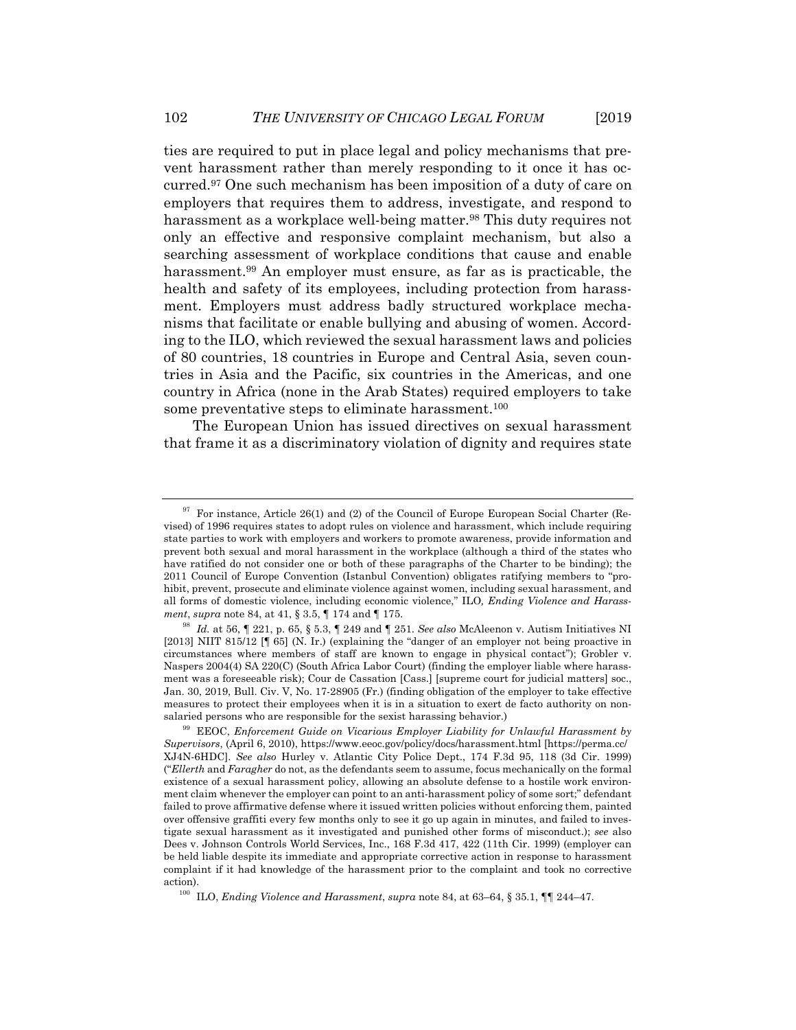ties are required to put in place legal and policy mechanisms that prevent harassment rather than merely responding to it once it has occurred.[97] One such mechanism has been imposition of a duty of care on employers that requires them to address, investigate, and respond to harassment as a workplace well-being matter.[98] This duty requires not only an effective and responsive complaint mechanism, but also a searching assessment of workplace conditions that cause and enable harassment.[99] An employer must ensure, as far as is practicable, the health and safety of its employees, including protection from harassment. Employers must address badly structured workplace mechanisms that facilitate or enable bullying and abusing of women. According to the ILO, which reviewed the sexual harassment laws and policies of 80 countries, 18 countries in Europe and Central Asia, seven countries in Asia and the Pacific, six countries in the Americas, and one country in Africa (none in the Arab States) required employers to take some preventative steps to eliminate harassment.[100]

The European Union has issued directives on sexual harassment that frame it as a discriminatory violation of dignity and requires state

---

[97] For instance, Article 26(1) and (2) of the Council of Europe European Social Charter (Revised) of 1996 requires states to adopt rules on violence and harassment, which include requiring state parties to work with employers and workers to promote awareness, provide information and prevent both sexual and moral harassment in the workplace (although a third of the states who have ratified do not consider one or both of these paragraphs of the Charter to be binding); the 2011 Council of Europe Convention (Istanbul Convention) obligates ratifying members to "prohibit, prevent, prosecute and eliminate violence against women, including sexual harassment, and all forms of domestic violence, including economic violence," ILO*, Ending Violence and Harassment*, *supra* note 84, at 41, § 3.5, ¶ 174 and ¶ 175.

[98] *Id.* at 56, ¶ 221, p. 65, § 5.3, ¶ 249 and ¶ 251. *See also* McAleenon v. Autism Initiatives NI [2013] NIIT 815/12 [¶ 65] (N. Ir.) (explaining the "danger of an employer not being proactive in circumstances where members of staff are known to engage in physical contact"); Grobler v. Naspers 2004(4) SA 220(C) (South Africa Labor Court) (finding the employer liable where harassment was a foreseeable risk); Cour de Cassation [Cass.] [supreme court for judicial matters] soc., Jan. 30, 2019, Bull. Civ. V, No. 17-28905 (Fr.) (finding obligation of the employer to take effective measures to protect their employees when it is in a situation to exert de facto authority on non-salaried persons who are responsible for the sexist harassing behavior.)

[99] EEOC, *Enforcement Guide on Vicarious Employer Liability for Unlawful Harassment by Supervisors*, (April 6, 2010), https://www.eeoc.gov/policy/docs/harassment.html [https://perma.cc/XJ4N-6HDC]. *See also* Hurley v. Atlantic City Police Dept., 174 F.3d 95, 118 (3d Cir. 1999) ("*Ellerth* and *Faragher* do not, as the defendants seem to assume, focus mechanically on the formal existence of a sexual harassment policy, allowing an absolute defense to a hostile work environment claim whenever the employer can point to an anti-harassment policy of some sort;" defendant failed to prove affirmative defense where it issued written policies without enforcing them, painted over offensive graffiti every few months only to see it go up again in minutes, and failed to investigate sexual harassment as it investigated and punished other forms of misconduct.); *see* also Dees v. Johnson Controls World Services, Inc., 168 F.3d 417, 422 (11th Cir. 1999) (employer can be held liable despite its immediate and appropriate corrective action in response to harassment complaint if it had knowledge of the harassment prior to the complaint and took no corrective action).

[100] ILO, *Ending Violence and Harassment*, *supra* note 84, at 63–64, § 35.1, ¶¶ 244–47.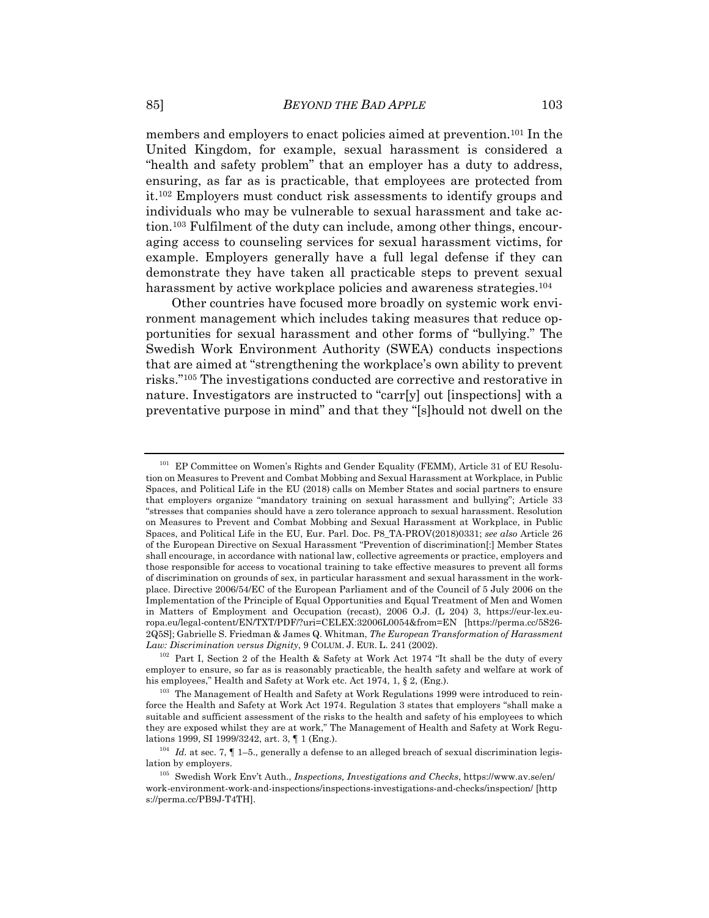members and employers to enact policies aimed at prevention.[101] In the United Kingdom, for example, sexual harassment is considered a "health and safety problem" that an employer has a duty to address, ensuring, as far as is practicable, that employees are protected from it.[102] Employers must conduct risk assessments to identify groups and individuals who may be vulnerable to sexual harassment and take action.[103] Fulfilment of the duty can include, among other things, encouraging access to counseling services for sexual harassment victims, for example. Employers generally have a full legal defense if they can demonstrate they have taken all practicable steps to prevent sexual harassment by active workplace policies and awareness strategies.[104]

Other countries have focused more broadly on systemic work environment management which includes taking measures that reduce opportunities for sexual harassment and other forms of "bullying." The Swedish Work Environment Authority (SWEA) conducts inspections that are aimed at "strengthening the workplace's own ability to prevent risks."[105] The investigations conducted are corrective and restorative in nature. Investigators are instructed to "carr[y] out [inspections] with a preventative purpose in mind" and that they "[s]hould not dwell on the

---

[101] EP Committee on Women's Rights and Gender Equality (FEMM), Article 31 of EU Resolution on Measures to Prevent and Combat Mobbing and Sexual Harassment at Workplace, in Public Spaces, and Political Life in the EU (2018) calls on Member States and social partners to ensure that employers organize "mandatory training on sexual harassment and bullying"; Article 33 "stresses that companies should have a zero tolerance approach to sexual harassment. Resolution on Measures to Prevent and Combat Mobbing and Sexual Harassment at Workplace, in Public Spaces, and Political Life in the EU, Eur. Parl. Doc. P8_TA-PROV(2018)0331; *see also* Article 26 of the European Directive on Sexual Harassment "Prevention of discrimination[:] Member States shall encourage, in accordance with national law, collective agreements or practice, employers and those responsible for access to vocational training to take effective measures to prevent all forms of discrimination on grounds of sex, in particular harassment and sexual harassment in the workplace. Directive 2006/54/EC of the European Parliament and of the Council of 5 July 2006 on the Implementation of the Principle of Equal Opportunities and Equal Treatment of Men and Women in Matters of Employment and Occupation (recast), 2006 O.J. (L 204) 3, https://eur-lex.europa.eu/legal-content/EN/TXT/PDF/?uri=CELEX:32006L0054&from=EN [https://perma.cc/5S26-2Q5S]; Gabrielle S. Friedman & James Q. Whitman, *The European Transformation of Harassment Law: Discrimination versus Dignity*, 9 COLUM. J. EUR. L. 241 (2002).

[102] Part I, Section 2 of the Health & Safety at Work Act 1974 "It shall be the duty of every employer to ensure, so far as is reasonably practicable, the health safety and welfare at work of his employees," Health and Safety at Work etc. Act 1974, 1, § 2, (Eng.).

[103] The Management of Health and Safety at Work Regulations 1999 were introduced to reinforce the Health and Safety at Work Act 1974. Regulation 3 states that employers "shall make a suitable and sufficient assessment of the risks to the health and safety of his employees to which they are exposed whilst they are at work," The Management of Health and Safety at Work Regulations 1999, SI 1999/3242, art. 3, ¶ 1 (Eng.).

[104] *Id.* at sec. 7, ¶ 1–5., generally a defense to an alleged breach of sexual discrimination legislation by employers.

[105] Swedish Work Env't Auth., *Inspections, Investigations and Checks*, https://www.av.se/en/work-environment-work-and-inspections/inspections-investigations-and-checks/inspection/ [https://perma.cc/PB9J-T4TH].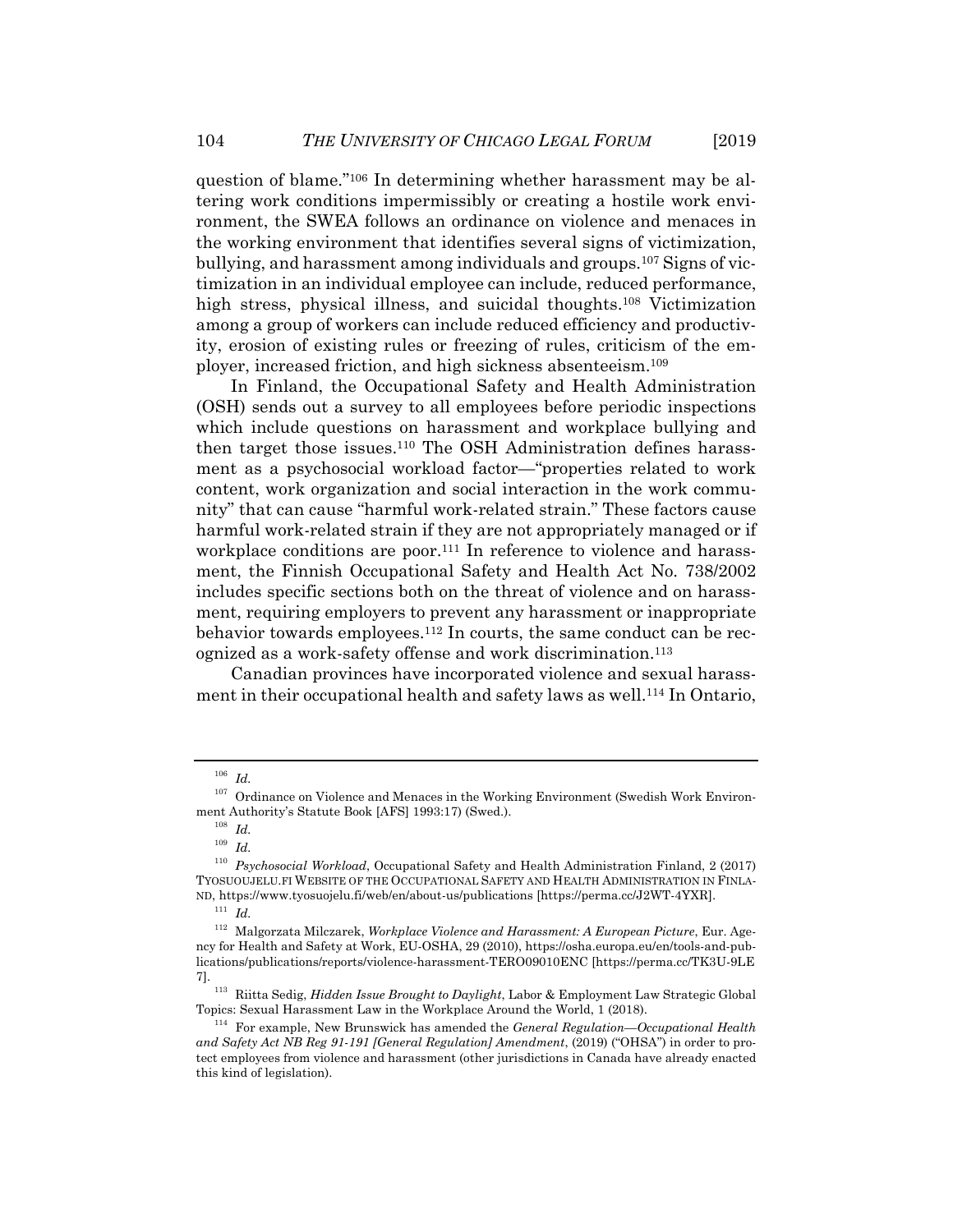question of blame."[106] In determining whether harassment may be altering work conditions impermissibly or creating a hostile work environment, the SWEA follows an ordinance on violence and menaces in the working environment that identifies several signs of victimization, bullying, and harassment among individuals and groups.[107] Signs of victimization in an individual employee can include, reduced performance, high stress, physical illness, and suicidal thoughts.[108] Victimization among a group of workers can include reduced efficiency and productivity, erosion of existing rules or freezing of rules, criticism of the employer, increased friction, and high sickness absenteeism.[109]

In Finland, the Occupational Safety and Health Administration (OSH) sends out a survey to all employees before periodic inspections which include questions on harassment and workplace bullying and then target those issues.[110] The OSH Administration defines harassment as a psychosocial workload factor—"properties related to work content, work organization and social interaction in the work community" that can cause "harmful work-related strain." These factors cause harmful work-related strain if they are not appropriately managed or if workplace conditions are poor.[111] In reference to violence and harassment, the Finnish Occupational Safety and Health Act No. 738/2002 includes specific sections both on the threat of violence and on harassment, requiring employers to prevent any harassment or inappropriate behavior towards employees.[112] In courts, the same conduct can be recognized as a work-safety offense and work discrimination.[113]

Canadian provinces have incorporated violence and sexual harassment in their occupational health and safety laws as well.[114] In Ontario,

---

[106] *Id.*

[107] Ordinance on Violence and Menaces in the Working Environment (Swedish Work Environment Authority's Statute Book [AFS] 1993:17) (Swed.).

[108] *Id.*

[109] *Id.*

[110] *Psychosocial Workload*, Occupational Safety and Health Administration Finland, 2 (2017) TYOSUOJELU.FI WEBSITE OF THE OCCUPATIONAL SAFETY AND HEALTH ADMINISTRATION IN FINLAND, https://www.tyosuojelu.fi/web/en/about-us/publications [https://perma.cc/J2WT-4YXR].

[111] *Id.*

[112] Malgorzata Milczarek, *Workplace Violence and Harassment: A European Picture*, Eur. Agency for Health and Safety at Work, EU-OSHA, 29 (2010), https://osha.europa.eu/en/tools-and-publications/publications/reports/violence-harassment-TERO09010ENC [https://perma.cc/TK3U-9LE7].

[113] Riitta Sedig, *Hidden Issue Brought to Daylight*, Labor & Employment Law Strategic Global Topics: Sexual Harassment Law in the Workplace Around the World, 1 (2018).

[114] For example, New Brunswick has amended the *General Regulation—Occupational Health and Safety Act NB Reg 91-191 [General Regulation] Amendment*, (2019) ("OHSA") in order to protect employees from violence and harassment (other jurisdictions in Canada have already enacted this kind of legislation).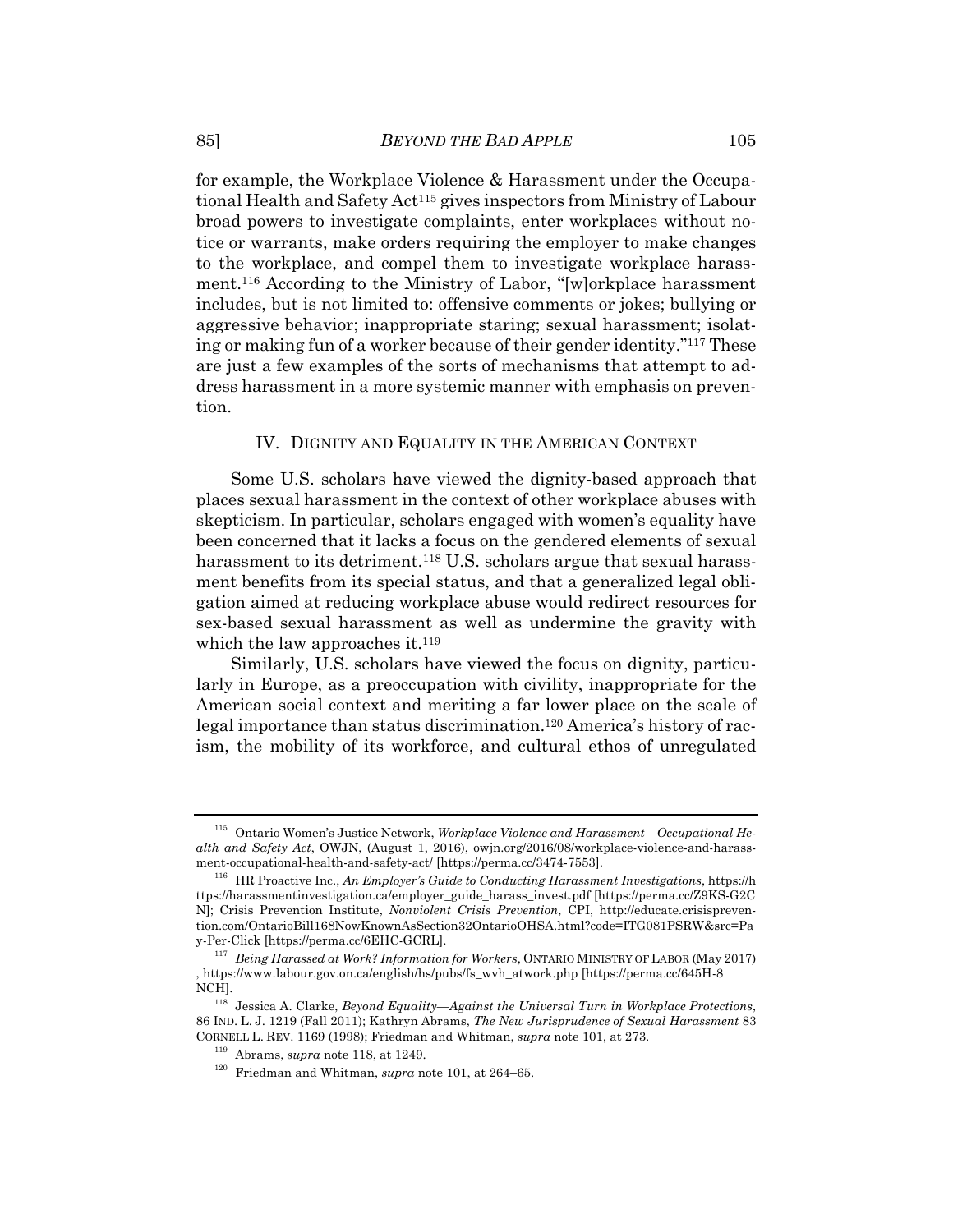for example, the Workplace Violence & Harassment under the Occupational Health and Safety Act[115] gives inspectors from Ministry of Labour broad powers to investigate complaints, enter workplaces without notice or warrants, make orders requiring the employer to make changes to the workplace, and compel them to investigate workplace harassment.[116] According to the Ministry of Labor, "[w]orkplace harassment includes, but is not limited to: offensive comments or jokes; bullying or aggressive behavior; inappropriate staring; sexual harassment; isolating or making fun of a worker because of their gender identity."[117] These are just a few examples of the sorts of mechanisms that attempt to address harassment in a more systemic manner with emphasis on prevention.

## IV. DIGNITY AND EQUALITY IN THE AMERICAN CONTEXT

Some U.S. scholars have viewed the dignity-based approach that places sexual harassment in the context of other workplace abuses with skepticism. In particular, scholars engaged with women's equality have been concerned that it lacks a focus on the gendered elements of sexual harassment to its detriment.[118] U.S. scholars argue that sexual harassment benefits from its special status, and that a generalized legal obligation aimed at reducing workplace abuse would redirect resources for sex-based sexual harassment as well as undermine the gravity with which the law approaches it.[119]

Similarly, U.S. scholars have viewed the focus on dignity, particularly in Europe, as a preoccupation with civility, inappropriate for the American social context and meriting a far lower place on the scale of legal importance than status discrimination.[120] America's history of racism, the mobility of its workforce, and cultural ethos of unregulated

---

[115] Ontario Women's Justice Network, *Workplace Violence and Harassment – Occupational Health and Safety Act*, OWJN, (August 1, 2016), owjn.org/2016/08/workplace-violence-and-harassment-occupational-health-and-safety-act/ [https://perma.cc/3474-7553].

[116] HR Proactive Inc., *An Employer's Guide to Conducting Harassment Investigations*, https://harassmentinvestigation.ca/employer_guide_harass_invest.pdf [https://perma.cc/Z9KS-G2CN]; Crisis Prevention Institute, *Nonviolent Crisis Prevention*, CPI, http://educate.crisisprevention.com/OntarioBill168NowKnownAsSection32OntarioOHSA.html?code=ITG081PSRW&src=Pay-Per-Click [https://perma.cc/6EHC-GCRL].

[117] *Being Harassed at Work? Information for Workers*, ONTARIO MINISTRY OF LABOR (May 2017), https://www.labour.gov.on.ca/english/hs/pubs/fs_wvh_atwork.php [https://perma.cc/645H-8NCH].

[118] Jessica A. Clarke, *Beyond Equality—Against the Universal Turn in Workplace Protections*, 86 IND. L. J. 1219 (Fall 2011); Kathryn Abrams, *The New Jurisprudence of Sexual Harassment* 83 CORNELL L. REV. 1169 (1998); Friedman and Whitman, *supra* note 101, at 273.

[119] Abrams, *supra* note 118, at 1249.

[120] Friedman and Whitman, *supra* note 101, at 264–65.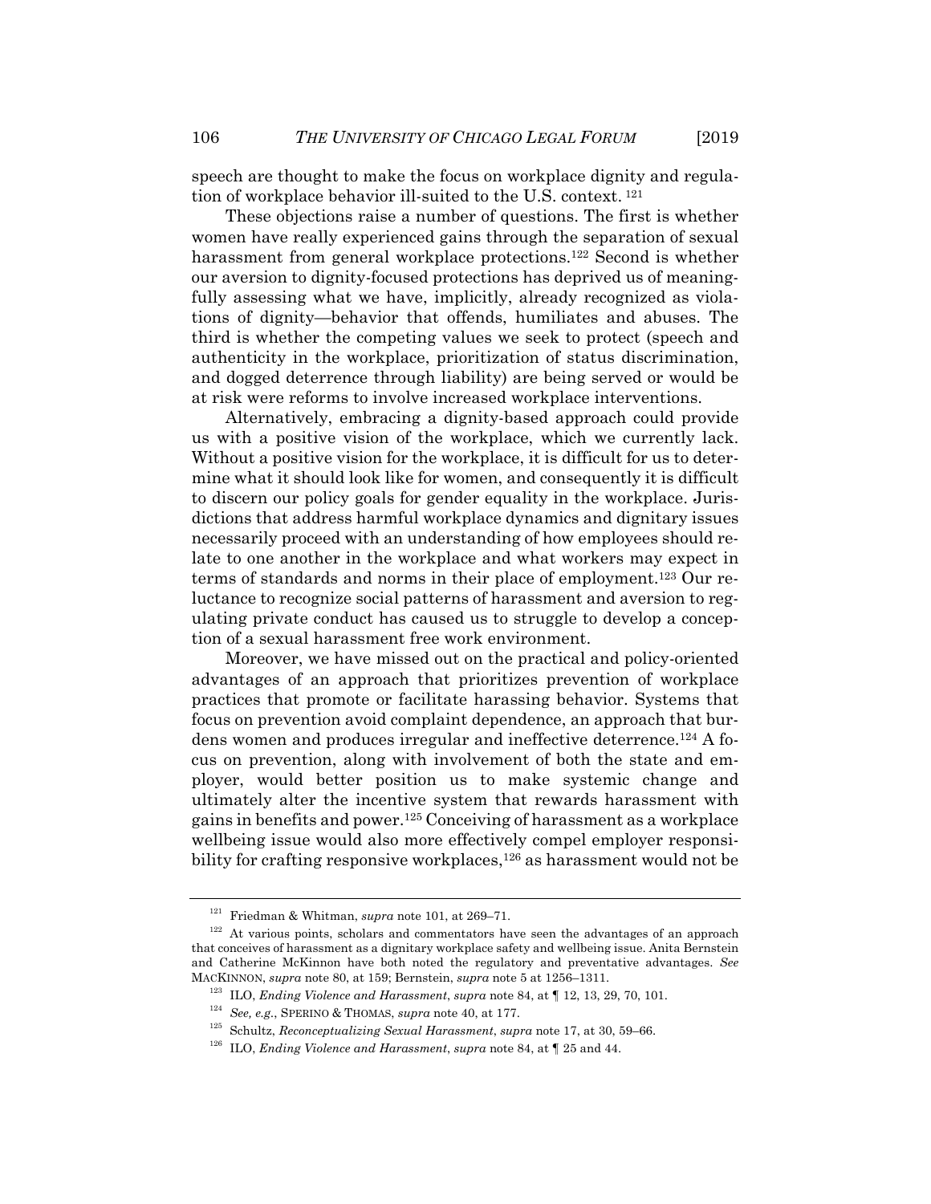speech are thought to make the focus on workplace dignity and regulation of workplace behavior ill-suited to the U.S. context. [121]

These objections raise a number of questions. The first is whether women have really experienced gains through the separation of sexual harassment from general workplace protections.[122] Second is whether our aversion to dignity-focused protections has deprived us of meaningfully assessing what we have, implicitly, already recognized as violations of dignity—behavior that offends, humiliates and abuses. The third is whether the competing values we seek to protect (speech and authenticity in the workplace, prioritization of status discrimination, and dogged deterrence through liability) are being served or would be at risk were reforms to involve increased workplace interventions.

Alternatively, embracing a dignity-based approach could provide us with a positive vision of the workplace, which we currently lack. Without a positive vision for the workplace, it is difficult for us to determine what it should look like for women, and consequently it is difficult to discern our policy goals for gender equality in the workplace. Jurisdictions that address harmful workplace dynamics and dignitary issues necessarily proceed with an understanding of how employees should relate to one another in the workplace and what workers may expect in terms of standards and norms in their place of employment.[123] Our reluctance to recognize social patterns of harassment and aversion to regulating private conduct has caused us to struggle to develop a conception of a sexual harassment free work environment.

Moreover, we have missed out on the practical and policy-oriented advantages of an approach that prioritizes prevention of workplace practices that promote or facilitate harassing behavior. Systems that focus on prevention avoid complaint dependence, an approach that burdens women and produces irregular and ineffective deterrence.[124] A focus on prevention, along with involvement of both the state and employer, would better position us to make systemic change and ultimately alter the incentive system that rewards harassment with gains in benefits and power.[125] Conceiving of harassment as a workplace wellbeing issue would also more effectively compel employer responsibility for crafting responsive workplaces,[126] as harassment would not be

---

[121] Friedman & Whitman, *supra* note 101, at 269–71.

[122] At various points, scholars and commentators have seen the advantages of an approach that conceives of harassment as a dignitary workplace safety and wellbeing issue. Anita Bernstein and Catherine McKinnon have both noted the regulatory and preventative advantages. *See* MACKINNON, *supra* note 80, at 159; Bernstein, *supra* note 5 at 1256–1311.

[123] ILO, *Ending Violence and Harassment*, *supra* note 84, at ¶ 12, 13, 29, 70, 101.

[124] *See, e.g.*, SPERINO & THOMAS, *supra* note 40, at 177.

[125] Schultz, *Reconceptualizing Sexual Harassment*, *supra* note 17, at 30, 59–66.

[126] ILO, *Ending Violence and Harassment*, *supra* note 84, at ¶ 25 and 44.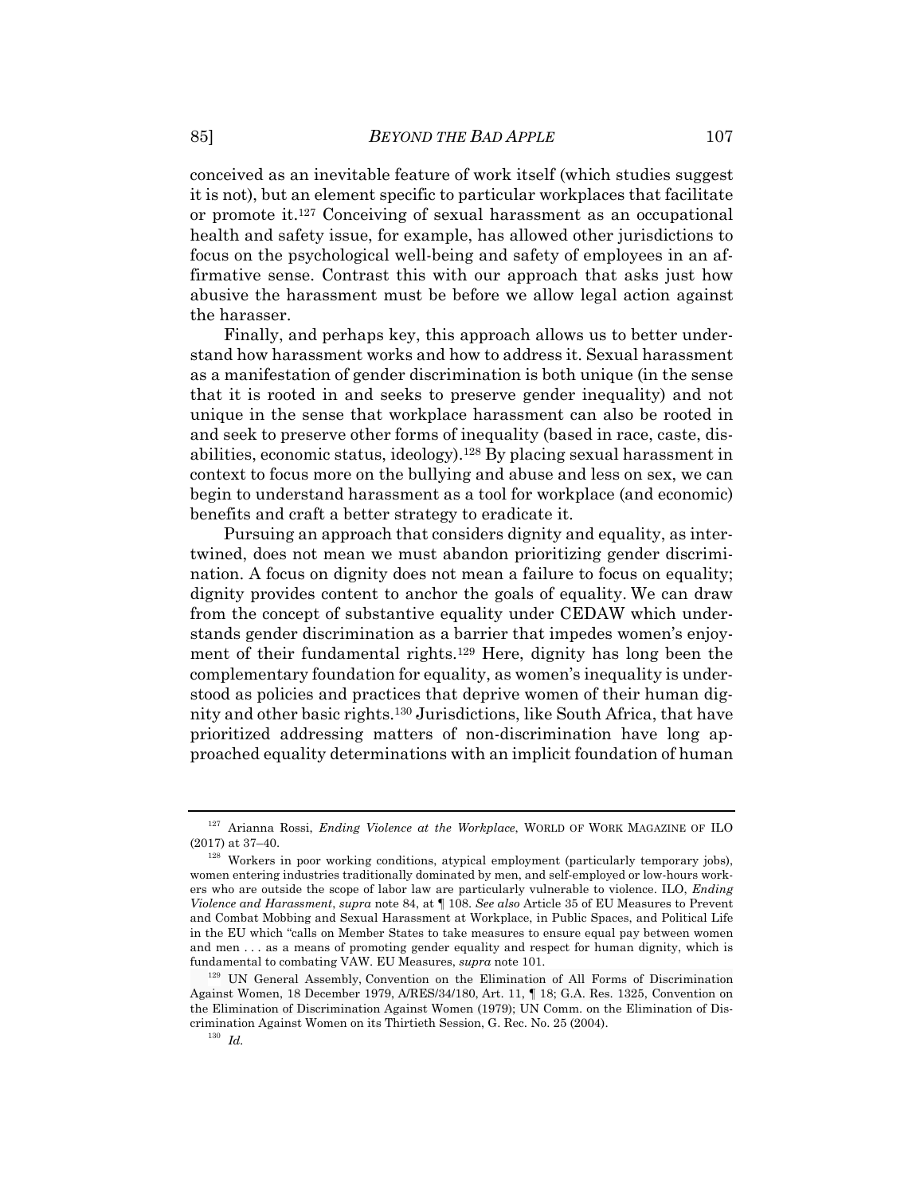conceived as an inevitable feature of work itself (which studies suggest it is not), but an element specific to particular workplaces that facilitate or promote it.[127] Conceiving of sexual harassment as an occupational health and safety issue, for example, has allowed other jurisdictions to focus on the psychological well-being and safety of employees in an affirmative sense. Contrast this with our approach that asks just how abusive the harassment must be before we allow legal action against the harasser.

Finally, and perhaps key, this approach allows us to better understand how harassment works and how to address it. Sexual harassment as a manifestation of gender discrimination is both unique (in the sense that it is rooted in and seeks to preserve gender inequality) and not unique in the sense that workplace harassment can also be rooted in and seek to preserve other forms of inequality (based in race, caste, disabilities, economic status, ideology).[128] By placing sexual harassment in context to focus more on the bullying and abuse and less on sex, we can begin to understand harassment as a tool for workplace (and economic) benefits and craft a better strategy to eradicate it.

Pursuing an approach that considers dignity and equality, as intertwined, does not mean we must abandon prioritizing gender discrimination. A focus on dignity does not mean a failure to focus on equality; dignity provides content to anchor the goals of equality. We can draw from the concept of substantive equality under CEDAW which understands gender discrimination as a barrier that impedes women's enjoyment of their fundamental rights.[129] Here, dignity has long been the complementary foundation for equality, as women's inequality is understood as policies and practices that deprive women of their human dignity and other basic rights.[130] Jurisdictions, like South Africa, that have prioritized addressing matters of non-discrimination have long approached equality determinations with an implicit foundation of human

---

[127] Arianna Rossi, *Ending Violence at the Workplace*, WORLD OF WORK MAGAZINE OF ILO (2017) at 37–40.

[128] Workers in poor working conditions, atypical employment (particularly temporary jobs), women entering industries traditionally dominated by men, and self-employed or low-hours workers who are outside the scope of labor law are particularly vulnerable to violence. ILO, *Ending Violence and Harassment*, *supra* note 84, at ¶ 108. *See also* Article 35 of EU Measures to Prevent and Combat Mobbing and Sexual Harassment at Workplace, in Public Spaces, and Political Life in the EU which "calls on Member States to take measures to ensure equal pay between women and men . . . as a means of promoting gender equality and respect for human dignity, which is fundamental to combating VAW. EU Measures, *supra* note 101.

[129] UN General Assembly, Convention on the Elimination of All Forms of Discrimination Against Women, 18 December 1979, A/RES/34/180, Art. 11, ¶ 18; G.A. Res. 1325, Convention on the Elimination of Discrimination Against Women (1979); UN Comm. on the Elimination of Discrimination Against Women on its Thirtieth Session, G. Rec. No. 25 (2004).

[130] *Id.*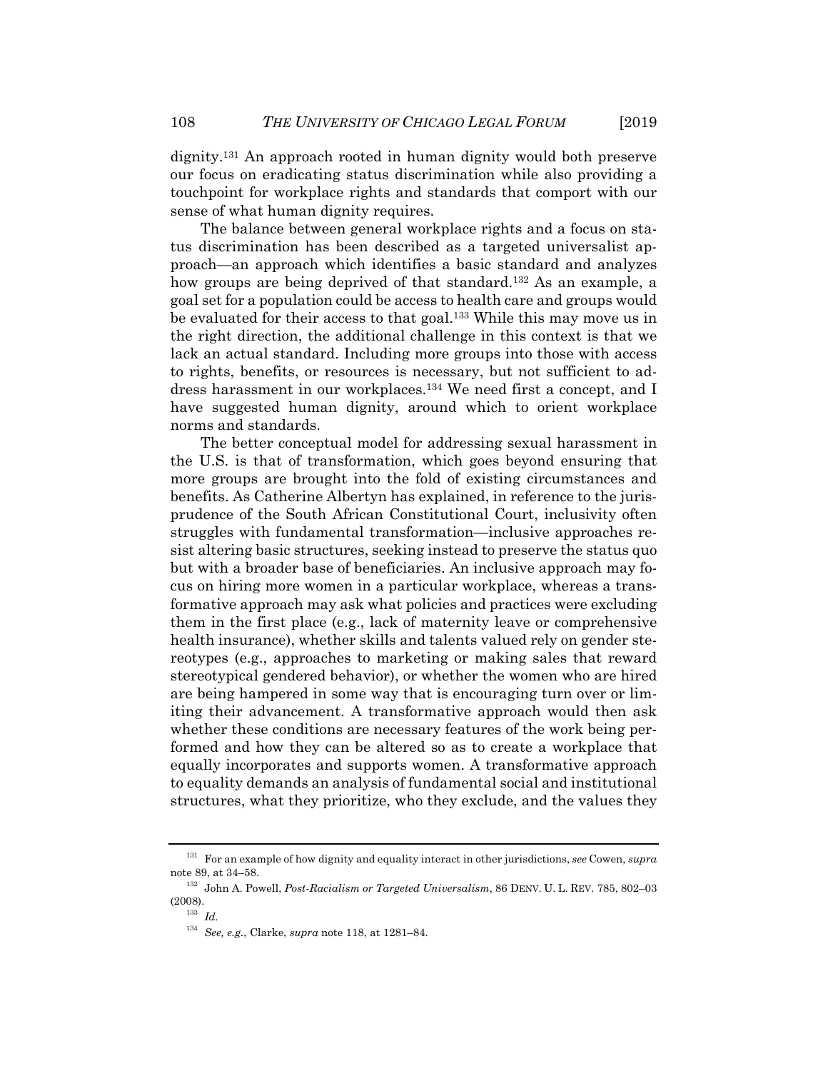dignity.[131] An approach rooted in human dignity would both preserve our focus on eradicating status discrimination while also providing a touchpoint for workplace rights and standards that comport with our sense of what human dignity requires.

The balance between general workplace rights and a focus on status discrimination has been described as a targeted universalist approach—an approach which identifies a basic standard and analyzes how groups are being deprived of that standard.[132] As an example, a goal set for a population could be access to health care and groups would be evaluated for their access to that goal.[133] While this may move us in the right direction, the additional challenge in this context is that we lack an actual standard. Including more groups into those with access to rights, benefits, or resources is necessary, but not sufficient to address harassment in our workplaces.[134] We need first a concept, and I have suggested human dignity, around which to orient workplace norms and standards.

The better conceptual model for addressing sexual harassment in the U.S. is that of transformation, which goes beyond ensuring that more groups are brought into the fold of existing circumstances and benefits. As Catherine Albertyn has explained, in reference to the jurisprudence of the South African Constitutional Court, inclusivity often struggles with fundamental transformation—inclusive approaches resist altering basic structures, seeking instead to preserve the status quo but with a broader base of beneficiaries. An inclusive approach may focus on hiring more women in a particular workplace, whereas a transformative approach may ask what policies and practices were excluding them in the first place (e.g., lack of maternity leave or comprehensive health insurance), whether skills and talents valued rely on gender stereotypes (e.g., approaches to marketing or making sales that reward stereotypical gendered behavior), or whether the women who are hired are being hampered in some way that is encouraging turn over or limiting their advancement. A transformative approach would then ask whether these conditions are necessary features of the work being performed and how they can be altered so as to create a workplace that equally incorporates and supports women. A transformative approach to equality demands an analysis of fundamental social and institutional structures, what they prioritize, who they exclude, and the values they

---

[131] For an example of how dignity and equality interact in other jurisdictions, *see* Cowen, *supra* note 89, at 34–58.

[132] John A. Powell, *Post-Racialism or Targeted Universalism*, 86 DENV. U. L. REV. 785, 802–03 (2008).

[133] *Id.*

[134] *See, e.g.*, Clarke, *supra* note 118, at 1281–84.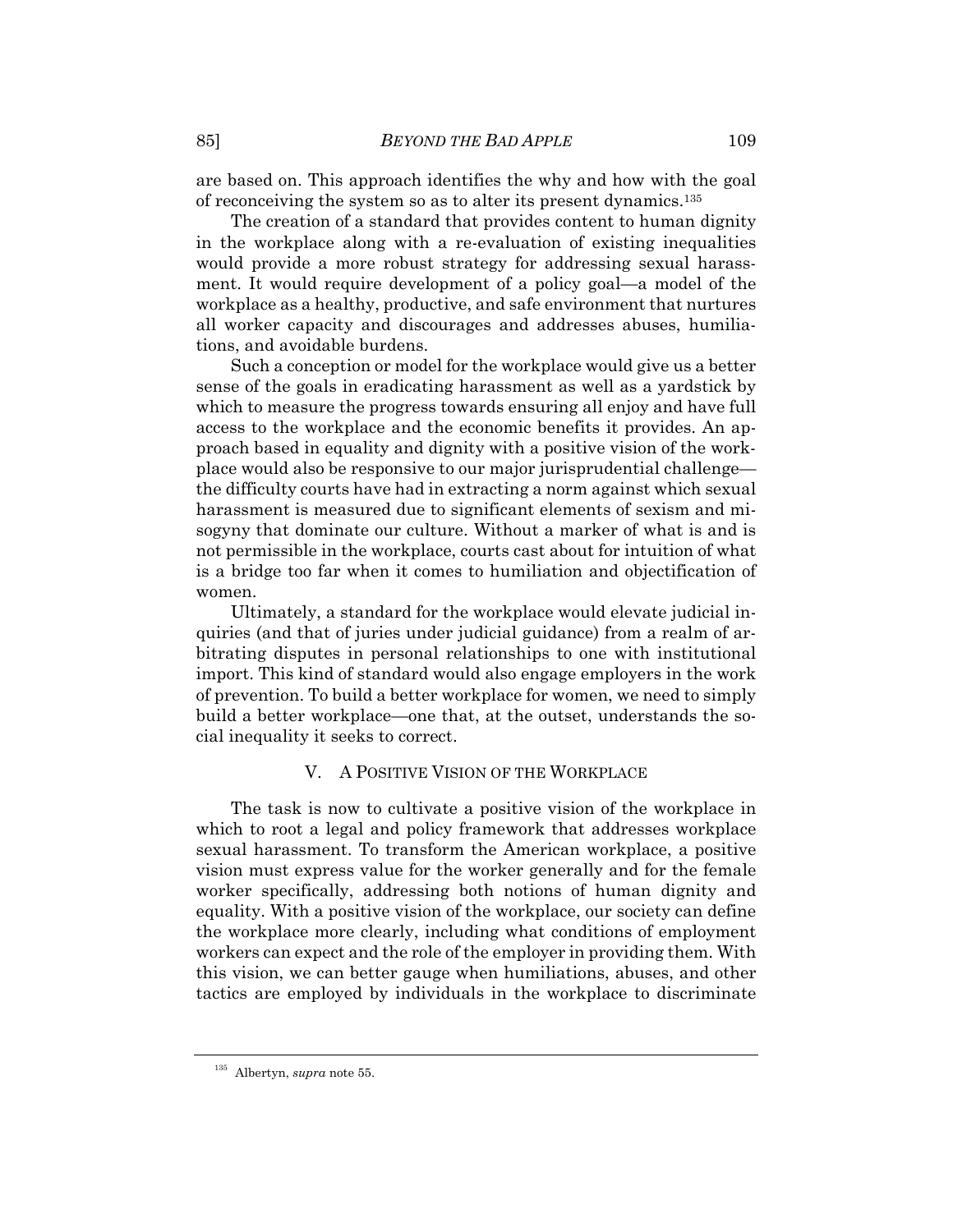are based on. This approach identifies the why and how with the goal of reconceiving the system so as to alter its present dynamics.[135]

The creation of a standard that provides content to human dignity in the workplace along with a re-evaluation of existing inequalities would provide a more robust strategy for addressing sexual harassment. It would require development of a policy goal—a model of the workplace as a healthy, productive, and safe environment that nurtures all worker capacity and discourages and addresses abuses, humiliations, and avoidable burdens.

Such a conception or model for the workplace would give us a better sense of the goals in eradicating harassment as well as a yardstick by which to measure the progress towards ensuring all enjoy and have full access to the workplace and the economic benefits it provides. An approach based in equality and dignity with a positive vision of the workplace would also be responsive to our major jurisprudential challenge—the difficulty courts have had in extracting a norm against which sexual harassment is measured due to significant elements of sexism and misogyny that dominate our culture. Without a marker of what is and is not permissible in the workplace, courts cast about for intuition of what is a bridge too far when it comes to humiliation and objectification of women.

Ultimately, a standard for the workplace would elevate judicial inquiries (and that of juries under judicial guidance) from a realm of arbitrating disputes in personal relationships to one with institutional import. This kind of standard would also engage employers in the work of prevention. To build a better workplace for women, we need to simply build a better workplace—one that, at the outset, understands the social inequality it seeks to correct.

## V. A Positive Vision of the Workplace

The task is now to cultivate a positive vision of the workplace in which to root a legal and policy framework that addresses workplace sexual harassment. To transform the American workplace, a positive vision must express value for the worker generally and for the female worker specifically, addressing both notions of human dignity and equality. With a positive vision of the workplace, our society can define the workplace more clearly, including what conditions of employment workers can expect and the role of the employer in providing them. With this vision, we can better gauge when humiliations, abuses, and other tactics are employed by individuals in the workplace to discriminate

---

[135] Albertyn, *supra* note 55.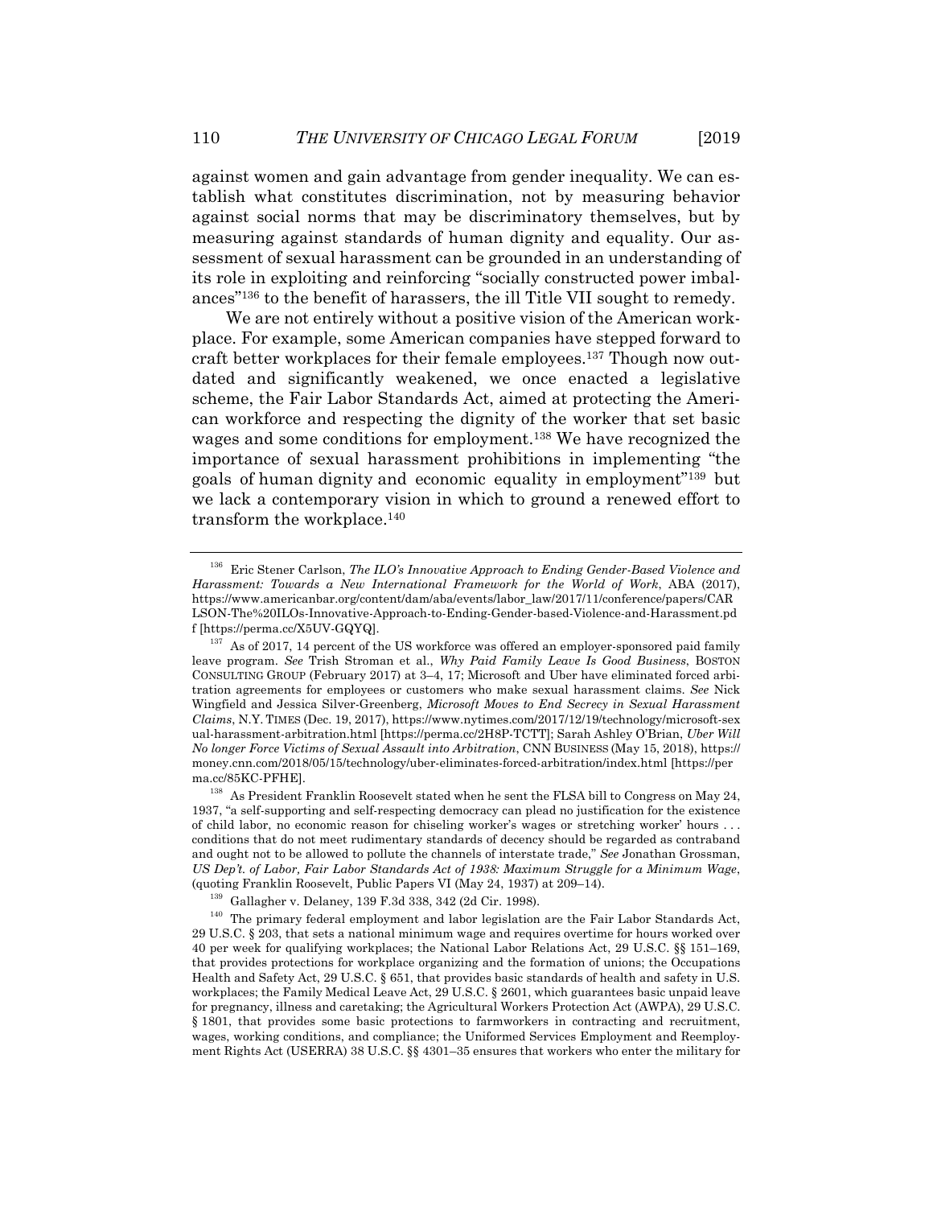against women and gain advantage from gender inequality. We can establish what constitutes discrimination, not by measuring behavior against social norms that may be discriminatory themselves, but by measuring against standards of human dignity and equality. Our assessment of sexual harassment can be grounded in an understanding of its role in exploiting and reinforcing "socially constructed power imbalances"[136] to the benefit of harassers, the ill Title VII sought to remedy.

We are not entirely without a positive vision of the American workplace. For example, some American companies have stepped forward to craft better workplaces for their female employees.[137] Though now outdated and significantly weakened, we once enacted a legislative scheme, the Fair Labor Standards Act, aimed at protecting the American workforce and respecting the dignity of the worker that set basic wages and some conditions for employment.[138] We have recognized the importance of sexual harassment prohibitions in implementing "the goals of human dignity and economic equality in employment"[139] but we lack a contemporary vision in which to ground a renewed effort to transform the workplace.[140]

---

[136] Eric Stener Carlson, *The ILO's Innovative Approach to Ending Gender-Based Violence and Harassment: Towards a New International Framework for the World of Work*, ABA (2017), https://www.americanbar.org/content/dam/aba/events/labor_law/2017/11/conference/papers/CARLSON-The%20ILOs-Innovative-Approach-to-Ending-Gender-based-Violence-and-Harassment.pdf [https://perma.cc/X5UV-GQYQ].

[137] As of 2017, 14 percent of the US workforce was offered an employer-sponsored paid family leave program. *See* Trish Stroman et al., *Why Paid Family Leave Is Good Business*, BOSTON CONSULTING GROUP (February 2017) at 3–4, 17; Microsoft and Uber have eliminated forced arbitration agreements for employees or customers who make sexual harassment claims. *See* Nick Wingfield and Jessica Silver-Greenberg, *Microsoft Moves to End Secrecy in Sexual Harassment Claims*, N.Y. TIMES (Dec. 19, 2017), https://www.nytimes.com/2017/12/19/technology/microsoft-sexual-harassment-arbitration.html [https://perma.cc/2H8P-TCTT]; Sarah Ashley O'Brian, *Uber Will No longer Force Victims of Sexual Assault into Arbitration*, CNN BUSINESS (May 15, 2018), https://money.cnn.com/2018/05/15/technology/uber-eliminates-forced-arbitration/index.html [https://perma.cc/85KC-PFHE].

[138] As President Franklin Roosevelt stated when he sent the FLSA bill to Congress on May 24, 1937, "a self-supporting and self-respecting democracy can plead no justification for the existence of child labor, no economic reason for chiseling worker's wages or stretching worker' hours . . . conditions that do not meet rudimentary standards of decency should be regarded as contraband and ought not to be allowed to pollute the channels of interstate trade," *See* Jonathan Grossman, *US Dep't. of Labor, Fair Labor Standards Act of 1938: Maximum Struggle for a Minimum Wage*, (quoting Franklin Roosevelt, Public Papers VI (May 24, 1937) at 209–14).

[139] Gallagher v. Delaney, 139 F.3d 338, 342 (2d Cir. 1998).

[140] The primary federal employment and labor legislation are the Fair Labor Standards Act, 29 U.S.C. § 203, that sets a national minimum wage and requires overtime for hours worked over 40 per week for qualifying workplaces; the National Labor Relations Act, 29 U.S.C. §§ 151–169, that provides protections for workplace organizing and the formation of unions; the Occupations Health and Safety Act, 29 U.S.C. § 651, that provides basic standards of health and safety in U.S. workplaces; the Family Medical Leave Act, 29 U.S.C. § 2601, which guarantees basic unpaid leave for pregnancy, illness and caretaking; the Agricultural Workers Protection Act (AWPA), 29 U.S.C. § 1801, that provides some basic protections to farmworkers in contracting and recruitment, wages, working conditions, and compliance; the Uniformed Services Employment and Reemployment Rights Act (USERRA) 38 U.S.C. §§ 4301–35 ensures that workers who enter the military for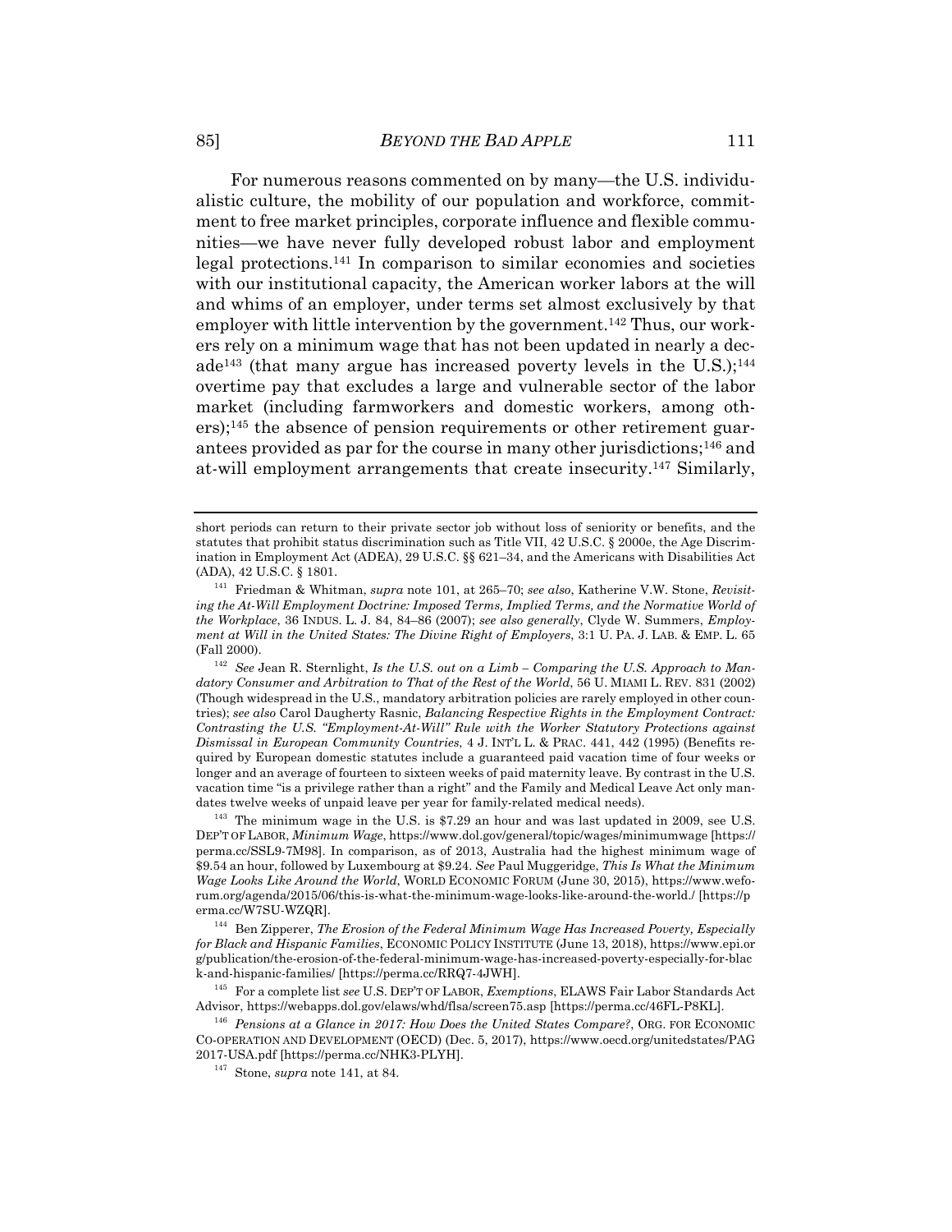For numerous reasons commented on by many—the U.S. individualistic culture, the mobility of our population and workforce, commitment to free market principles, corporate influence and flexible communities—we have never fully developed robust labor and employment legal protections.[141] In comparison to similar economies and societies with our institutional capacity, the American worker labors at the will and whims of an employer, under terms set almost exclusively by that employer with little intervention by the government.[142] Thus, our workers rely on a minimum wage that has not been updated in nearly a decade[143] (that many argue has increased poverty levels in the U.S.);[144] overtime pay that excludes a large and vulnerable sector of the labor market (including farmworkers and domestic workers, among others);[145] the absence of pension requirements or other retirement guarantees provided as par for the course in many other jurisdictions;[146] and at-will employment arrangements that create insecurity.[147] Similarly,

---

short periods can return to their private sector job without loss of seniority or benefits, and the statutes that prohibit status discrimination such as Title VII, 42 U.S.C. § 2000e, the Age Discrimination in Employment Act (ADEA), 29 U.S.C. §§ 621–34, and the Americans with Disabilities Act (ADA), 42 U.S.C. § 1801.

[141] Friedman & Whitman, *supra* note 101, at 265–70; *see also*, Katherine V.W. Stone, *Revisiting the At-Will Employment Doctrine: Imposed Terms, Implied Terms, and the Normative World of the Workplace*, 36 INDUS. L. J. 84, 84–86 (2007); *see also generally*, Clyde W. Summers, *Employment at Will in the United States: The Divine Right of Employers*, 3:1 U. PA. J. LAB. & EMP. L. 65 (Fall 2000).

[142] *See* Jean R. Sternlight, *Is the U.S. out on a Limb – Comparing the U.S. Approach to Mandatory Consumer and Arbitration to That of the Rest of the World*, 56 U. MIAMI L. REV. 831 (2002) (Though widespread in the U.S., mandatory arbitration policies are rarely employed in other countries); *see also* Carol Daugherty Rasnic, *Balancing Respective Rights in the Employment Contract: Contrasting the U.S. "Employment-At-Will" Rule with the Worker Statutory Protections against Dismissal in European Community Countries*, 4 J. INT'L L. & PRAC. 441, 442 (1995) (Benefits required by European domestic statutes include a guaranteed paid vacation time of four weeks or longer and an average of fourteen to sixteen weeks of paid maternity leave. By contrast in the U.S. vacation time "is a privilege rather than a right" and the Family and Medical Leave Act only mandates twelve weeks of unpaid leave per year for family-related medical needs).

[143] The minimum wage in the U.S. is $7.29 an hour and was last updated in 2009, see U.S. DEP'T OF LABOR, *Minimum Wage*, https://www.dol.gov/general/topic/wages/minimumwage [https://perma.cc/SSL9-7M98]. In comparison, as of 2013, Australia had the highest minimum wage of $9.54 an hour, followed by Luxembourg at $9.24. *See* Paul Muggeridge, *This Is What the Minimum Wage Looks Like Around the World*, WORLD ECONOMIC FORUM (June 30, 2015), https://www.weforum.org/agenda/2015/06/this-is-what-the-minimum-wage-looks-like-around-the-world./ [https://perma.cc/W7SU-WZQR].

[144] Ben Zipperer, *The Erosion of the Federal Minimum Wage Has Increased Poverty, Especially for Black and Hispanic Families*, ECONOMIC POLICY INSTITUTE (June 13, 2018), https://www.epi.org/publication/the-erosion-of-the-federal-minimum-wage-has-increased-poverty-especially-for-black-and-hispanic-families/ [https://perma.cc/RRQ7-4JWH].

[145] For a complete list *see* U.S. DEP'T OF LABOR, *Exemptions*, ELAWS Fair Labor Standards Act Advisor, https://webapps.dol.gov/elaws/whd/flsa/screen75.asp [https://perma.cc/46FL-P8KL].

[146] *Pensions at a Glance in 2017: How Does the United States Compare?*, ORG. FOR ECONOMIC CO-OPERATION AND DEVELOPMENT (OECD) (Dec. 5, 2017), https://www.oecd.org/unitedstates/PAG2017-USA.pdf [https://perma.cc/NHK3-PLYH].

[147] Stone, *supra* note 141, at 84.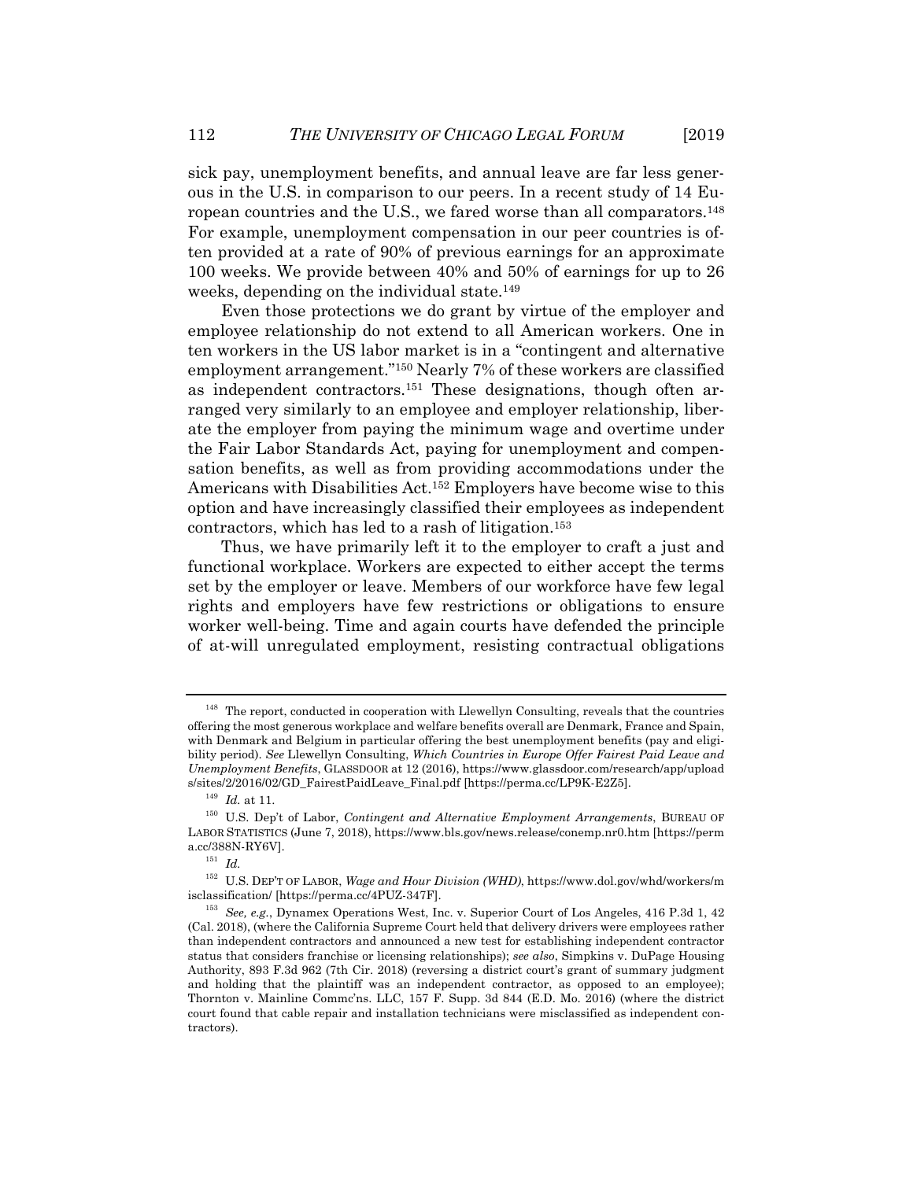sick pay, unemployment benefits, and annual leave are far less generous in the U.S. in comparison to our peers. In a recent study of 14 European countries and the U.S., we fared worse than all comparators.[148] For example, unemployment compensation in our peer countries is often provided at a rate of 90% of previous earnings for an approximate 100 weeks. We provide between 40% and 50% of earnings for up to 26 weeks, depending on the individual state.[149]

Even those protections we do grant by virtue of the employer and employee relationship do not extend to all American workers. One in ten workers in the US labor market is in a "contingent and alternative employment arrangement."[150] Nearly 7% of these workers are classified as independent contractors.[151] These designations, though often arranged very similarly to an employee and employer relationship, liberate the employer from paying the minimum wage and overtime under the Fair Labor Standards Act, paying for unemployment and compensation benefits, as well as from providing accommodations under the Americans with Disabilities Act.[152] Employers have become wise to this option and have increasingly classified their employees as independent contractors, which has led to a rash of litigation.[153]

Thus, we have primarily left it to the employer to craft a just and functional workplace. Workers are expected to either accept the terms set by the employer or leave. Members of our workforce have few legal rights and employers have few restrictions or obligations to ensure worker well-being. Time and again courts have defended the principle of at-will unregulated employment, resisting contractual obligations

---

[148] The report, conducted in cooperation with Llewellyn Consulting, reveals that the countries offering the most generous workplace and welfare benefits overall are Denmark, France and Spain, with Denmark and Belgium in particular offering the best unemployment benefits (pay and eligibility period). *See* Llewellyn Consulting, *Which Countries in Europe Offer Fairest Paid Leave and Unemployment Benefits*, GLASSDOOR at 12 (2016), https://www.glassdoor.com/research/app/uploads/sites/2/2016/02/GD_FairestPaidLeave_Final.pdf [https://perma.cc/LP9K-E2Z5].

[149] *Id.* at 11.

[150] U.S. Dep't of Labor, *Contingent and Alternative Employment Arrangements*, BUREAU OF LABOR STATISTICS (June 7, 2018), https://www.bls.gov/news.release/conemp.nr0.htm [https://perma.cc/388N-RY6V].

[151] *Id.*

[152] U.S. DEP'T OF LABOR, *Wage and Hour Division (WHD)*, https://www.dol.gov/whd/workers/misclassification/ [https://perma.cc/4PUZ-347F].

[153] *See, e.g.*, Dynamex Operations West, Inc. v. Superior Court of Los Angeles, 416 P.3d 1, 42 (Cal. 2018), (where the California Supreme Court held that delivery drivers were employees rather than independent contractors and announced a new test for establishing independent contractor status that considers franchise or licensing relationships); *see also*, Simpkins v. DuPage Housing Authority, 893 F.3d 962 (7th Cir. 2018) (reversing a district court's grant of summary judgment and holding that the plaintiff was an independent contractor, as opposed to an employee); Thornton v. Mainline Commc'ns. LLC, 157 F. Supp. 3d 844 (E.D. Mo. 2016) (where the district court found that cable repair and installation technicians were misclassified as independent contractors).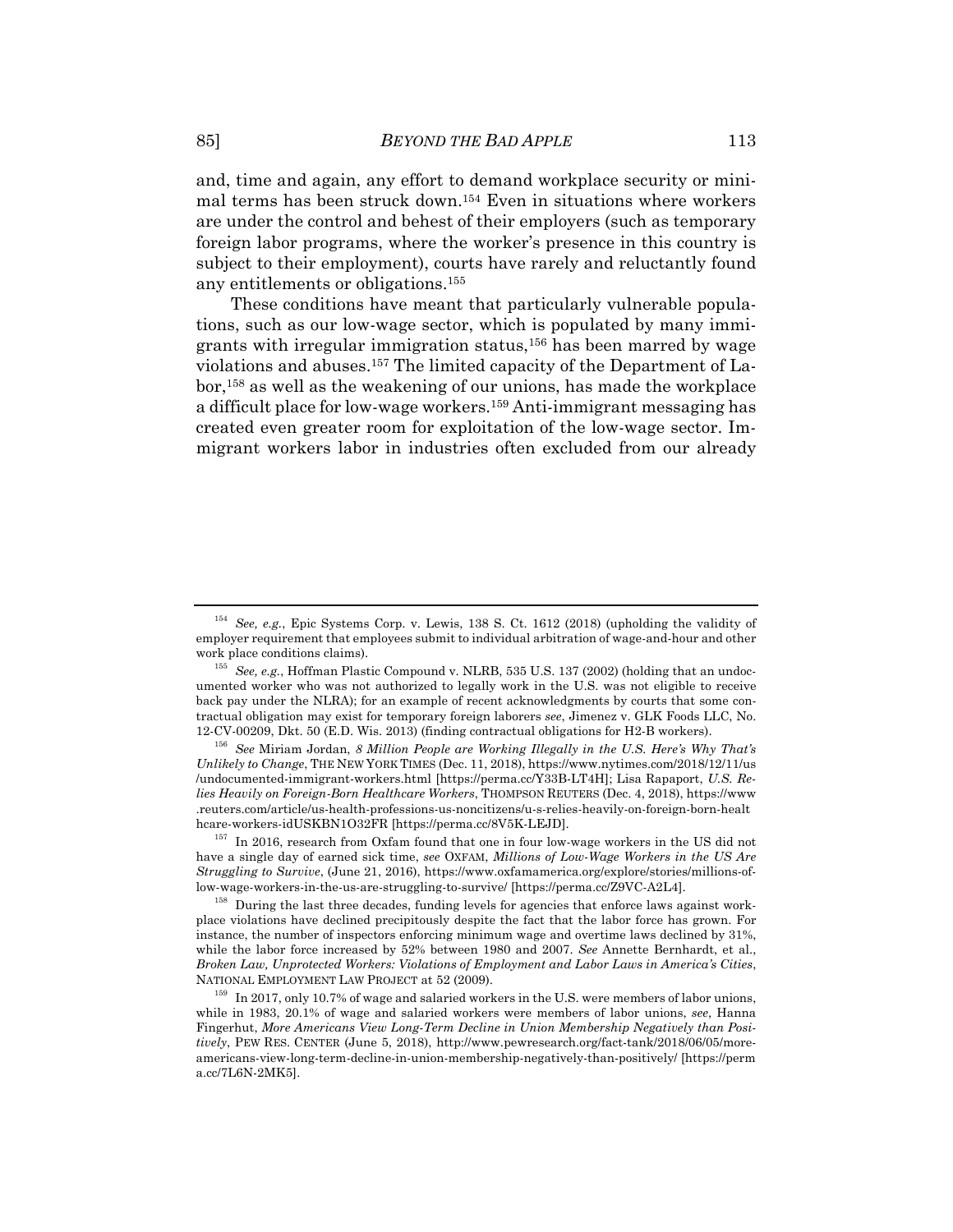and, time and again, any effort to demand workplace security or minimal terms has been struck down.[154] Even in situations where workers are under the control and behest of their employers (such as temporary foreign labor programs, where the worker's presence in this country is subject to their employment), courts have rarely and reluctantly found any entitlements or obligations.[155]

These conditions have meant that particularly vulnerable populations, such as our low-wage sector, which is populated by many immigrants with irregular immigration status,[156] has been marred by wage violations and abuses.[157] The limited capacity of the Department of Labor,[158] as well as the weakening of our unions, has made the workplace a difficult place for low-wage workers.[159] Anti-immigrant messaging has created even greater room for exploitation of the low-wage sector. Immigrant workers labor in industries often excluded from our already

---

[154] *See, e.g.*, Epic Systems Corp. v. Lewis, 138 S. Ct. 1612 (2018) (upholding the validity of employer requirement that employees submit to individual arbitration of wage-and-hour and other work place conditions claims).

[155] *See, e.g.*, Hoffman Plastic Compound v. NLRB, 535 U.S. 137 (2002) (holding that an undocumented worker who was not authorized to legally work in the U.S. was not eligible to receive back pay under the NLRA); for an example of recent acknowledgments by courts that some contractual obligation may exist for temporary foreign laborers *see*, Jimenez v. GLK Foods LLC, No. 12-CV-00209, Dkt. 50 (E.D. Wis. 2013) (finding contractual obligations for H2-B workers).

[156] *See* Miriam Jordan, *8 Million People are Working Illegally in the U.S. Here's Why That's Unlikely to Change*, THE NEW YORK TIMES (Dec. 11, 2018), https://www.nytimes.com/2018/12/11/us/undocumented-immigrant-workers.html [https://perma.cc/Y33B-LT4H]; Lisa Rapaport, *U.S. Relies Heavily on Foreign-Born Healthcare Workers*, THOMPSON REUTERS (Dec. 4, 2018), https://www.reuters.com/article/us-health-professions-us-noncitizens/u-s-relies-heavily-on-foreign-born-healthcare-workers-idUSKBN1O32FR [https://perma.cc/8V5K-LEJD].

[157] In 2016, research from Oxfam found that one in four low-wage workers in the US did not have a single day of earned sick time, *see* OXFAM, *Millions of Low-Wage Workers in the US Are Struggling to Survive*, (June 21, 2016), https://www.oxfamamerica.org/explore/stories/millions-of-low-wage-workers-in-the-us-are-struggling-to-survive/ [https://perma.cc/Z9VC-A2L4].

[158] During the last three decades, funding levels for agencies that enforce laws against workplace violations have declined precipitously despite the fact that the labor force has grown. For instance, the number of inspectors enforcing minimum wage and overtime laws declined by 31%, while the labor force increased by 52% between 1980 and 2007. *See* Annette Bernhardt, et al., *Broken Law, Unprotected Workers: Violations of Employment and Labor Laws in America's Cities*, NATIONAL EMPLOYMENT LAW PROJECT at 52 (2009).

[159] In 2017, only 10.7% of wage and salaried workers in the U.S. were members of labor unions, while in 1983, 20.1% of wage and salaried workers were members of labor unions, *see*, Hanna Fingerhut, *More Americans View Long-Term Decline in Union Membership Negatively than Positively*, PEW RES. CENTER (June 5, 2018), http://www.pewresearch.org/fact-tank/2018/06/05/more-americans-view-long-term-decline-in-union-membership-negatively-than-positively/ [https://perma.cc/7L6N-2MK5].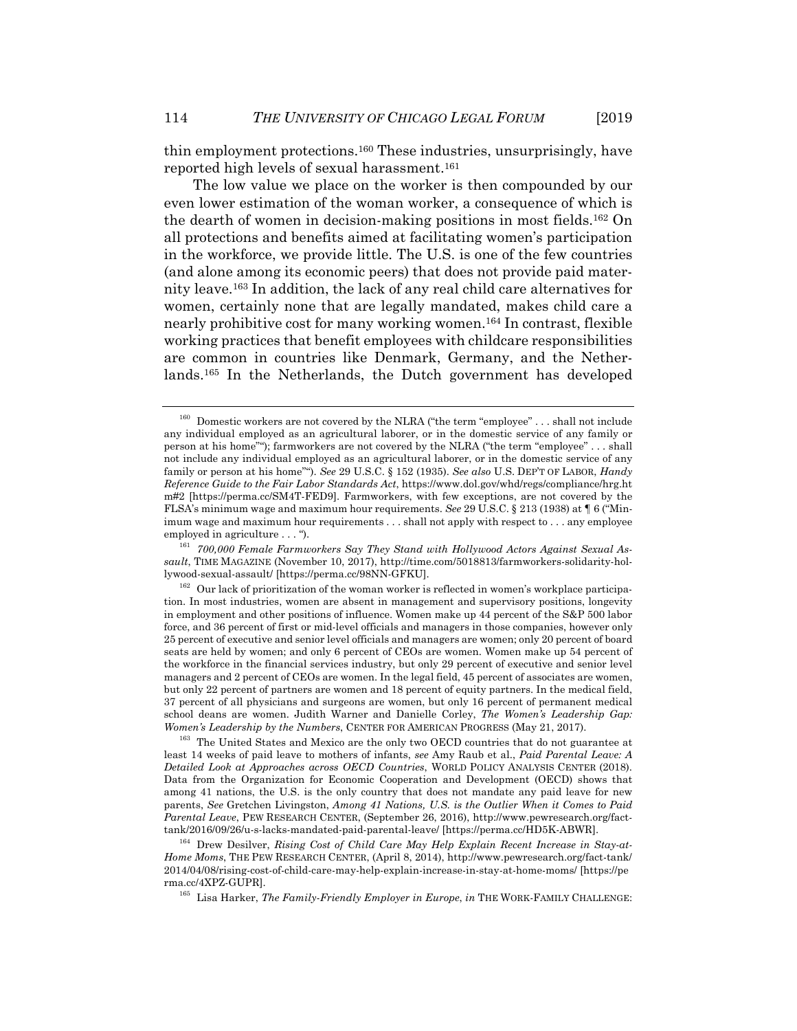thin employment protections.[160] These industries, unsurprisingly, have reported high levels of sexual harassment.[161]

The low value we place on the worker is then compounded by our even lower estimation of the woman worker, a consequence of which is the dearth of women in decision-making positions in most fields.[162] On all protections and benefits aimed at facilitating women's participation in the workforce, we provide little. The U.S. is one of the few countries (and alone among its economic peers) that does not provide paid maternity leave.[163] In addition, the lack of any real child care alternatives for women, certainly none that are legally mandated, makes child care a nearly prohibitive cost for many working women.[164] In contrast, flexible working practices that benefit employees with childcare responsibilities are common in countries like Denmark, Germany, and the Netherlands.[165] In the Netherlands, the Dutch government has developed

---

[160] Domestic workers are not covered by the NLRA ("the term "employee" . . . shall not include any individual employed as an agricultural laborer, or in the domestic service of any family or person at his home""); farmworkers are not covered by the NLRA ("the term "employee" . . . shall not include any individual employed as an agricultural laborer, or in the domestic service of any family or person at his home""). *See* 29 U.S.C. § 152 (1935). *See also* U.S. DEP'T OF LABOR, *Handy Reference Guide to the Fair Labor Standards Act*, https://www.dol.gov/whd/regs/compliance/hrg.htm#2 [https://perma.cc/SM4T-FED9]. Farmworkers, with few exceptions, are not covered by the FLSA's minimum wage and maximum hour requirements. *See* 29 U.S.C. § 213 (1938) at ¶ 6 ("Minimum wage and maximum hour requirements . . . shall not apply with respect to . . . any employee employed in agriculture . . . ").

[161] *700,000 Female Farmworkers Say They Stand with Hollywood Actors Against Sexual Assault*, TIME MAGAZINE (November 10, 2017), http://time.com/5018813/farmworkers-solidarity-hollywood-sexual-assault/ [https://perma.cc/98NN-GFKU].

[162] Our lack of prioritization of the woman worker is reflected in women's workplace participation. In most industries, women are absent in management and supervisory positions, longevity in employment and other positions of influence. Women make up 44 percent of the S&P 500 labor force, and 36 percent of first or mid-level officials and managers in those companies, however only 25 percent of executive and senior level officials and managers are women; only 20 percent of board seats are held by women; and only 6 percent of CEOs are women. Women make up 54 percent of the workforce in the financial services industry, but only 29 percent of executive and senior level managers and 2 percent of CEOs are women. In the legal field, 45 percent of associates are women, but only 22 percent of partners are women and 18 percent of equity partners. In the medical field, 37 percent of all physicians and surgeons are women, but only 16 percent of permanent medical school deans are women. Judith Warner and Danielle Corley, *The Women's Leadership Gap: Women's Leadership by the Numbers*, CENTER FOR AMERICAN PROGRESS (May 21, 2017).

[163] The United States and Mexico are the only two OECD countries that do not guarantee at least 14 weeks of paid leave to mothers of infants, *see* Amy Raub et al., *Paid Parental Leave: A Detailed Look at Approaches across OECD Countries*, WORLD POLICY ANALYSIS CENTER (2018). Data from the Organization for Economic Cooperation and Development (OECD) shows that among 41 nations, the U.S. is the only country that does not mandate any paid leave for new parents, *See* Gretchen Livingston, *Among 41 Nations, U.S. is the Outlier When it Comes to Paid Parental Leave*, PEW RESEARCH CENTER, (September 26, 2016), http://www.pewresearch.org/fact-tank/2016/09/26/u-s-lacks-mandated-paid-parental-leave/ [https://perma.cc/HD5K-ABWR].

[164] Drew Desilver, *Rising Cost of Child Care May Help Explain Recent Increase in Stay-at-Home Moms*, THE PEW RESEARCH CENTER, (April 8, 2014), http://www.pewresearch.org/fact-tank/2014/04/08/rising-cost-of-child-care-may-help-explain-increase-in-stay-at-home-moms/ [https://perma.cc/4XPZ-GUPR].

[165] Lisa Harker, *The Family-Friendly Employer in Europe*, *in* THE WORK-FAMILY CHALLENGE: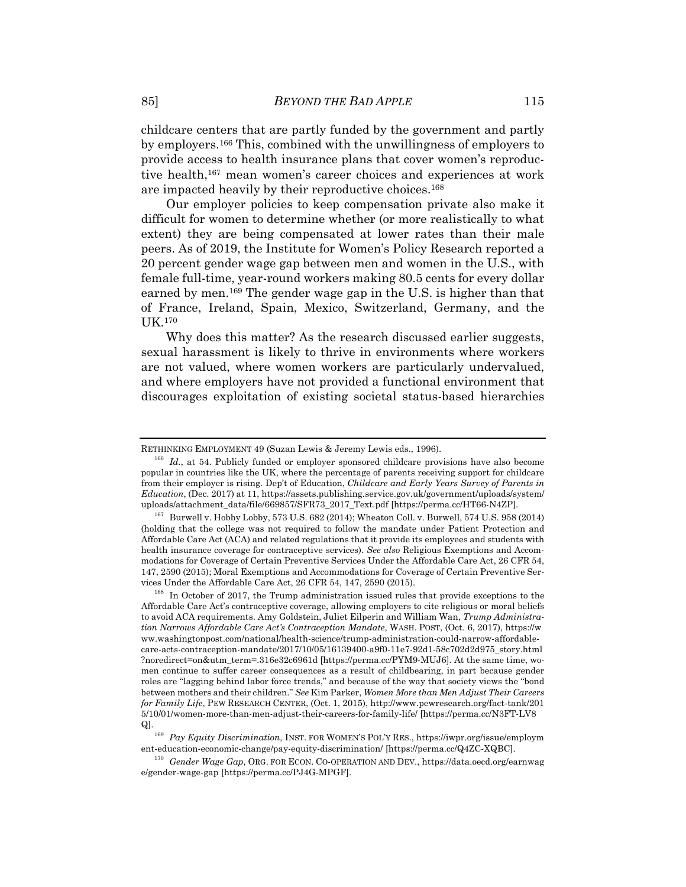childcare centers that are partly funded by the government and partly by employers.[166] This, combined with the unwillingness of employers to provide access to health insurance plans that cover women's reproductive health,[167] mean women's career choices and experiences at work are impacted heavily by their reproductive choices.[168]

Our employer policies to keep compensation private also make it difficult for women to determine whether (or more realistically to what extent) they are being compensated at lower rates than their male peers. As of 2019, the Institute for Women's Policy Research reported a 20 percent gender wage gap between men and women in the U.S., with female full-time, year-round workers making 80.5 cents for every dollar earned by men.[169] The gender wage gap in the U.S. is higher than that of France, Ireland, Spain, Mexico, Switzerland, Germany, and the UK.[170]

Why does this matter? As the research discussed earlier suggests, sexual harassment is likely to thrive in environments where workers are not valued, where women workers are particularly undervalued, and where employers have not provided a functional environment that discourages exploitation of existing societal status-based hierarchies

---

RETHINKING EMPLOYMENT 49 (Suzan Lewis & Jeremy Lewis eds., 1996).

[166] *Id.*, at 54. Publicly funded or employer sponsored childcare provisions have also become popular in countries like the UK, where the percentage of parents receiving support for childcare from their employer is rising. Dep't of Education, *Childcare and Early Years Survey of Parents in Education*, (Dec. 2017) at 11, https://assets.publishing.service.gov.uk/government/uploads/system/uploads/attachment_data/file/669857/SFR73_2017_Text.pdf [https://perma.cc/HT66-N4ZP].

[167] Burwell v. Hobby Lobby, 573 U.S. 682 (2014); Wheaton Coll. v. Burwell, 574 U.S. 958 (2014) (holding that the college was not required to follow the mandate under Patient Protection and Affordable Care Act (ACA) and related regulations that it provide its employees and students with health insurance coverage for contraceptive services). *See also* Religious Exemptions and Accommodations for Coverage of Certain Preventive Services Under the Affordable Care Act, 26 CFR 54, 147, 2590 (2015); Moral Exemptions and Accommodations for Coverage of Certain Preventive Services Under the Affordable Care Act, 26 CFR 54, 147, 2590 (2015).

[168] In October of 2017, the Trump administration issued rules that provide exceptions to the Affordable Care Act's contraceptive coverage, allowing employers to cite religious or moral beliefs to avoid ACA requirements. Amy Goldstein, Juliet Eilperin and William Wan, *Trump Administration Narrows Affordable Care Act's Contraception Mandate*, WASH. POST, (Oct. 6, 2017), https://www.washingtonpost.com/national/health-science/trump-administration-could-narrow-affordable-care-acts-contraception-mandate/2017/10/05/16139400-a9f0-11e7-92d1-58c702d2d975_story.html?noredirect=on&utm_term=.316e32c6961d [https://perma.cc/PYM9-MUJ6]. At the same time, women continue to suffer career consequences as a result of childbearing, in part because gender roles are "lagging behind labor force trends," and because of the way that society views the "bond between mothers and their children." *See* Kim Parker, *Women More than Men Adjust Their Careers for Family Life*, PEW RESEARCH CENTER, (Oct. 1, 2015), http://www.pewresearch.org/fact-tank/2015/10/01/women-more-than-men-adjust-their-careers-for-family-life/ [https://perma.cc/N3FT-LV8Q].

[169] *Pay Equity Discrimination*, INST. FOR WOMEN'S POL'Y RES., https://iwpr.org/issue/employment-education-economic-change/pay-equity-discrimination/ [https://perma.cc/Q4ZC-XQBC].

[170] *Gender Wage Gap*, ORG. FOR ECON. CO-OPERATION AND DEV., https://data.oecd.org/earnwage/gender-wage-gap [https://perma.cc/PJ4G-MPGF].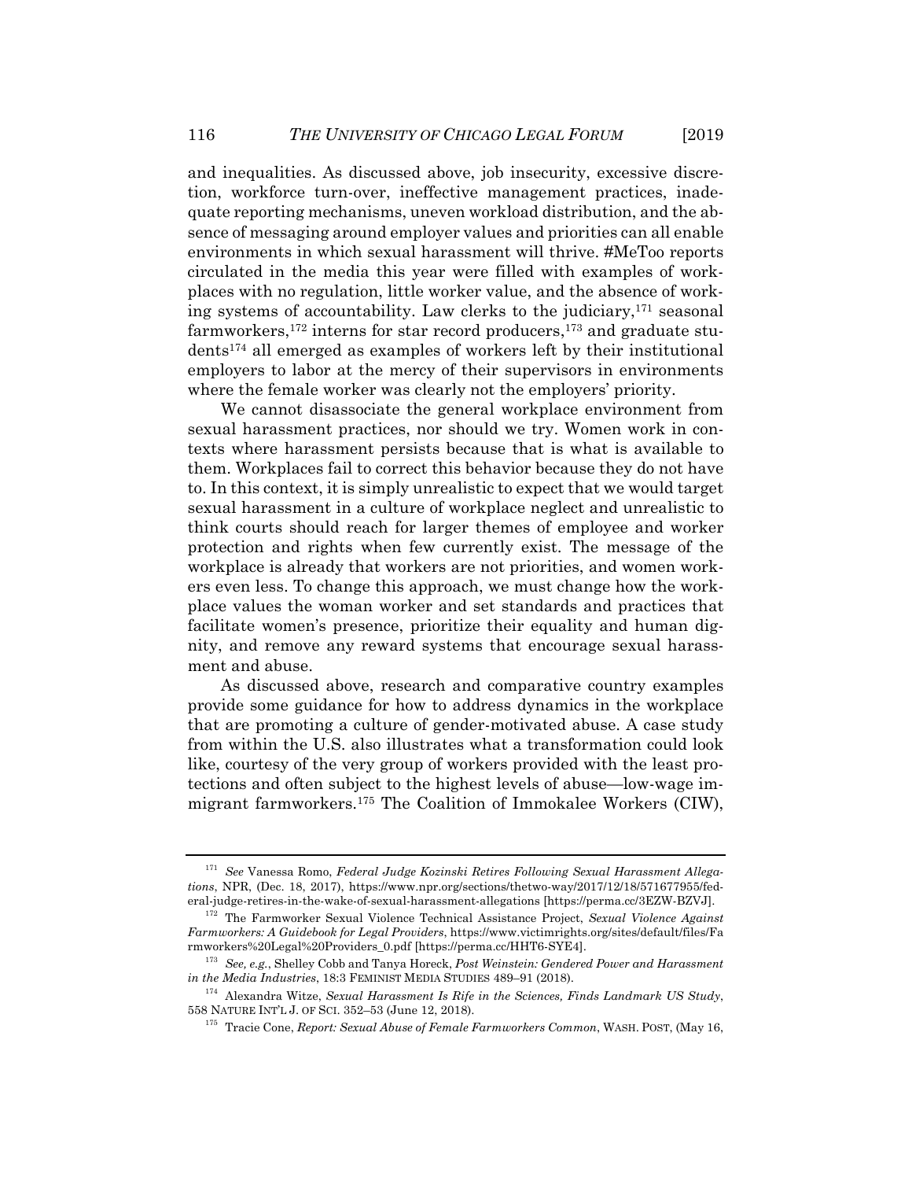and inequalities. As discussed above, job insecurity, excessive discretion, workforce turn-over, ineffective management practices, inadequate reporting mechanisms, uneven workload distribution, and the absence of messaging around employer values and priorities can all enable environments in which sexual harassment will thrive. #MeToo reports circulated in the media this year were filled with examples of workplaces with no regulation, little worker value, and the absence of working systems of accountability. Law clerks to the judiciary,[171] seasonal farmworkers,[172] interns for star record producers,[173] and graduate students[174] all emerged as examples of workers left by their institutional employers to labor at the mercy of their supervisors in environments where the female worker was clearly not the employers' priority.

We cannot disassociate the general workplace environment from sexual harassment practices, nor should we try. Women work in contexts where harassment persists because that is what is available to them. Workplaces fail to correct this behavior because they do not have to. In this context, it is simply unrealistic to expect that we would target sexual harassment in a culture of workplace neglect and unrealistic to think courts should reach for larger themes of employee and worker protection and rights when few currently exist. The message of the workplace is already that workers are not priorities, and women workers even less. To change this approach, we must change how the workplace values the woman worker and set standards and practices that facilitate women's presence, prioritize their equality and human dignity, and remove any reward systems that encourage sexual harassment and abuse.

As discussed above, research and comparative country examples provide some guidance for how to address dynamics in the workplace that are promoting a culture of gender-motivated abuse. A case study from within the U.S. also illustrates what a transformation could look like, courtesy of the very group of workers provided with the least protections and often subject to the highest levels of abuse—low-wage immigrant farmworkers.[175] The Coalition of Immokalee Workers (CIW),

---

[171] *See* Vanessa Romo, *Federal Judge Kozinski Retires Following Sexual Harassment Allegations*, NPR, (Dec. 18, 2017), https://www.npr.org/sections/thetwo-way/2017/12/18/571677955/federal-judge-retires-in-the-wake-of-sexual-harassment-allegations [https://perma.cc/3EZW-BZVJ].

[172] The Farmworker Sexual Violence Technical Assistance Project, *Sexual Violence Against Farmworkers: A Guidebook for Legal Providers*, https://www.victimrights.org/sites/default/files/Farmworkers%20Legal%20Providers_0.pdf [https://perma.cc/HHT6-SYE4].

[173] *See, e.g.*, Shelley Cobb and Tanya Horeck, *Post Weinstein: Gendered Power and Harassment in the Media Industries*, 18:3 FEMINIST MEDIA STUDIES 489–91 (2018).

[174] Alexandra Witze, *Sexual Harassment Is Rife in the Sciences, Finds Landmark US Study*, 558 NATURE INT'L J. OF SCI. 352–53 (June 12, 2018).

[175] Tracie Cone, *Report: Sexual Abuse of Female Farmworkers Common*, WASH. POST, (May 16,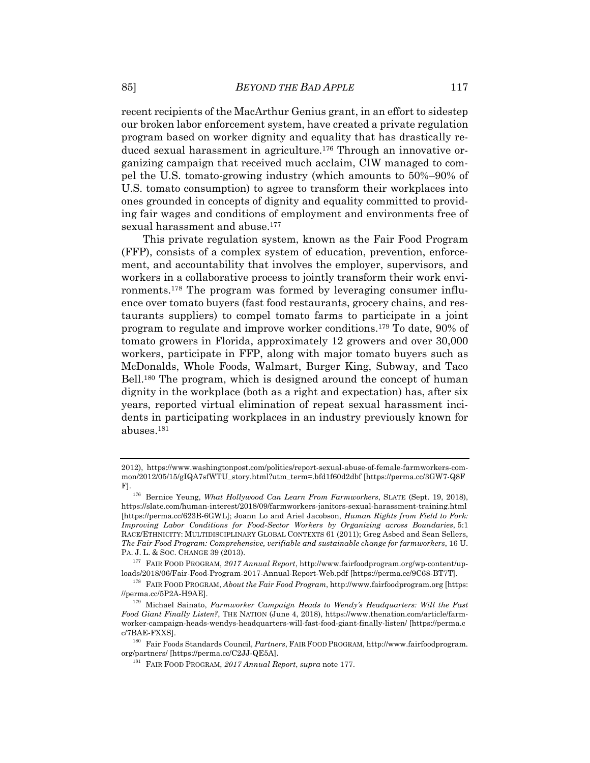recent recipients of the MacArthur Genius grant, in an effort to sidestep our broken labor enforcement system, have created a private regulation program based on worker dignity and equality that has drastically reduced sexual harassment in agriculture.[176] Through an innovative organizing campaign that received much acclaim, CIW managed to compel the U.S. tomato-growing industry (which amounts to 50%–90% of U.S. tomato consumption) to agree to transform their workplaces into ones grounded in concepts of dignity and equality committed to providing fair wages and conditions of employment and environments free of sexual harassment and abuse.[177]

This private regulation system, known as the Fair Food Program (FFP), consists of a complex system of education, prevention, enforcement, and accountability that involves the employer, supervisors, and workers in a collaborative process to jointly transform their work environments.[178] The program was formed by leveraging consumer influence over tomato buyers (fast food restaurants, grocery chains, and restaurants suppliers) to compel tomato farms to participate in a joint program to regulate and improve worker conditions.[179] To date, 90% of tomato growers in Florida, approximately 12 growers and over 30,000 workers, participate in FFP, along with major tomato buyers such as McDonalds, Whole Foods, Walmart, Burger King, Subway, and Taco Bell.[180] The program, which is designed around the concept of human dignity in the workplace (both as a right and expectation) has, after six years, reported virtual elimination of repeat sexual harassment incidents in participating workplaces in an industry previously known for abuses.[181]

---

2012), https://www.washingtonpost.com/politics/report-sexual-abuse-of-female-farmworkers-common/2012/05/15/gIQA7sfWTU_story.html?utm_term=.bfd1f60d2dbf [https://perma.cc/3GW7-Q8FF].

[176] Bernice Yeung, *What Hollywood Can Learn From Farmworkers*, SLATE (Sept. 19, 2018), https://slate.com/human-interest/2018/09/farmworkers-janitors-sexual-harassment-training.html [https://perma.cc/623B-6GWL]; Joann Lo and Ariel Jacobson, *Human Rights from Field to Fork: Improving Labor Conditions for Food-Sector Workers by Organizing across Boundaries*, 5:1 RACE/ETHNICITY: MULTIDISCIPLINARY GLOBAL CONTEXTS 61 (2011); Greg Asbed and Sean Sellers, *The Fair Food Program: Comprehensive, verifiable and sustainable change for farmworkers*, 16 U. PA. J. L. & SOC. CHANGE 39 (2013).

[177] FAIR FOOD PROGRAM, *2017 Annual Report*, http://www.fairfoodprogram.org/wp-content/uploads/2018/06/Fair-Food-Program-2017-Annual-Report-Web.pdf [https://perma.cc/9C68-BT7T].

[178] FAIR FOOD PROGRAM, *About the Fair Food Program*, http://www.fairfoodprogram.org [https://perma.cc/5P2A-H9AE].

[179] Michael Sainato, *Farmworker Campaign Heads to Wendy's Headquarters: Will the Fast Food Giant Finally Listen?*, THE NATION (June 4, 2018), https://www.thenation.com/article/farmworker-campaign-heads-wendys-headquarters-will-fast-food-giant-finally-listen/ [https://perma.cc/7BAE-FXXS].

[180] Fair Foods Standards Council, *Partners*, FAIR FOOD PROGRAM, http://www.fairfoodprogram.org/partners/ [https://perma.cc/C2JJ-QE5A].

[181] FAIR FOOD PROGRAM, *2017 Annual Report*, *supra* note 177.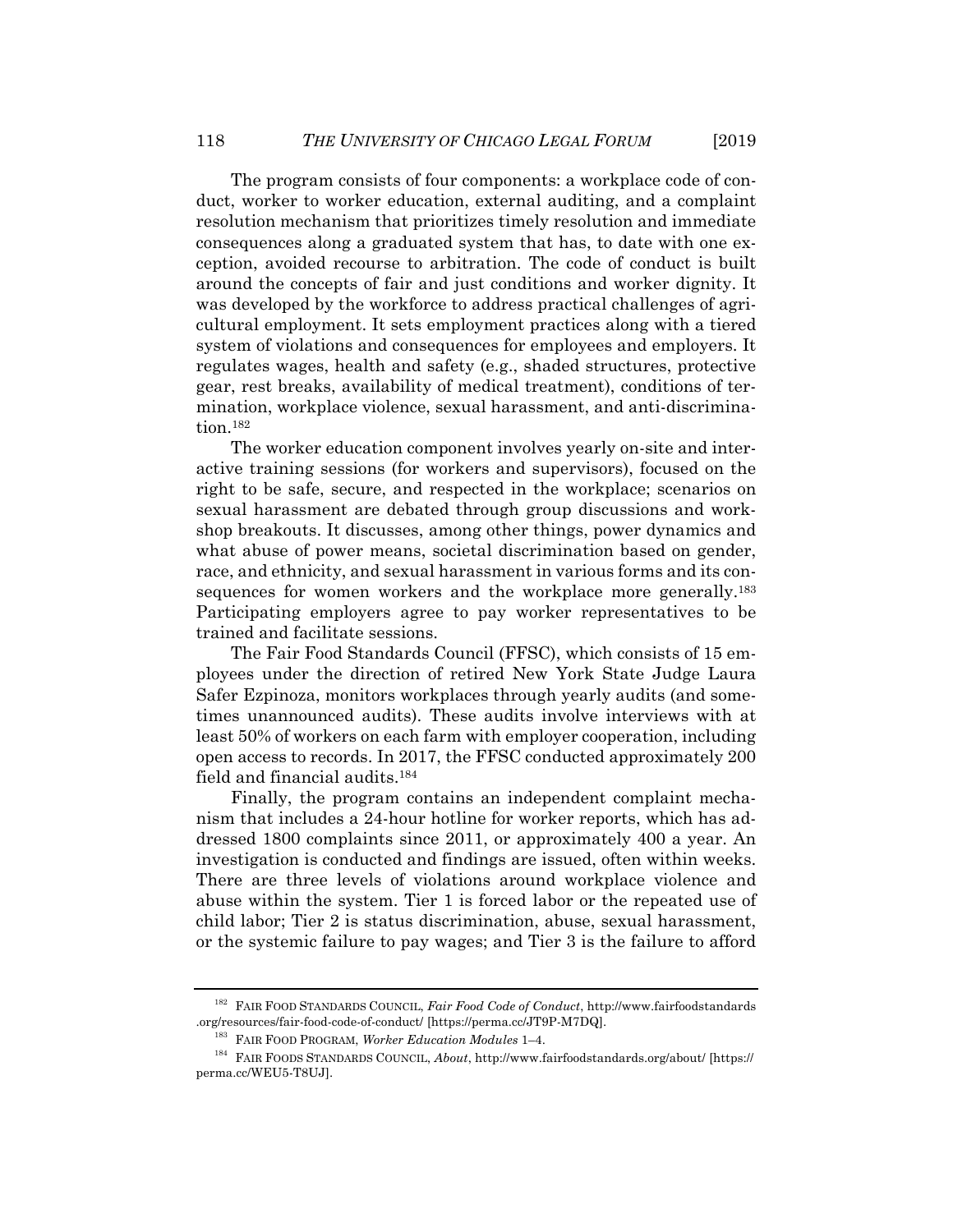The program consists of four components: a workplace code of conduct, worker to worker education, external auditing, and a complaint resolution mechanism that prioritizes timely resolution and immediate consequences along a graduated system that has, to date with one exception, avoided recourse to arbitration. The code of conduct is built around the concepts of fair and just conditions and worker dignity. It was developed by the workforce to address practical challenges of agricultural employment. It sets employment practices along with a tiered system of violations and consequences for employees and employers. It regulates wages, health and safety (e.g., shaded structures, protective gear, rest breaks, availability of medical treatment), conditions of termination, workplace violence, sexual harassment, and anti-discrimination.[182]

The worker education component involves yearly on-site and interactive training sessions (for workers and supervisors), focused on the right to be safe, secure, and respected in the workplace; scenarios on sexual harassment are debated through group discussions and workshop breakouts. It discusses, among other things, power dynamics and what abuse of power means, societal discrimination based on gender, race, and ethnicity, and sexual harassment in various forms and its consequences for women workers and the workplace more generally.[183] Participating employers agree to pay worker representatives to be trained and facilitate sessions.

The Fair Food Standards Council (FFSC), which consists of 15 employees under the direction of retired New York State Judge Laura Safer Ezpinoza, monitors workplaces through yearly audits (and sometimes unannounced audits). These audits involve interviews with at least 50% of workers on each farm with employer cooperation, including open access to records. In 2017, the FFSC conducted approximately 200 field and financial audits.[184]

Finally, the program contains an independent complaint mechanism that includes a 24-hour hotline for worker reports, which has addressed 1800 complaints since 2011, or approximately 400 a year. An investigation is conducted and findings are issued, often within weeks. There are three levels of violations around workplace violence and abuse within the system. Tier 1 is forced labor or the repeated use of child labor; Tier 2 is status discrimination, abuse, sexual harassment, or the systemic failure to pay wages; and Tier 3 is the failure to afford

---

[182] FAIR FOOD STANDARDS COUNCIL, *Fair Food Code of Conduct*, http://www.fairfoodstandards.org/resources/fair-food-code-of-conduct/ [https://perma.cc/JT9P-M7DQ].

[183] FAIR FOOD PROGRAM, *Worker Education Modules* 1–4.

[184] FAIR FOODS STANDARDS COUNCIL, *About*, http://www.fairfoodstandards.org/about/ [https://perma.cc/WEU5-T8UJ].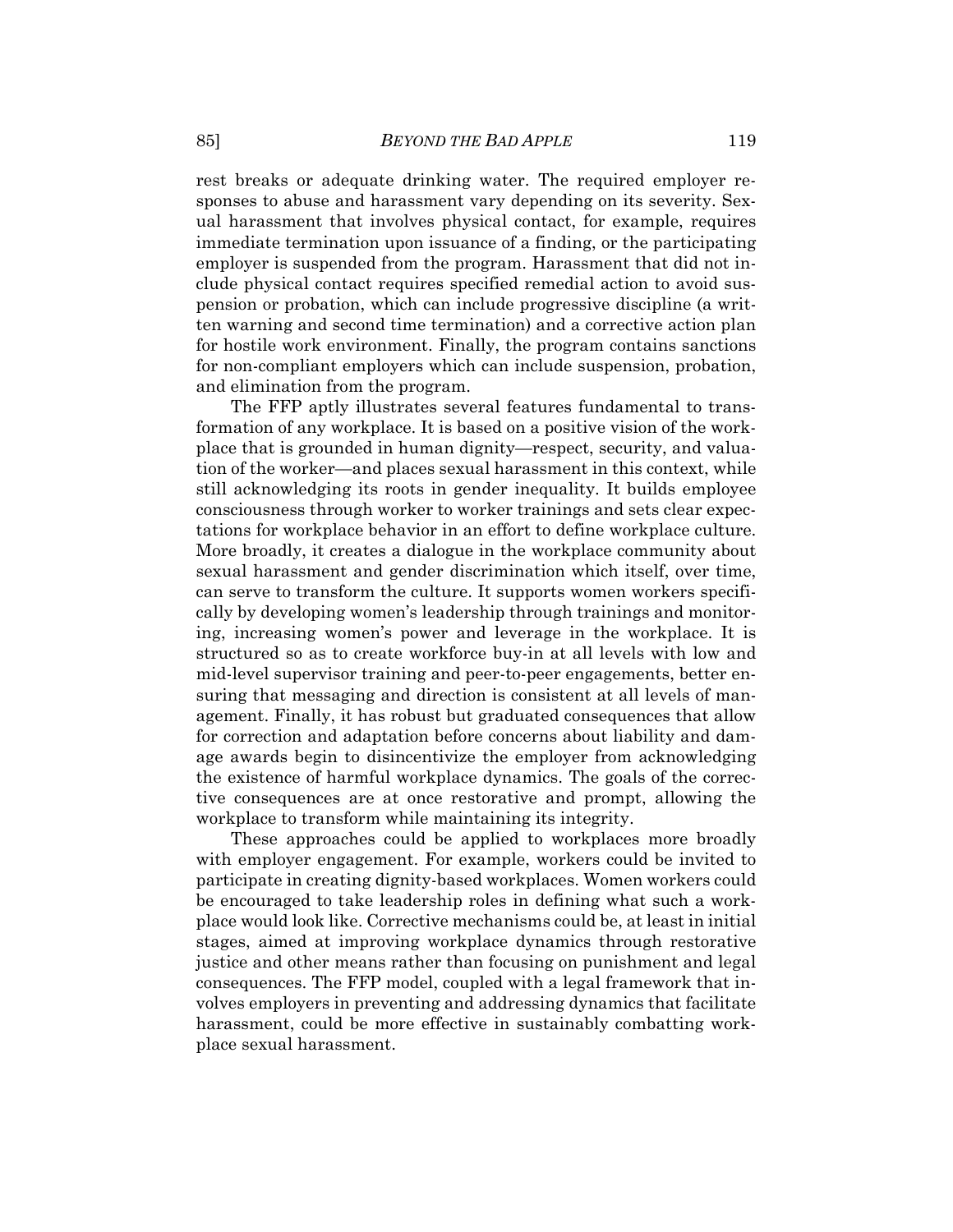rest breaks or adequate drinking water. The required employer responses to abuse and harassment vary depending on its severity. Sexual harassment that involves physical contact, for example, requires immediate termination upon issuance of a finding, or the participating employer is suspended from the program. Harassment that did not include physical contact requires specified remedial action to avoid suspension or probation, which can include progressive discipline (a written warning and second time termination) and a corrective action plan for hostile work environment. Finally, the program contains sanctions for non-compliant employers which can include suspension, probation, and elimination from the program.

The FFP aptly illustrates several features fundamental to transformation of any workplace. It is based on a positive vision of the workplace that is grounded in human dignity—respect, security, and valuation of the worker—and places sexual harassment in this context, while still acknowledging its roots in gender inequality. It builds employee consciousness through worker to worker trainings and sets clear expectations for workplace behavior in an effort to define workplace culture. More broadly, it creates a dialogue in the workplace community about sexual harassment and gender discrimination which itself, over time, can serve to transform the culture. It supports women workers specifically by developing women's leadership through trainings and monitoring, increasing women's power and leverage in the workplace. It is structured so as to create workforce buy-in at all levels with low and mid-level supervisor training and peer-to-peer engagements, better ensuring that messaging and direction is consistent at all levels of management. Finally, it has robust but graduated consequences that allow for correction and adaptation before concerns about liability and damage awards begin to disincentivize the employer from acknowledging the existence of harmful workplace dynamics. The goals of the corrective consequences are at once restorative and prompt, allowing the workplace to transform while maintaining its integrity.

These approaches could be applied to workplaces more broadly with employer engagement. For example, workers could be invited to participate in creating dignity-based workplaces. Women workers could be encouraged to take leadership roles in defining what such a workplace would look like. Corrective mechanisms could be, at least in initial stages, aimed at improving workplace dynamics through restorative justice and other means rather than focusing on punishment and legal consequences. The FFP model, coupled with a legal framework that involves employers in preventing and addressing dynamics that facilitate harassment, could be more effective in sustainably combatting workplace sexual harassment.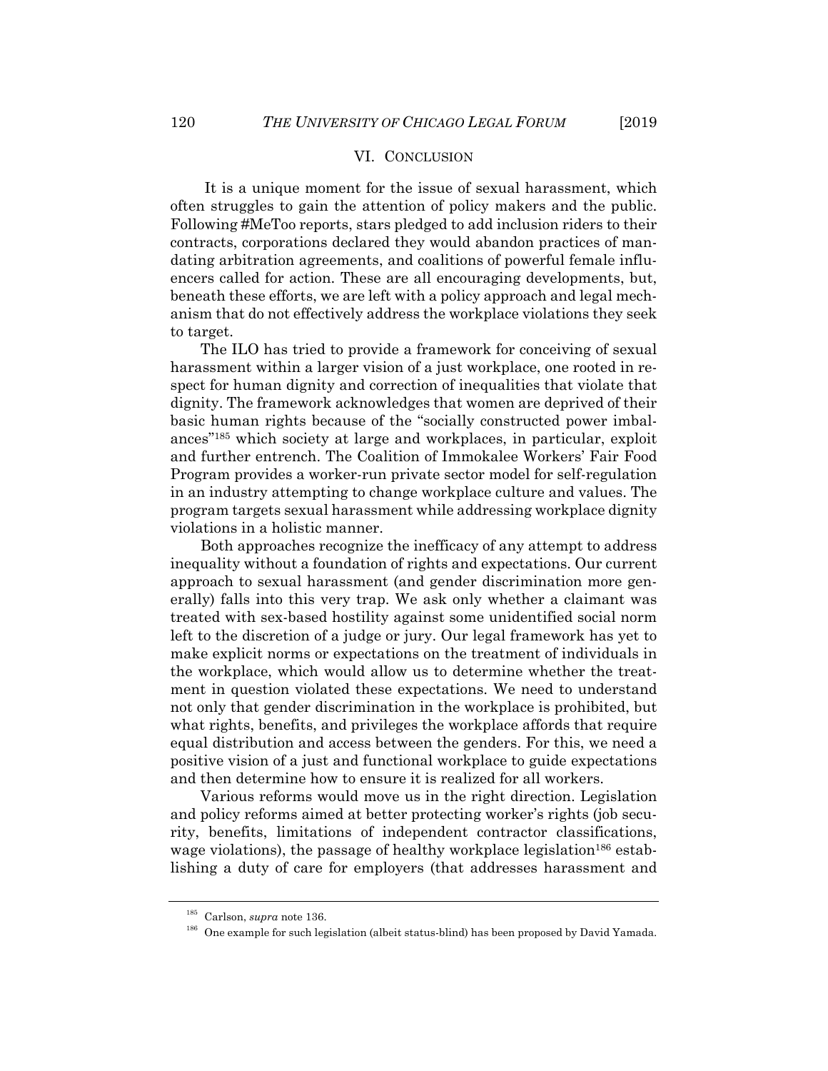## VI. CONCLUSION

It is a unique moment for the issue of sexual harassment, which often struggles to gain the attention of policy makers and the public. Following #MeToo reports, stars pledged to add inclusion riders to their contracts, corporations declared they would abandon practices of mandating arbitration agreements, and coalitions of powerful female influencers called for action. These are all encouraging developments, but, beneath these efforts, we are left with a policy approach and legal mechanism that do not effectively address the workplace violations they seek to target.

The ILO has tried to provide a framework for conceiving of sexual harassment within a larger vision of a just workplace, one rooted in respect for human dignity and correction of inequalities that violate that dignity. The framework acknowledges that women are deprived of their basic human rights because of the "socially constructed power imbalances"[185] which society at large and workplaces, in particular, exploit and further entrench. The Coalition of Immokalee Workers' Fair Food Program provides a worker-run private sector model for self-regulation in an industry attempting to change workplace culture and values. The program targets sexual harassment while addressing workplace dignity violations in a holistic manner.

Both approaches recognize the inefficacy of any attempt to address inequality without a foundation of rights and expectations. Our current approach to sexual harassment (and gender discrimination more generally) falls into this very trap. We ask only whether a claimant was treated with sex-based hostility against some unidentified social norm left to the discretion of a judge or jury. Our legal framework has yet to make explicit norms or expectations on the treatment of individuals in the workplace, which would allow us to determine whether the treatment in question violated these expectations. We need to understand not only that gender discrimination in the workplace is prohibited, but what rights, benefits, and privileges the workplace affords that require equal distribution and access between the genders. For this, we need a positive vision of a just and functional workplace to guide expectations and then determine how to ensure it is realized for all workers.

Various reforms would move us in the right direction. Legislation and policy reforms aimed at better protecting worker's rights (job security, benefits, limitations of independent contractor classifications, wage violations), the passage of healthy workplace legislation[186] establishing a duty of care for employers (that addresses harassment and

---

[185] Carlson, *supra* note 136.

[186] One example for such legislation (albeit status-blind) has been proposed by David Yamada.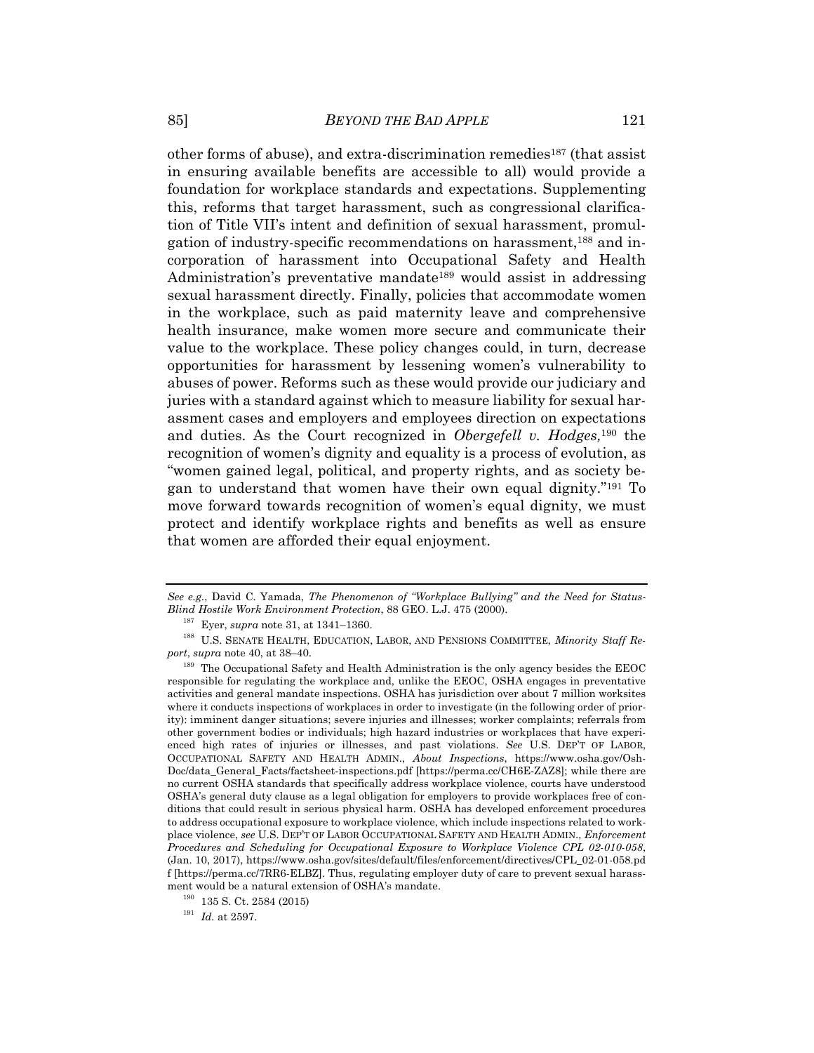other forms of abuse), and extra-discrimination remedies[187] (that assist in ensuring available benefits are accessible to all) would provide a foundation for workplace standards and expectations. Supplementing this, reforms that target harassment, such as congressional clarification of Title VII's intent and definition of sexual harassment, promulgation of industry-specific recommendations on harassment,[188] and incorporation of harassment into Occupational Safety and Health Administration's preventative mandate[189] would assist in addressing sexual harassment directly. Finally, policies that accommodate women in the workplace, such as paid maternity leave and comprehensive health insurance, make women more secure and communicate their value to the workplace. These policy changes could, in turn, decrease opportunities for harassment by lessening women's vulnerability to abuses of power. Reforms such as these would provide our judiciary and juries with a standard against which to measure liability for sexual harassment cases and employers and employees direction on expectations and duties. As the Court recognized in *Obergefell v. Hodges,*[190] the recognition of women's dignity and equality is a process of evolution, as "women gained legal, political, and property rights, and as society began to understand that women have their own equal dignity."[191] To move forward towards recognition of women's equal dignity, we must protect and identify workplace rights and benefits as well as ensure that women are afforded their equal enjoyment.

---

*See e.g.*, David C. Yamada, *The Phenomenon of "Workplace Bullying" and the Need for Status-Blind Hostile Work Environment Protection*, 88 GEO. L.J. 475 (2000).

[187] Eyer, *supra* note 31, at 1341–1360.

[188] U.S. SENATE HEALTH, EDUCATION, LABOR, AND PENSIONS COMMITTEE, *Minority Staff Report*, *supra* note 40, at 38–40.

[189] The Occupational Safety and Health Administration is the only agency besides the EEOC responsible for regulating the workplace and, unlike the EEOC, OSHA engages in preventative activities and general mandate inspections. OSHA has jurisdiction over about 7 million worksites where it conducts inspections of workplaces in order to investigate (in the following order of priority): imminent danger situations; severe injuries and illnesses; worker complaints; referrals from other government bodies or individuals; high hazard industries or workplaces that have experienced high rates of injuries or illnesses, and past violations. *See* U.S. DEP'T OF LABOR, OCCUPATIONAL SAFETY AND HEALTH ADMIN., *About Inspections*, https://www.osha.gov/OshDoc/data_General_Facts/factsheet-inspections.pdf [https://perma.cc/CH6E-ZAZ8]; while there are no current OSHA standards that specifically address workplace violence, courts have understood OSHA's general duty clause as a legal obligation for employers to provide workplaces free of conditions that could result in serious physical harm. OSHA has developed enforcement procedures to address occupational exposure to workplace violence, which include inspections related to workplace violence, *see* U.S. DEP'T OF LABOR OCCUPATIONAL SAFETY AND HEALTH ADMIN., *Enforcement Procedures and Scheduling for Occupational Exposure to Workplace Violence CPL 02-010-058*, (Jan. 10, 2017), https://www.osha.gov/sites/default/files/enforcement/directives/CPL_02-01-058.pdf [https://perma.cc/7RR6-ELBZ]. Thus, regulating employer duty of care to prevent sexual harassment would be a natural extension of OSHA's mandate.

[190] 135 S. Ct. 2584 (2015)

[191] *Id.* at 2597.